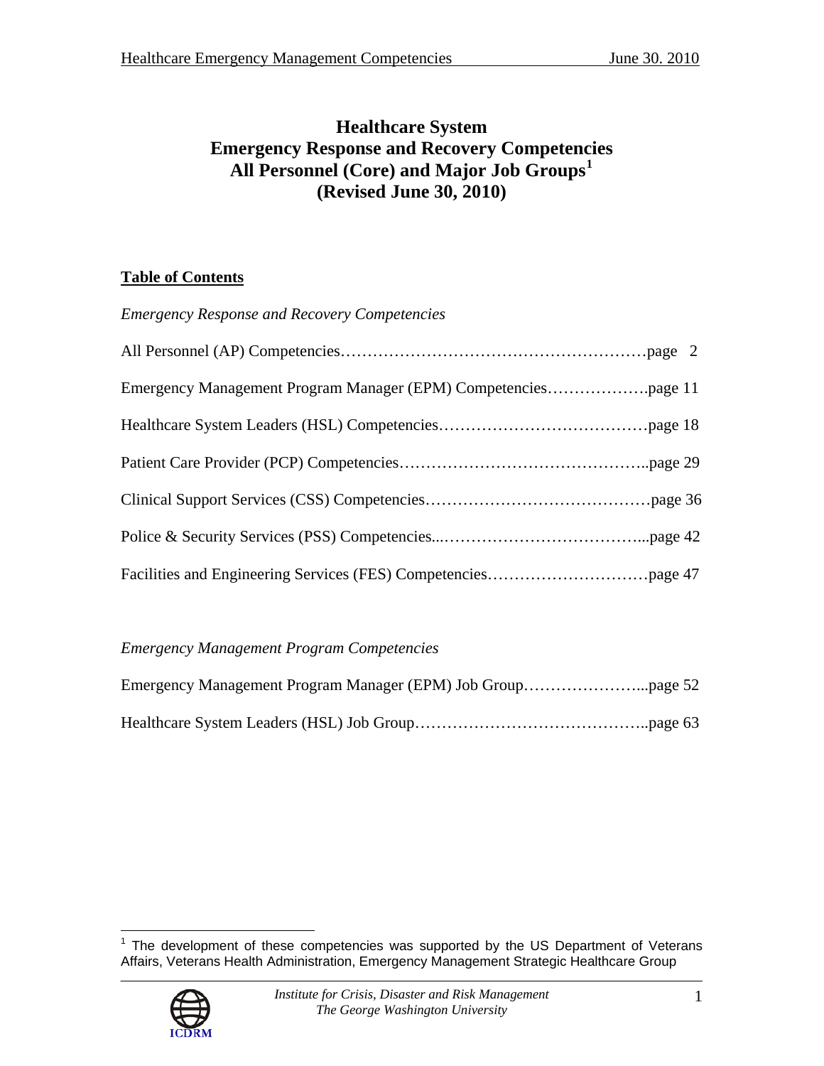# Healthcare System
# Emergency Response and Recovery Competencies
# All Personnel (Core) and Major Job Groups[1]
# (Revised June 30, 2010)

## Table of Contents

*Emergency Response and Recovery Competencies*

All Personnel (AP) Competencies…………………………………………………page 2

Emergency Management Program Manager (EPM) Competencies……………….page 11

Healthcare System Leaders (HSL) Competencies…………………………………page 18

Patient Care Provider (PCP) Competencies………………………………………..page 29

Clinical Support Services (CSS) Competencies……………………………………page 36

Police & Security Services (PSS) Competencies...………………………………...page 42

Facilities and Engineering Services (FES) Competencies…………………………page 47

*Emergency Management Program Competencies*

Emergency Management Program Manager (EPM) Job Group…………………...page 52

Healthcare System Leaders (HSL) Job Group……………………………………..page 63

[1] The development of these competencies was supported by the US Department of Veterans Affairs, Veterans Health Administration, Emergency Management Strategic Healthcare Group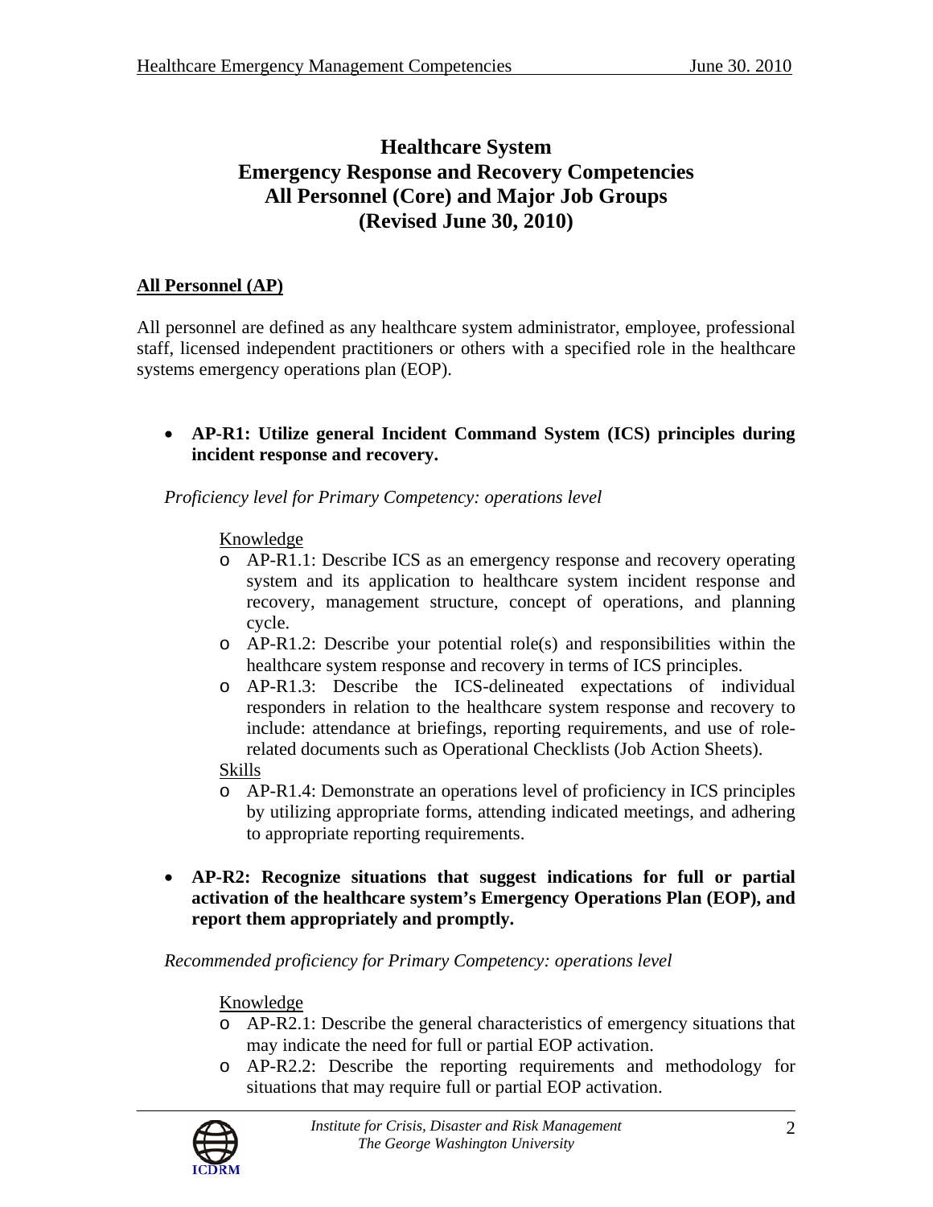# Healthcare System Emergency Response and Recovery Competencies All Personnel (Core) and Major Job Groups (Revised June 30, 2010)

## All Personnel (AP)

All personnel are defined as any healthcare system administrator, employee, professional staff, licensed independent practitioners or others with a specified role in the healthcare systems emergency operations plan (EOP).

- **AP-R1: Utilize general Incident Command System (ICS) principles during incident response and recovery.**

  *Proficiency level for Primary Competency: operations level*

  Knowledge

  - AP-R1.1: Describe ICS as an emergency response and recovery operating system and its application to healthcare system incident response and recovery, management structure, concept of operations, and planning cycle.
  - AP-R1.2: Describe your potential role(s) and responsibilities within the healthcare system response and recovery in terms of ICS principles.
  - AP-R1.3: Describe the ICS-delineated expectations of individual responders in relation to the healthcare system response and recovery to include: attendance at briefings, reporting requirements, and use of role-related documents such as Operational Checklists (Job Action Sheets).

  Skills

  - AP-R1.4: Demonstrate an operations level of proficiency in ICS principles by utilizing appropriate forms, attending indicated meetings, and adhering to appropriate reporting requirements.

- **AP-R2: Recognize situations that suggest indications for full or partial activation of the healthcare system's Emergency Operations Plan (EOP), and report them appropriately and promptly.**

  *Recommended proficiency for Primary Competency: operations level*

  Knowledge

  - AP-R2.1: Describe the general characteristics of emergency situations that may indicate the need for full or partial EOP activation.
  - AP-R2.2: Describe the reporting requirements and methodology for situations that may require full or partial EOP activation.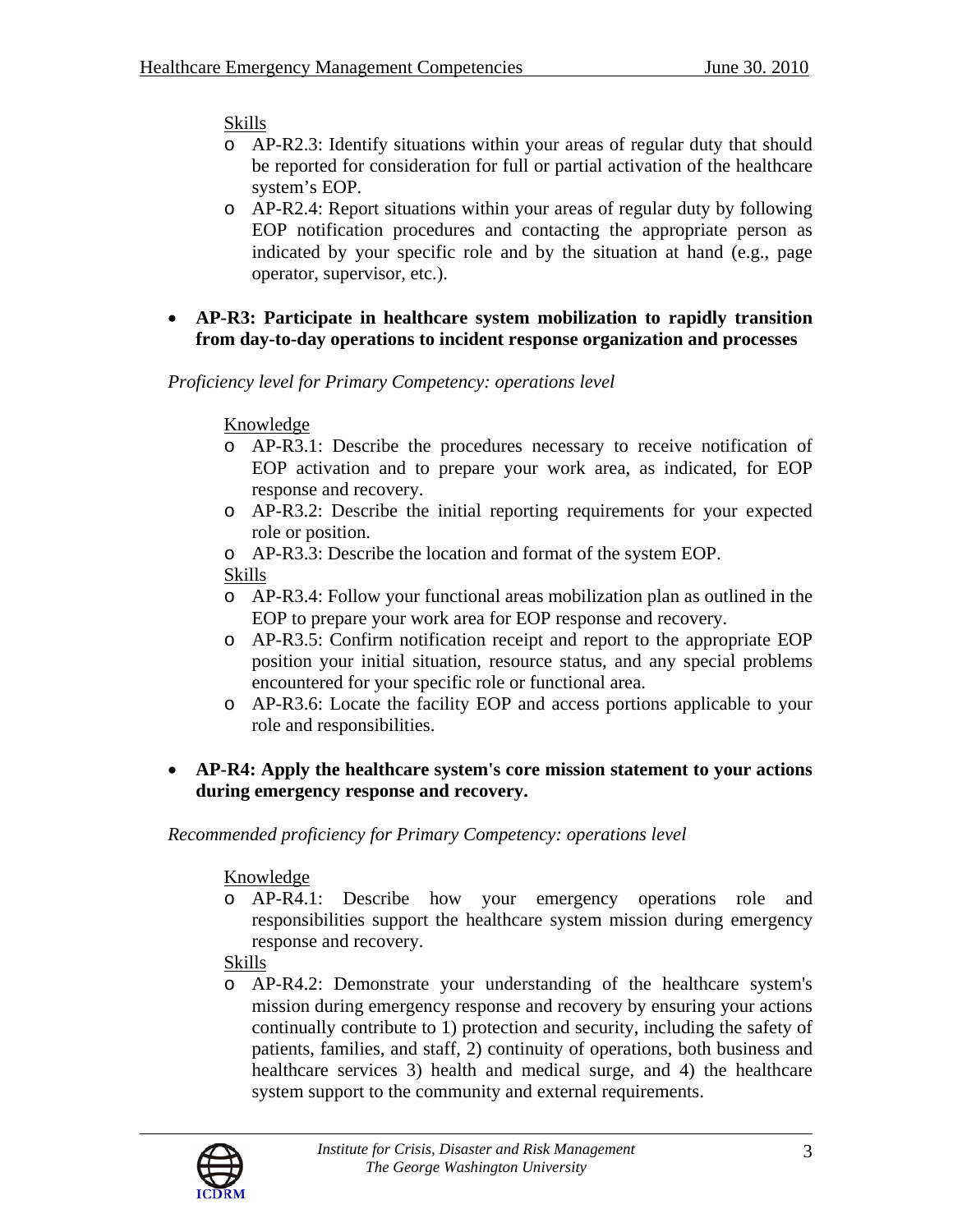Skills

- AP-R2.3: Identify situations within your areas of regular duty that should be reported for consideration for full or partial activation of the healthcare system's EOP.
- AP-R2.4: Report situations within your areas of regular duty by following EOP notification procedures and contacting the appropriate person as indicated by your specific role and by the situation at hand (e.g., page operator, supervisor, etc.).

- **AP-R3: Participate in healthcare system mobilization to rapidly transition from day-to-day operations to incident response organization and processes**

*Proficiency level for Primary Competency: operations level*

Knowledge

- AP-R3.1: Describe the procedures necessary to receive notification of EOP activation and to prepare your work area, as indicated, for EOP response and recovery.
- AP-R3.2: Describe the initial reporting requirements for your expected role or position.
- AP-R3.3: Describe the location and format of the system EOP.

Skills

- AP-R3.4: Follow your functional areas mobilization plan as outlined in the EOP to prepare your work area for EOP response and recovery.
- AP-R3.5: Confirm notification receipt and report to the appropriate EOP position your initial situation, resource status, and any special problems encountered for your specific role or functional area.
- AP-R3.6: Locate the facility EOP and access portions applicable to your role and responsibilities.

- **AP-R4: Apply the healthcare system's core mission statement to your actions during emergency response and recovery.**

*Recommended proficiency for Primary Competency: operations level*

Knowledge

- AP-R4.1: Describe how your emergency operations role and responsibilities support the healthcare system mission during emergency response and recovery.

Skills

- AP-R4.2: Demonstrate your understanding of the healthcare system's mission during emergency response and recovery by ensuring your actions continually contribute to 1) protection and security, including the safety of patients, families, and staff, 2) continuity of operations, both business and healthcare services 3) health and medical surge, and 4) the healthcare system support to the community and external requirements.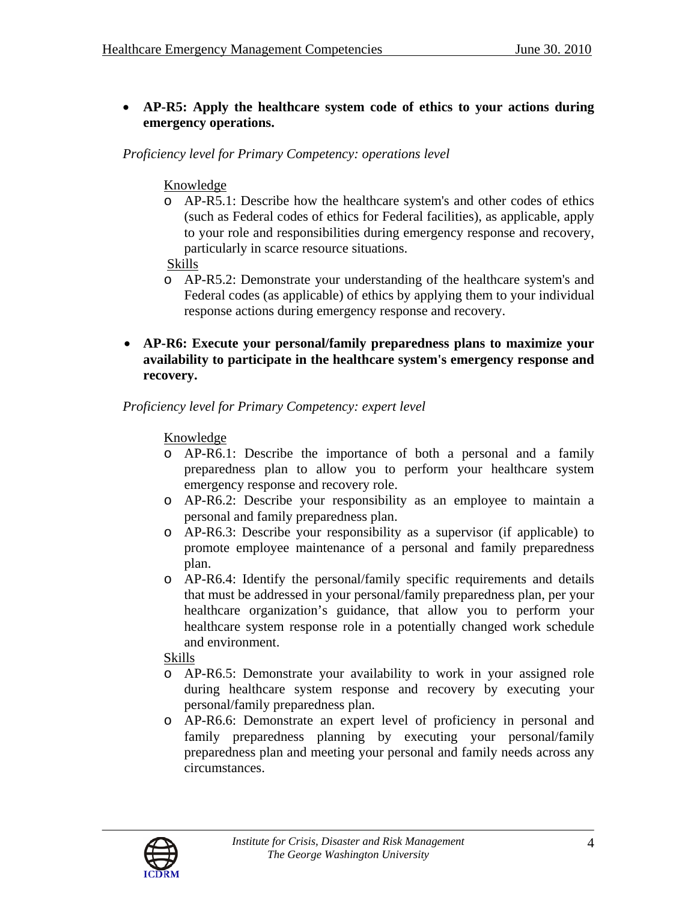- **AP-R5: Apply the healthcare system code of ethics to your actions during emergency operations.**

*Proficiency level for Primary Competency: operations level*

Knowledge

- AP-R5.1: Describe how the healthcare system's and other codes of ethics (such as Federal codes of ethics for Federal facilities), as applicable, apply to your role and responsibilities during emergency response and recovery, particularly in scarce resource situations.

Skills

- AP-R5.2: Demonstrate your understanding of the healthcare system's and Federal codes (as applicable) of ethics by applying them to your individual response actions during emergency response and recovery.

- **AP-R6: Execute your personal/family preparedness plans to maximize your availability to participate in the healthcare system's emergency response and recovery.**

*Proficiency level for Primary Competency: expert level*

Knowledge

- AP-R6.1: Describe the importance of both a personal and a family preparedness plan to allow you to perform your healthcare system emergency response and recovery role.
- AP-R6.2: Describe your responsibility as an employee to maintain a personal and family preparedness plan.
- AP-R6.3: Describe your responsibility as a supervisor (if applicable) to promote employee maintenance of a personal and family preparedness plan.
- AP-R6.4: Identify the personal/family specific requirements and details that must be addressed in your personal/family preparedness plan, per your healthcare organization's guidance, that allow you to perform your healthcare system response role in a potentially changed work schedule and environment.

Skills

- AP-R6.5: Demonstrate your availability to work in your assigned role during healthcare system response and recovery by executing your personal/family preparedness plan.
- AP-R6.6: Demonstrate an expert level of proficiency in personal and family preparedness planning by executing your personal/family preparedness plan and meeting your personal and family needs across any circumstances.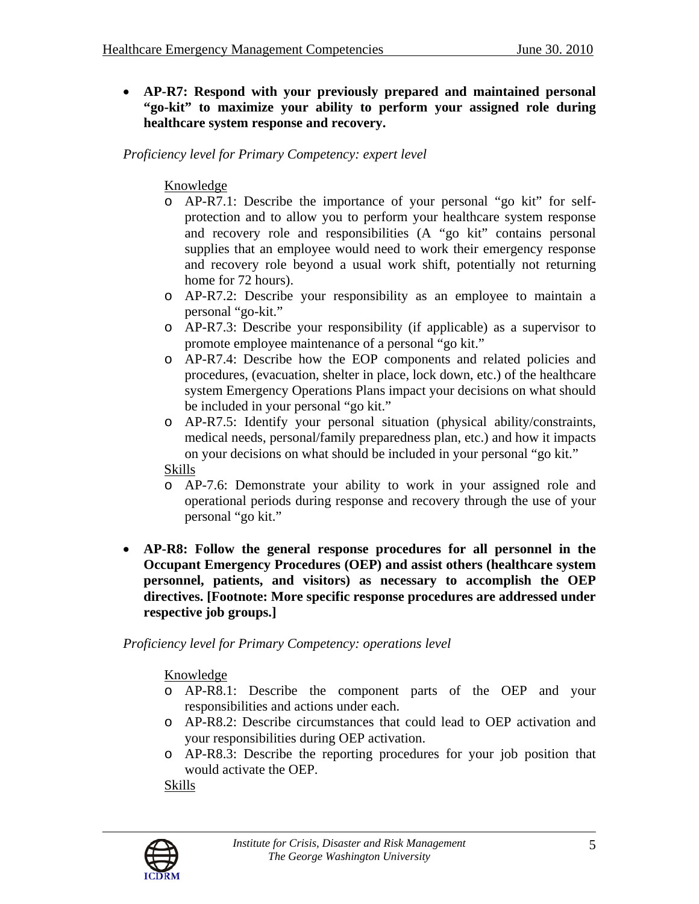- **AP-R7: Respond with your previously prepared and maintained personal "go-kit" to maximize your ability to perform your assigned role during healthcare system response and recovery.**

*Proficiency level for Primary Competency: expert level*

Knowledge

- AP-R7.1: Describe the importance of your personal "go kit" for self-protection and to allow you to perform your healthcare system response and recovery role and responsibilities (A "go kit" contains personal supplies that an employee would need to work their emergency response and recovery role beyond a usual work shift, potentially not returning home for 72 hours).
- AP-R7.2: Describe your responsibility as an employee to maintain a personal "go-kit."
- AP-R7.3: Describe your responsibility (if applicable) as a supervisor to promote employee maintenance of a personal "go kit."
- AP-R7.4: Describe how the EOP components and related policies and procedures, (evacuation, shelter in place, lock down, etc.) of the healthcare system Emergency Operations Plans impact your decisions on what should be included in your personal "go kit."
- AP-R7.5: Identify your personal situation (physical ability/constraints, medical needs, personal/family preparedness plan, etc.) and how it impacts on your decisions on what should be included in your personal "go kit."

Skills

- AP-7.6: Demonstrate your ability to work in your assigned role and operational periods during response and recovery through the use of your personal "go kit."

- **AP-R8: Follow the general response procedures for all personnel in the Occupant Emergency Procedures (OEP) and assist others (healthcare system personnel, patients, and visitors) as necessary to accomplish the OEP directives. [Footnote: More specific response procedures are addressed under respective job groups.]**

*Proficiency level for Primary Competency: operations level*

Knowledge

- AP-R8.1: Describe the component parts of the OEP and your responsibilities and actions under each.
- AP-R8.2: Describe circumstances that could lead to OEP activation and your responsibilities during OEP activation.
- AP-R8.3: Describe the reporting procedures for your job position that would activate the OEP.

Skills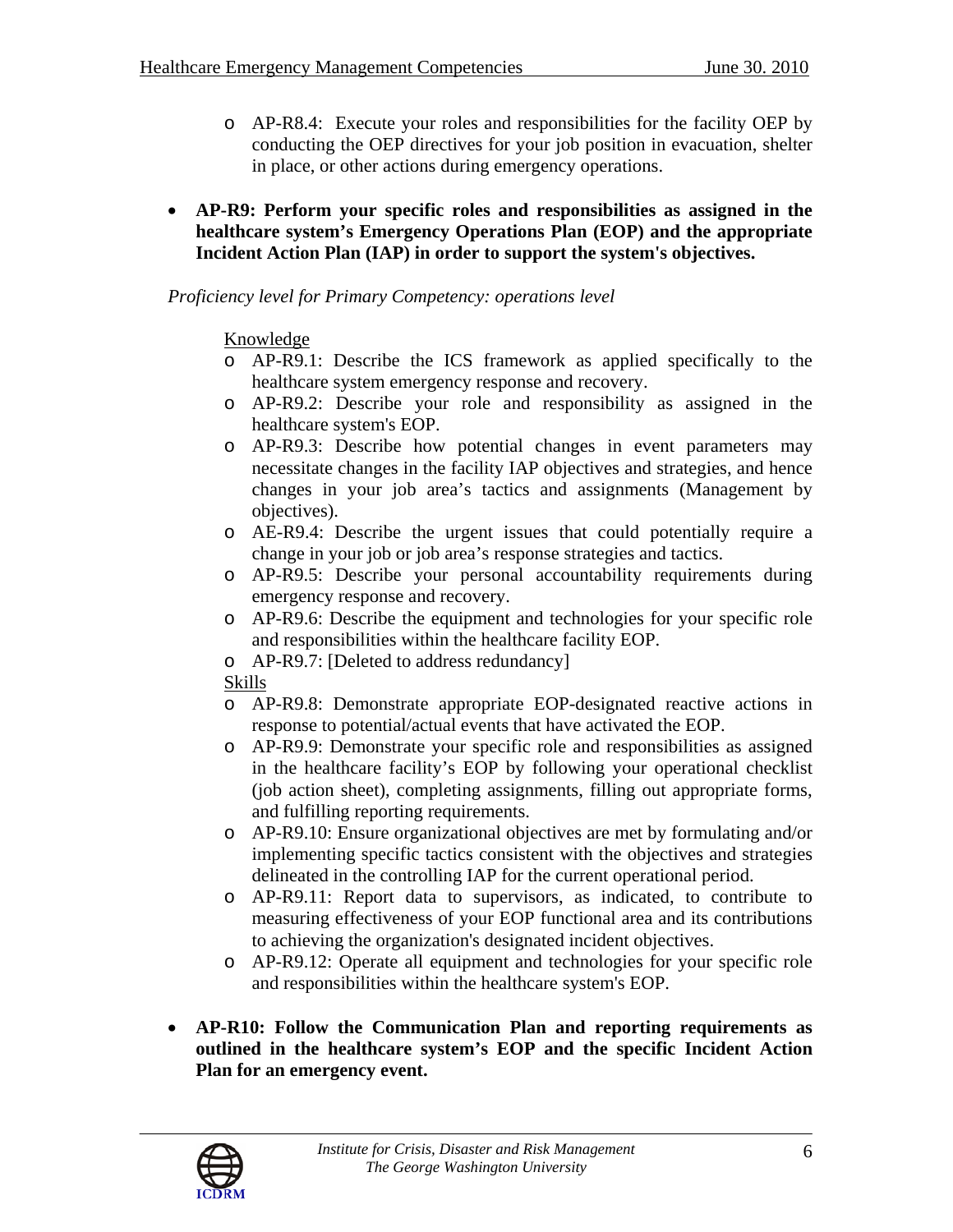- AP-R8.4: Execute your roles and responsibilities for the facility OEP by conducting the OEP directives for your job position in evacuation, shelter in place, or other actions during emergency operations.

- **AP-R9: Perform your specific roles and responsibilities as assigned in the healthcare system's Emergency Operations Plan (EOP) and the appropriate Incident Action Plan (IAP) in order to support the system's objectives.**

*Proficiency level for Primary Competency: operations level*

Knowledge

- AP-R9.1: Describe the ICS framework as applied specifically to the healthcare system emergency response and recovery.
- AP-R9.2: Describe your role and responsibility as assigned in the healthcare system's EOP.
- AP-R9.3: Describe how potential changes in event parameters may necessitate changes in the facility IAP objectives and strategies, and hence changes in your job area's tactics and assignments (Management by objectives).
- AE-R9.4: Describe the urgent issues that could potentially require a change in your job or job area's response strategies and tactics.
- AP-R9.5: Describe your personal accountability requirements during emergency response and recovery.
- AP-R9.6: Describe the equipment and technologies for your specific role and responsibilities within the healthcare facility EOP.
- AP-R9.7: [Deleted to address redundancy]

Skills

- AP-R9.8: Demonstrate appropriate EOP-designated reactive actions in response to potential/actual events that have activated the EOP.
- AP-R9.9: Demonstrate your specific role and responsibilities as assigned in the healthcare facility's EOP by following your operational checklist (job action sheet), completing assignments, filling out appropriate forms, and fulfilling reporting requirements.
- AP-R9.10: Ensure organizational objectives are met by formulating and/or implementing specific tactics consistent with the objectives and strategies delineated in the controlling IAP for the current operational period.
- AP-R9.11: Report data to supervisors, as indicated, to contribute to measuring effectiveness of your EOP functional area and its contributions to achieving the organization's designated incident objectives.
- AP-R9.12: Operate all equipment and technologies for your specific role and responsibilities within the healthcare system's EOP.

- **AP-R10: Follow the Communication Plan and reporting requirements as outlined in the healthcare system's EOP and the specific Incident Action Plan for an emergency event.**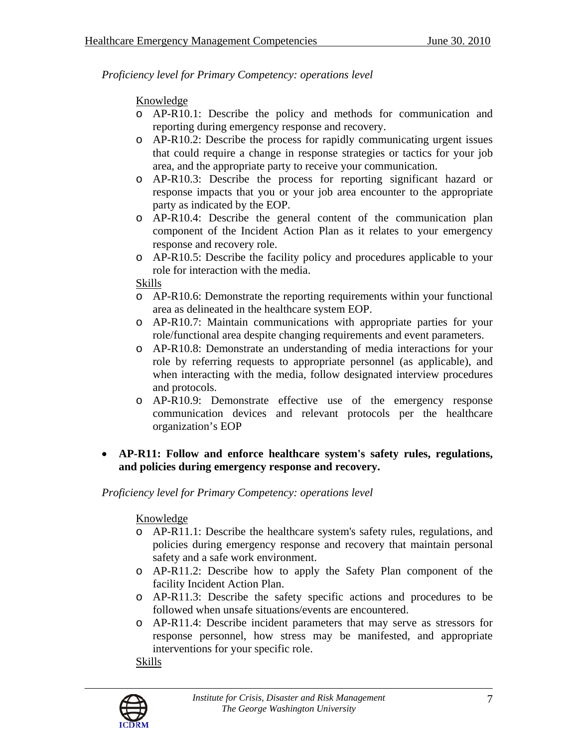*Proficiency level for Primary Competency: operations level*

Knowledge

- AP-R10.1: Describe the policy and methods for communication and reporting during emergency response and recovery.
- AP-R10.2: Describe the process for rapidly communicating urgent issues that could require a change in response strategies or tactics for your job area, and the appropriate party to receive your communication.
- AP-R10.3: Describe the process for reporting significant hazard or response impacts that you or your job area encounter to the appropriate party as indicated by the EOP.
- AP-R10.4: Describe the general content of the communication plan component of the Incident Action Plan as it relates to your emergency response and recovery role.
- AP-R10.5: Describe the facility policy and procedures applicable to your role for interaction with the media.

Skills

- AP-R10.6: Demonstrate the reporting requirements within your functional area as delineated in the healthcare system EOP.
- AP-R10.7: Maintain communications with appropriate parties for your role/functional area despite changing requirements and event parameters.
- AP-R10.8: Demonstrate an understanding of media interactions for your role by referring requests to appropriate personnel (as applicable), and when interacting with the media, follow designated interview procedures and protocols.
- AP-R10.9: Demonstrate effective use of the emergency response communication devices and relevant protocols per the healthcare organization's EOP

- **AP-R11: Follow and enforce healthcare system's safety rules, regulations, and policies during emergency response and recovery.**

*Proficiency level for Primary Competency: operations level*

Knowledge

- AP-R11.1: Describe the healthcare system's safety rules, regulations, and policies during emergency response and recovery that maintain personal safety and a safe work environment.
- AP-R11.2: Describe how to apply the Safety Plan component of the facility Incident Action Plan.
- AP-R11.3: Describe the safety specific actions and procedures to be followed when unsafe situations/events are encountered.
- AP-R11.4: Describe incident parameters that may serve as stressors for response personnel, how stress may be manifested, and appropriate interventions for your specific role.

Skills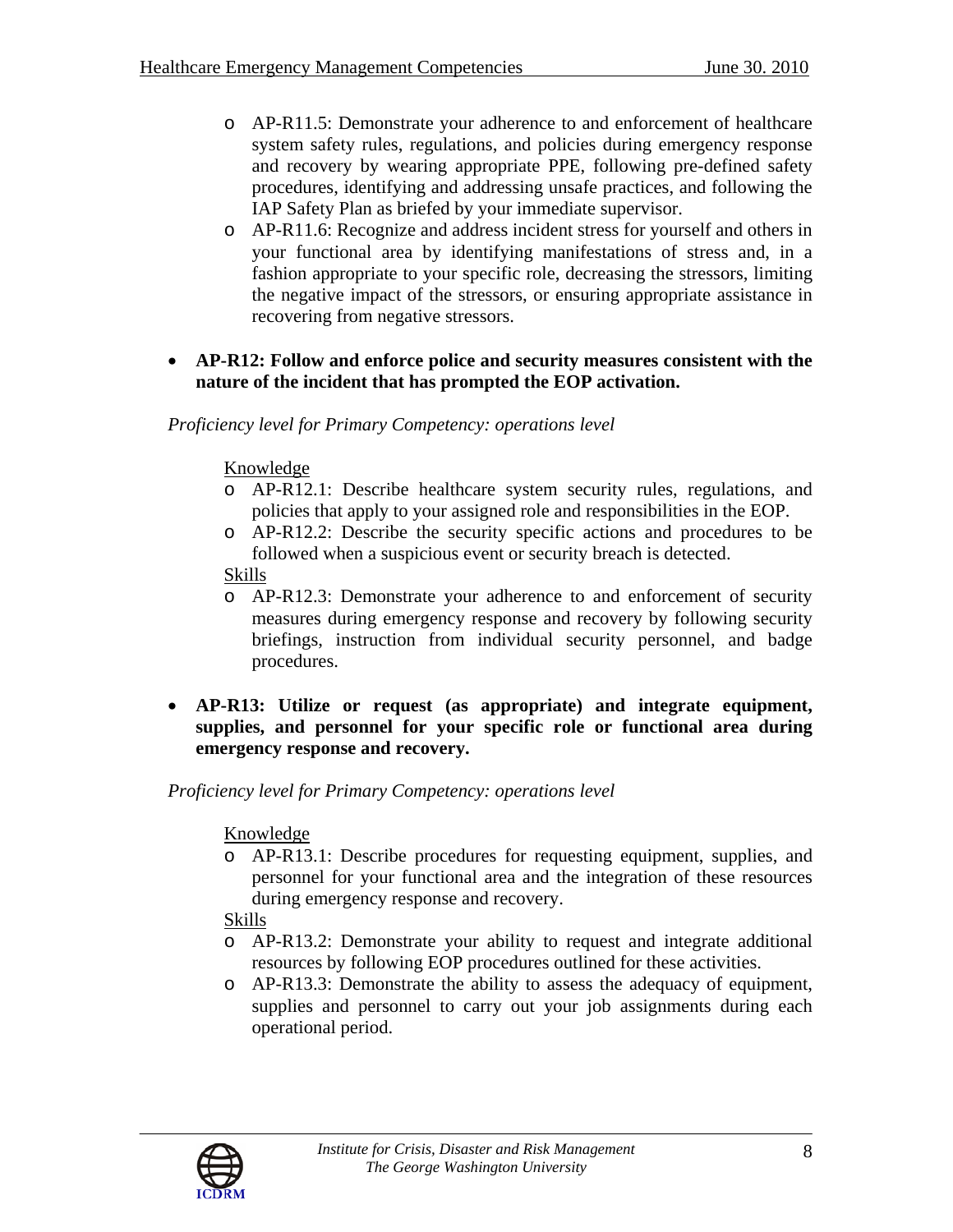- AP-R11.5: Demonstrate your adherence to and enforcement of healthcare system safety rules, regulations, and policies during emergency response and recovery by wearing appropriate PPE, following pre-defined safety procedures, identifying and addressing unsafe practices, and following the IAP Safety Plan as briefed by your immediate supervisor.
- AP-R11.6: Recognize and address incident stress for yourself and others in your functional area by identifying manifestations of stress and, in a fashion appropriate to your specific role, decreasing the stressors, limiting the negative impact of the stressors, or ensuring appropriate assistance in recovering from negative stressors.

- **AP-R12: Follow and enforce police and security measures consistent with the nature of the incident that has prompted the EOP activation.**

*Proficiency level for Primary Competency: operations level*

Knowledge

- AP-R12.1: Describe healthcare system security rules, regulations, and policies that apply to your assigned role and responsibilities in the EOP.
- AP-R12.2: Describe the security specific actions and procedures to be followed when a suspicious event or security breach is detected.

Skills

- AP-R12.3: Demonstrate your adherence to and enforcement of security measures during emergency response and recovery by following security briefings, instruction from individual security personnel, and badge procedures.

- **AP-R13: Utilize or request (as appropriate) and integrate equipment, supplies, and personnel for your specific role or functional area during emergency response and recovery.**

*Proficiency level for Primary Competency: operations level*

Knowledge

- AP-R13.1: Describe procedures for requesting equipment, supplies, and personnel for your functional area and the integration of these resources during emergency response and recovery.

Skills

- AP-R13.2: Demonstrate your ability to request and integrate additional resources by following EOP procedures outlined for these activities.
- AP-R13.3: Demonstrate the ability to assess the adequacy of equipment, supplies and personnel to carry out your job assignments during each operational period.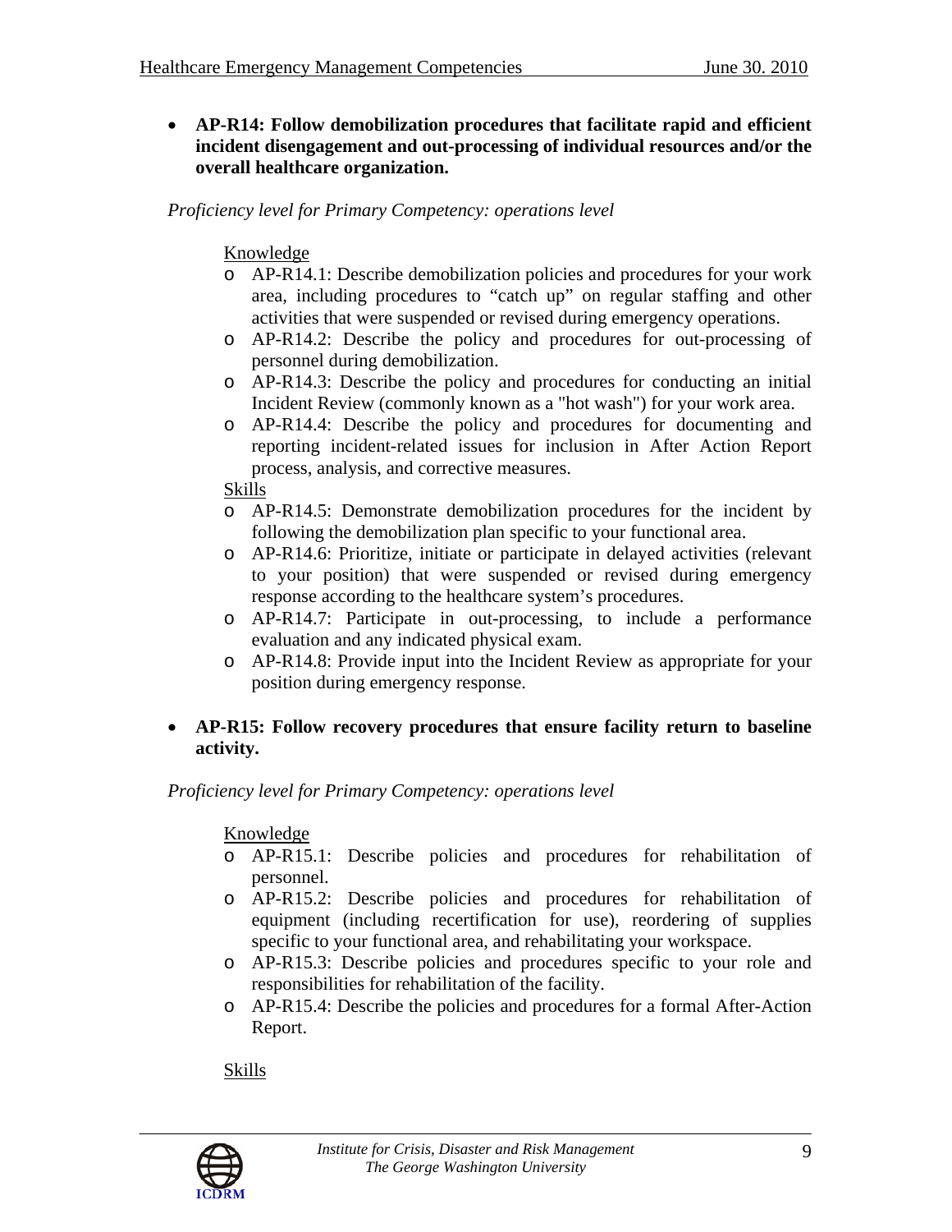- **AP-R14: Follow demobilization procedures that facilitate rapid and efficient incident disengagement and out-processing of individual resources and/or the overall healthcare organization.**

*Proficiency level for Primary Competency: operations level*

Knowledge

- AP-R14.1: Describe demobilization policies and procedures for your work area, including procedures to "catch up" on regular staffing and other activities that were suspended or revised during emergency operations.
- AP-R14.2: Describe the policy and procedures for out-processing of personnel during demobilization.
- AP-R14.3: Describe the policy and procedures for conducting an initial Incident Review (commonly known as a "hot wash") for your work area.
- AP-R14.4: Describe the policy and procedures for documenting and reporting incident-related issues for inclusion in After Action Report process, analysis, and corrective measures.

Skills

- AP-R14.5: Demonstrate demobilization procedures for the incident by following the demobilization plan specific to your functional area.
- AP-R14.6: Prioritize, initiate or participate in delayed activities (relevant to your position) that were suspended or revised during emergency response according to the healthcare system's procedures.
- AP-R14.7: Participate in out-processing, to include a performance evaluation and any indicated physical exam.
- AP-R14.8: Provide input into the Incident Review as appropriate for your position during emergency response.

- **AP-R15: Follow recovery procedures that ensure facility return to baseline activity.**

*Proficiency level for Primary Competency: operations level*

Knowledge

- AP-R15.1: Describe policies and procedures for rehabilitation of personnel.
- AP-R15.2: Describe policies and procedures for rehabilitation of equipment (including recertification for use), reordering of supplies specific to your functional area, and rehabilitating your workspace.
- AP-R15.3: Describe policies and procedures specific to your role and responsibilities for rehabilitation of the facility.
- AP-R15.4: Describe the policies and procedures for a formal After-Action Report.

Skills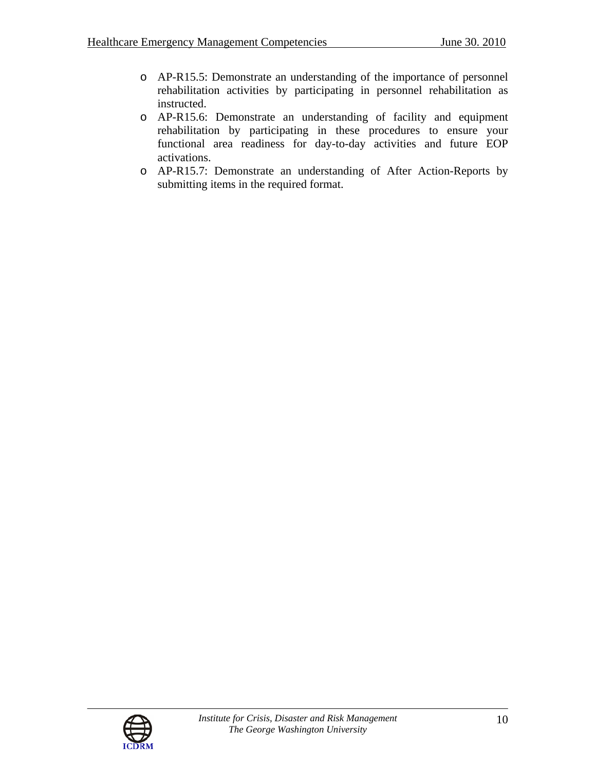- AP-R15.5: Demonstrate an understanding of the importance of personnel rehabilitation activities by participating in personnel rehabilitation as instructed.
- AP-R15.6: Demonstrate an understanding of facility and equipment rehabilitation by participating in these procedures to ensure your functional area readiness for day-to-day activities and future EOP activations.
- AP-R15.7: Demonstrate an understanding of After Action-Reports by submitting items in the required format.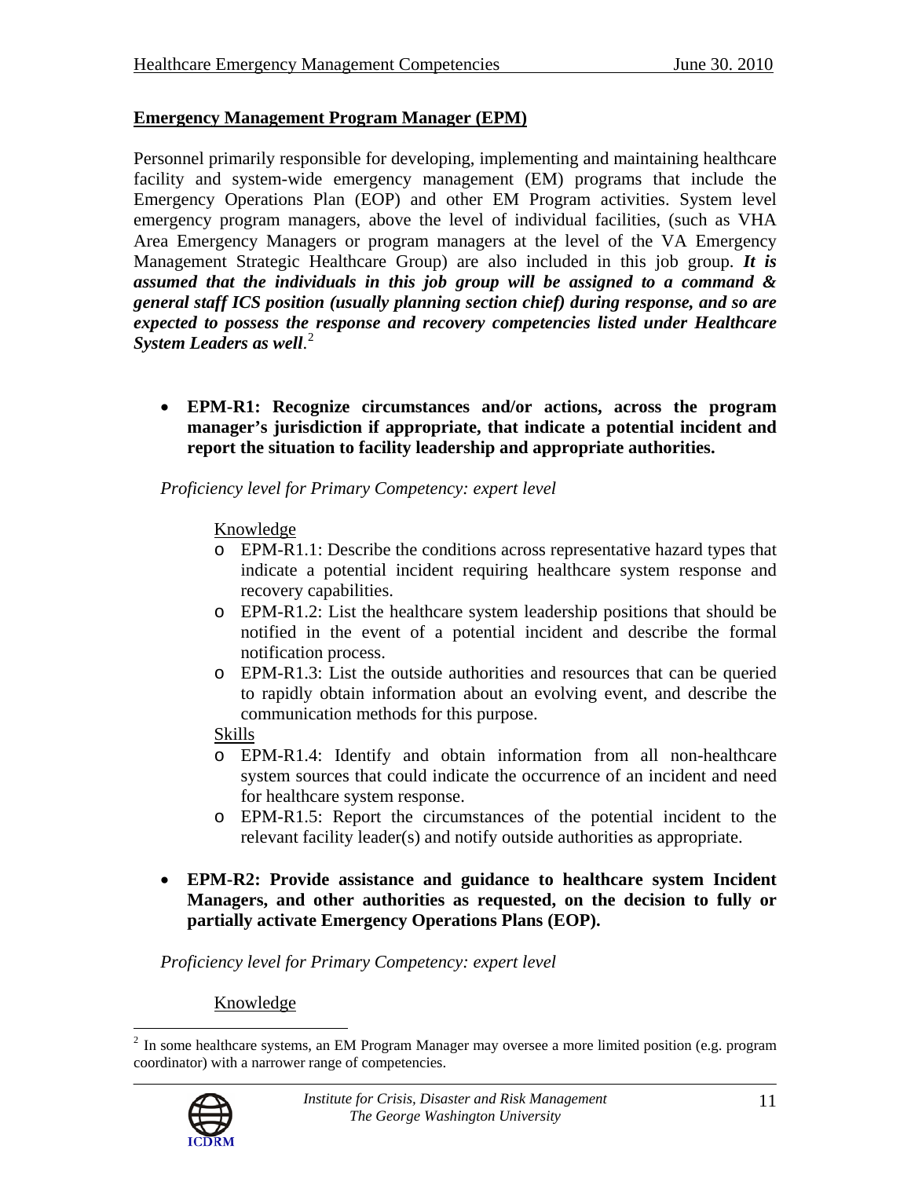**Emergency Management Program Manager (EPM)**

Personnel primarily responsible for developing, implementing and maintaining healthcare facility and system-wide emergency management (EM) programs that include the Emergency Operations Plan (EOP) and other EM Program activities. System level emergency program managers, above the level of individual facilities, (such as VHA Area Emergency Managers or program managers at the level of the VA Emergency Management Strategic Healthcare Group) are also included in this job group. ***It is assumed that the individuals in this job group will be assigned to a command & general staff ICS position (usually planning section chief) during response, and so are expected to possess the response and recovery competencies listed under Healthcare System Leaders as well***.[2]

- **EPM-R1: Recognize circumstances and/or actions, across the program manager's jurisdiction if appropriate, that indicate a potential incident and report the situation to facility leadership and appropriate authorities.**

  *Proficiency level for Primary Competency: expert level*

  Knowledge
  - EPM-R1.1: Describe the conditions across representative hazard types that indicate a potential incident requiring healthcare system response and recovery capabilities.
  - EPM-R1.2: List the healthcare system leadership positions that should be notified in the event of a potential incident and describe the formal notification process.
  - EPM-R1.3: List the outside authorities and resources that can be queried to rapidly obtain information about an evolving event, and describe the communication methods for this purpose.

  Skills
  - EPM-R1.4: Identify and obtain information from all non-healthcare system sources that could indicate the occurrence of an incident and need for healthcare system response.
  - EPM-R1.5: Report the circumstances of the potential incident to the relevant facility leader(s) and notify outside authorities as appropriate.

- **EPM-R2: Provide assistance and guidance to healthcare system Incident Managers, and other authorities as requested, on the decision to fully or partially activate Emergency Operations Plans (EOP).**

  *Proficiency level for Primary Competency: expert level*

  Knowledge

[2] In some healthcare systems, an EM Program Manager may oversee a more limited position (e.g. program coordinator) with a narrower range of competencies.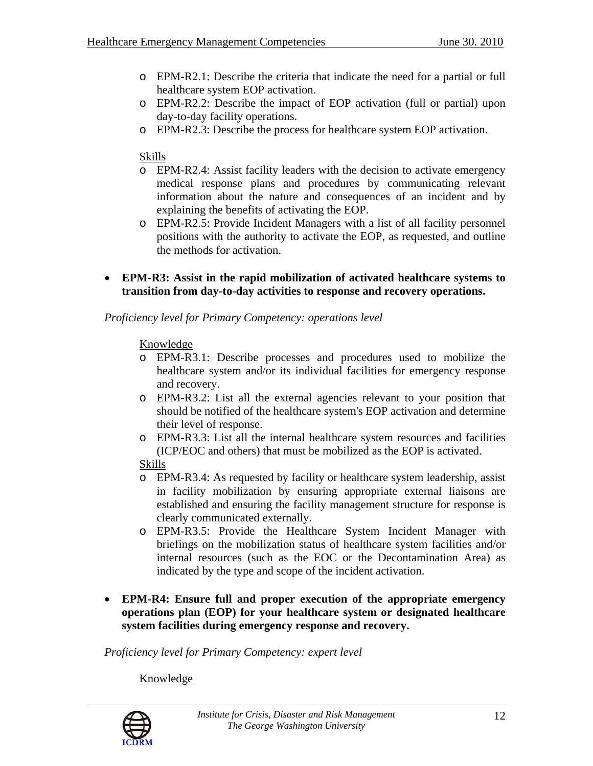- EPM-R2.1: Describe the criteria that indicate the need for a partial or full healthcare system EOP activation.
- EPM-R2.2: Describe the impact of EOP activation (full or partial) upon day-to-day facility operations.
- EPM-R2.3: Describe the process for healthcare system EOP activation.

Skills

- EPM-R2.4: Assist facility leaders with the decision to activate emergency medical response plans and procedures by communicating relevant information about the nature and consequences of an incident and by explaining the benefits of activating the EOP.
- EPM-R2.5: Provide Incident Managers with a list of all facility personnel positions with the authority to activate the EOP, as requested, and outline the methods for activation.

- **EPM-R3: Assist in the rapid mobilization of activated healthcare systems to transition from day-to-day activities to response and recovery operations.**

*Proficiency level for Primary Competency: operations level*

Knowledge

- EPM-R3.1: Describe processes and procedures used to mobilize the healthcare system and/or its individual facilities for emergency response and recovery.
- EPM-R3.2: List all the external agencies relevant to your position that should be notified of the healthcare system's EOP activation and determine their level of response.
- EPM-R3.3: List all the internal healthcare system resources and facilities (ICP/EOC and others) that must be mobilized as the EOP is activated.

Skills

- EPM-R3.4: As requested by facility or healthcare system leadership, assist in facility mobilization by ensuring appropriate external liaisons are established and ensuring the facility management structure for response is clearly communicated externally.
- EPM-R3.5: Provide the Healthcare System Incident Manager with briefings on the mobilization status of healthcare system facilities and/or internal resources (such as the EOC or the Decontamination Area) as indicated by the type and scope of the incident activation.

- **EPM-R4: Ensure full and proper execution of the appropriate emergency operations plan (EOP) for your healthcare system or designated healthcare system facilities during emergency response and recovery.**

*Proficiency level for Primary Competency: expert level*

Knowledge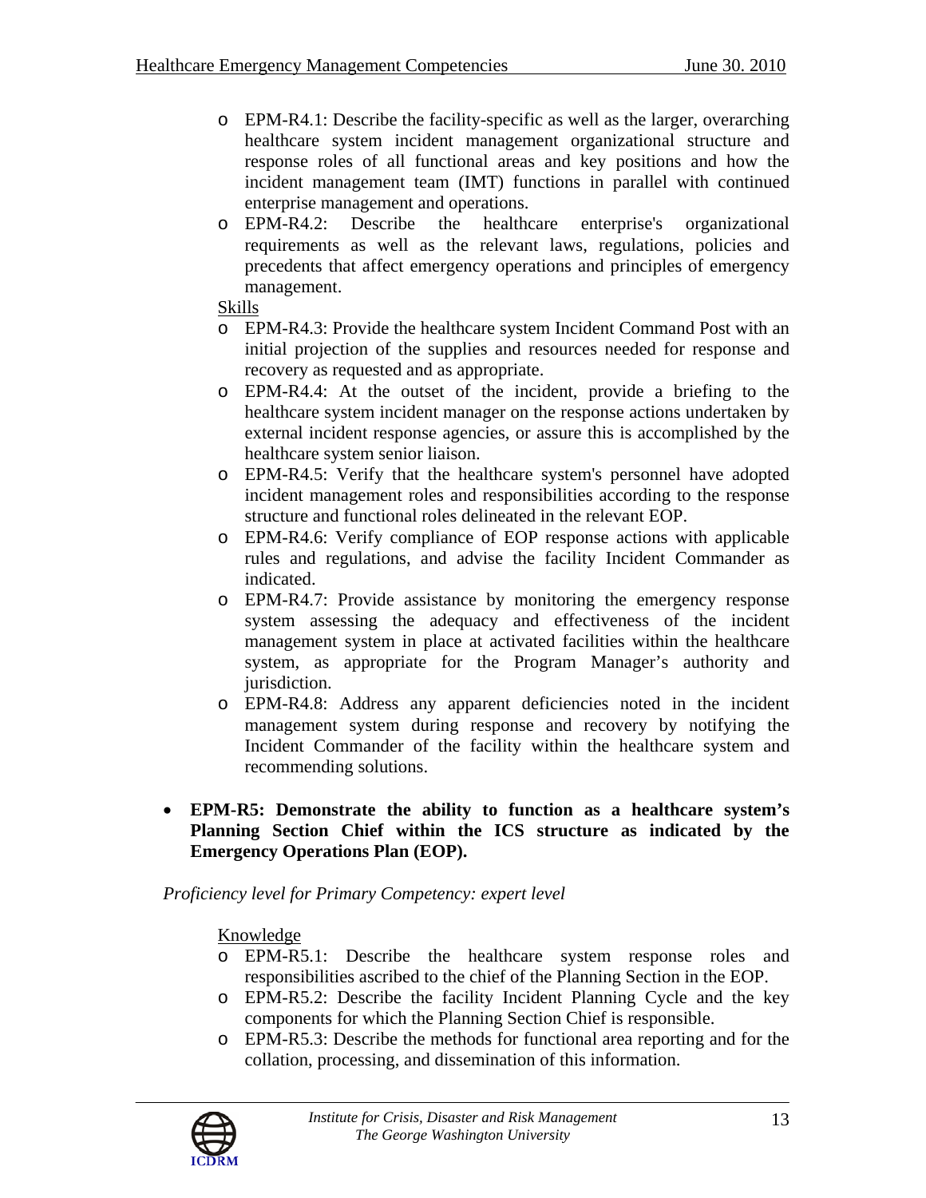- EPM-R4.1: Describe the facility-specific as well as the larger, overarching healthcare system incident management organizational structure and response roles of all functional areas and key positions and how the incident management team (IMT) functions in parallel with continued enterprise management and operations.
- EPM-R4.2: Describe the healthcare enterprise's organizational requirements as well as the relevant laws, regulations, policies and precedents that affect emergency operations and principles of emergency management.

Skills

- EPM-R4.3: Provide the healthcare system Incident Command Post with an initial projection of the supplies and resources needed for response and recovery as requested and as appropriate.
- EPM-R4.4: At the outset of the incident, provide a briefing to the healthcare system incident manager on the response actions undertaken by external incident response agencies, or assure this is accomplished by the healthcare system senior liaison.
- EPM-R4.5: Verify that the healthcare system's personnel have adopted incident management roles and responsibilities according to the response structure and functional roles delineated in the relevant EOP.
- EPM-R4.6: Verify compliance of EOP response actions with applicable rules and regulations, and advise the facility Incident Commander as indicated.
- EPM-R4.7: Provide assistance by monitoring the emergency response system assessing the adequacy and effectiveness of the incident management system in place at activated facilities within the healthcare system, as appropriate for the Program Manager's authority and jurisdiction.
- EPM-R4.8: Address any apparent deficiencies noted in the incident management system during response and recovery by notifying the Incident Commander of the facility within the healthcare system and recommending solutions.

- **EPM-R5: Demonstrate the ability to function as a healthcare system's Planning Section Chief within the ICS structure as indicated by the Emergency Operations Plan (EOP).**

*Proficiency level for Primary Competency: expert level*

Knowledge

- EPM-R5.1: Describe the healthcare system response roles and responsibilities ascribed to the chief of the Planning Section in the EOP.
- EPM-R5.2: Describe the facility Incident Planning Cycle and the key components for which the Planning Section Chief is responsible.
- EPM-R5.3: Describe the methods for functional area reporting and for the collation, processing, and dissemination of this information.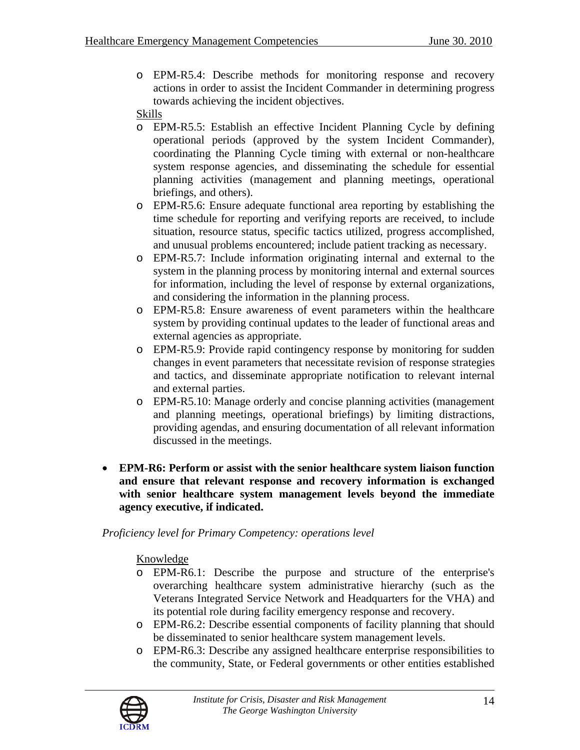- EPM-R5.4: Describe methods for monitoring response and recovery actions in order to assist the Incident Commander in determining progress towards achieving the incident objectives.

Skills

- EPM-R5.5: Establish an effective Incident Planning Cycle by defining operational periods (approved by the system Incident Commander), coordinating the Planning Cycle timing with external or non-healthcare system response agencies, and disseminating the schedule for essential planning activities (management and planning meetings, operational briefings, and others).
- EPM-R5.6: Ensure adequate functional area reporting by establishing the time schedule for reporting and verifying reports are received, to include situation, resource status, specific tactics utilized, progress accomplished, and unusual problems encountered; include patient tracking as necessary.
- EPM-R5.7: Include information originating internal and external to the system in the planning process by monitoring internal and external sources for information, including the level of response by external organizations, and considering the information in the planning process.
- EPM-R5.8: Ensure awareness of event parameters within the healthcare system by providing continual updates to the leader of functional areas and external agencies as appropriate.
- EPM-R5.9: Provide rapid contingency response by monitoring for sudden changes in event parameters that necessitate revision of response strategies and tactics, and disseminate appropriate notification to relevant internal and external parties.
- EPM-R5.10: Manage orderly and concise planning activities (management and planning meetings, operational briefings) by limiting distractions, providing agendas, and ensuring documentation of all relevant information discussed in the meetings.

- **EPM-R6: Perform or assist with the senior healthcare system liaison function and ensure that relevant response and recovery information is exchanged with senior healthcare system management levels beyond the immediate agency executive, if indicated.**

*Proficiency level for Primary Competency: operations level*

Knowledge

- EPM-R6.1: Describe the purpose and structure of the enterprise's overarching healthcare system administrative hierarchy (such as the Veterans Integrated Service Network and Headquarters for the VHA) and its potential role during facility emergency response and recovery.
- EPM-R6.2: Describe essential components of facility planning that should be disseminated to senior healthcare system management levels.
- EPM-R6.3: Describe any assigned healthcare enterprise responsibilities to the community, State, or Federal governments or other entities established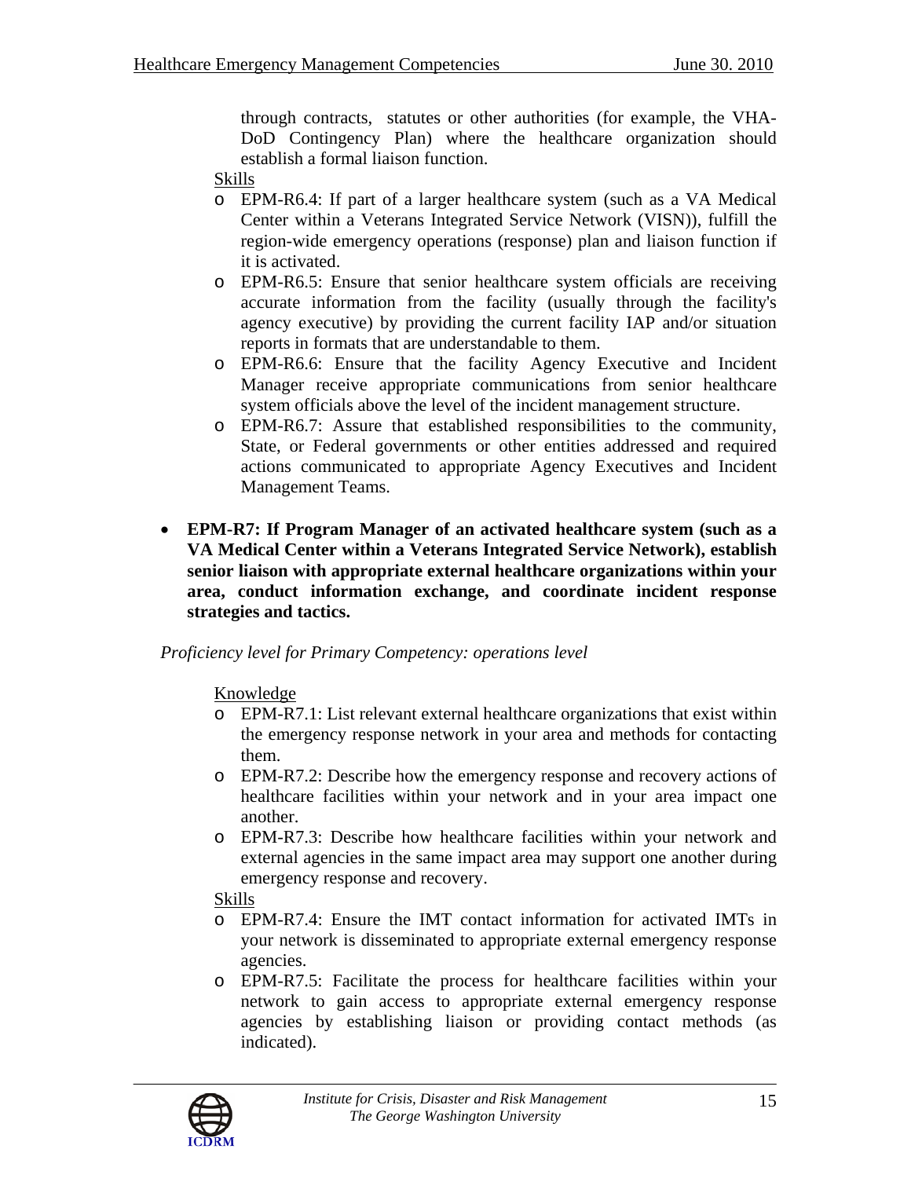through contracts, statutes or other authorities (for example, the VHA-DoD Contingency Plan) where the healthcare organization should establish a formal liaison function.

Skills

- EPM-R6.4: If part of a larger healthcare system (such as a VA Medical Center within a Veterans Integrated Service Network (VISN)), fulfill the region-wide emergency operations (response) plan and liaison function if it is activated.
- EPM-R6.5: Ensure that senior healthcare system officials are receiving accurate information from the facility (usually through the facility's agency executive) by providing the current facility IAP and/or situation reports in formats that are understandable to them.
- EPM-R6.6: Ensure that the facility Agency Executive and Incident Manager receive appropriate communications from senior healthcare system officials above the level of the incident management structure.
- EPM-R6.7: Assure that established responsibilities to the community, State, or Federal governments or other entities addressed and required actions communicated to appropriate Agency Executives and Incident Management Teams.

- **EPM-R7: If Program Manager of an activated healthcare system (such as a VA Medical Center within a Veterans Integrated Service Network), establish senior liaison with appropriate external healthcare organizations within your area, conduct information exchange, and coordinate incident response strategies and tactics.**

*Proficiency level for Primary Competency: operations level*

Knowledge

- EPM-R7.1: List relevant external healthcare organizations that exist within the emergency response network in your area and methods for contacting them.
- EPM-R7.2: Describe how the emergency response and recovery actions of healthcare facilities within your network and in your area impact one another.
- EPM-R7.3: Describe how healthcare facilities within your network and external agencies in the same impact area may support one another during emergency response and recovery.

Skills

- EPM-R7.4: Ensure the IMT contact information for activated IMTs in your network is disseminated to appropriate external emergency response agencies.
- EPM-R7.5: Facilitate the process for healthcare facilities within your network to gain access to appropriate external emergency response agencies by establishing liaison or providing contact methods (as indicated).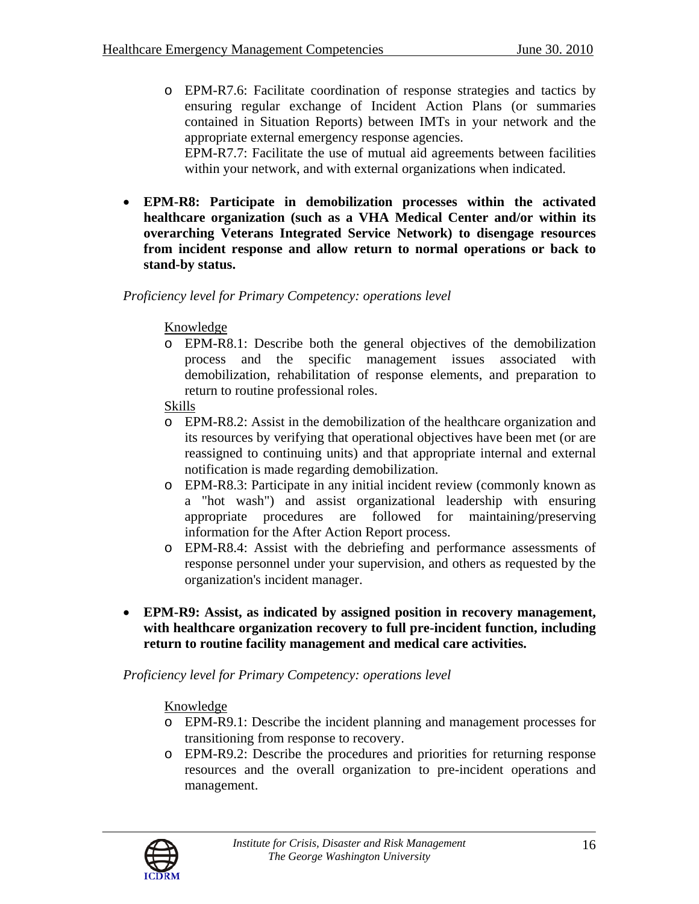- EPM-R7.6: Facilitate coordination of response strategies and tactics by ensuring regular exchange of Incident Action Plans (or summaries contained in Situation Reports) between IMTs in your network and the appropriate external emergency response agencies.
  EPM-R7.7: Facilitate the use of mutual aid agreements between facilities within your network, and with external organizations when indicated.

- **EPM-R8: Participate in demobilization processes within the activated healthcare organization (such as a VHA Medical Center and/or within its overarching Veterans Integrated Service Network) to disengage resources from incident response and allow return to normal operations or back to stand-by status.**

*Proficiency level for Primary Competency: operations level*

Knowledge

- EPM-R8.1: Describe both the general objectives of the demobilization process and the specific management issues associated with demobilization, rehabilitation of response elements, and preparation to return to routine professional roles.

Skills

- EPM-R8.2: Assist in the demobilization of the healthcare organization and its resources by verifying that operational objectives have been met (or are reassigned to continuing units) and that appropriate internal and external notification is made regarding demobilization.
- EPM-R8.3: Participate in any initial incident review (commonly known as a "hot wash") and assist organizational leadership with ensuring appropriate procedures are followed for maintaining/preserving information for the After Action Report process.
- EPM-R8.4: Assist with the debriefing and performance assessments of response personnel under your supervision, and others as requested by the organization's incident manager.

- **EPM-R9: Assist, as indicated by assigned position in recovery management, with healthcare organization recovery to full pre-incident function, including return to routine facility management and medical care activities.**

*Proficiency level for Primary Competency: operations level*

Knowledge

- EPM-R9.1: Describe the incident planning and management processes for transitioning from response to recovery.
- EPM-R9.2: Describe the procedures and priorities for returning response resources and the overall organization to pre-incident operations and management.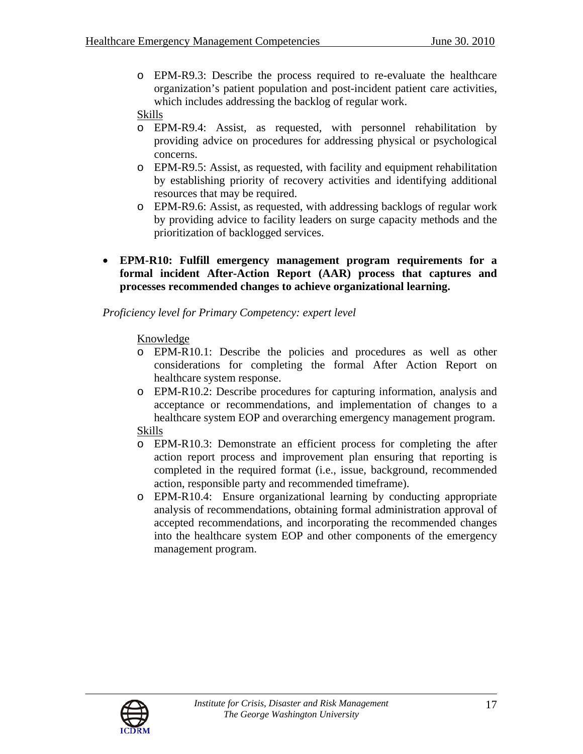- EPM-R9.3: Describe the process required to re-evaluate the healthcare organization's patient population and post-incident patient care activities, which includes addressing the backlog of regular work.

Skills

- EPM-R9.4: Assist, as requested, with personnel rehabilitation by providing advice on procedures for addressing physical or psychological concerns.
- EPM-R9.5: Assist, as requested, with facility and equipment rehabilitation by establishing priority of recovery activities and identifying additional resources that may be required.
- EPM-R9.6: Assist, as requested, with addressing backlogs of regular work by providing advice to facility leaders on surge capacity methods and the prioritization of backlogged services.

- **EPM-R10: Fulfill emergency management program requirements for a formal incident After-Action Report (AAR) process that captures and processes recommended changes to achieve organizational learning.**

*Proficiency level for Primary Competency: expert level*

Knowledge

- EPM-R10.1: Describe the policies and procedures as well as other considerations for completing the formal After Action Report on healthcare system response.
- EPM-R10.2: Describe procedures for capturing information, analysis and acceptance or recommendations, and implementation of changes to a healthcare system EOP and overarching emergency management program.

Skills

- EPM-R10.3: Demonstrate an efficient process for completing the after action report process and improvement plan ensuring that reporting is completed in the required format (i.e., issue, background, recommended action, responsible party and recommended timeframe).
- EPM-R10.4: Ensure organizational learning by conducting appropriate analysis of recommendations, obtaining formal administration approval of accepted recommendations, and incorporating the recommended changes into the healthcare system EOP and other components of the emergency management program.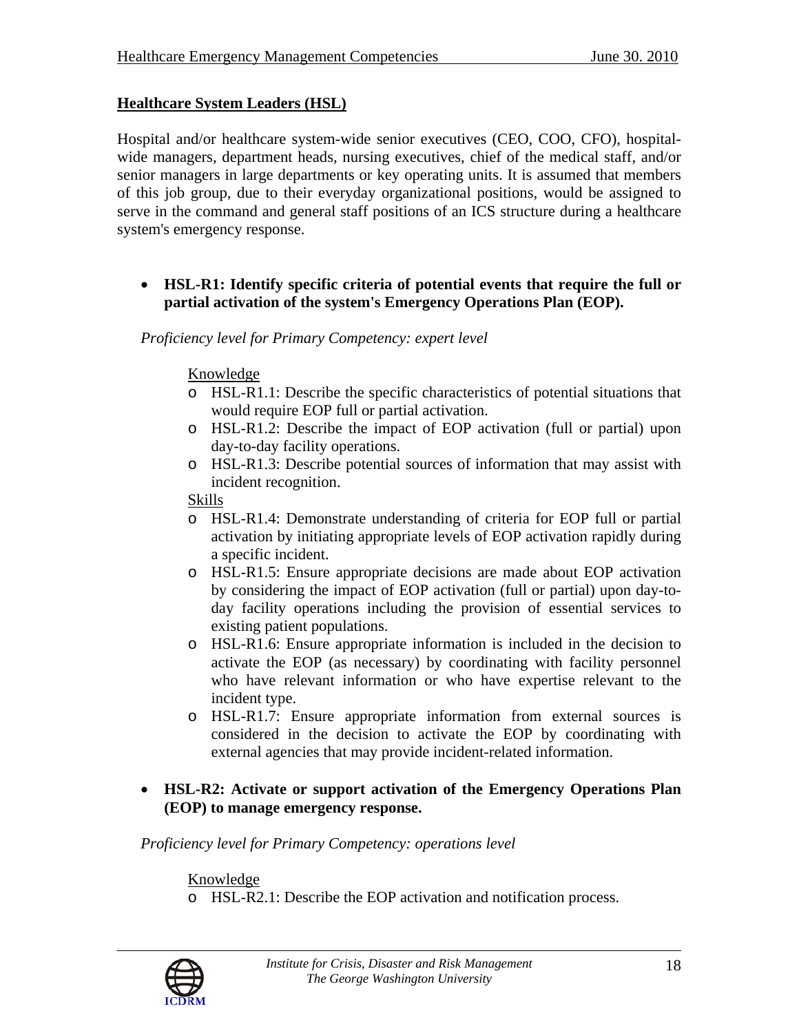**Healthcare System Leaders (HSL)**

Hospital and/or healthcare system-wide senior executives (CEO, COO, CFO), hospital-wide managers, department heads, nursing executives, chief of the medical staff, and/or senior managers in large departments or key operating units. It is assumed that members of this job group, due to their everyday organizational positions, would be assigned to serve in the command and general staff positions of an ICS structure during a healthcare system's emergency response.

- **HSL-R1: Identify specific criteria of potential events that require the full or partial activation of the system's Emergency Operations Plan (EOP).**

*Proficiency level for Primary Competency: expert level*

Knowledge

- HSL-R1.1: Describe the specific characteristics of potential situations that would require EOP full or partial activation.
- HSL-R1.2: Describe the impact of EOP activation (full or partial) upon day-to-day facility operations.
- HSL-R1.3: Describe potential sources of information that may assist with incident recognition.

Skills

- HSL-R1.4: Demonstrate understanding of criteria for EOP full or partial activation by initiating appropriate levels of EOP activation rapidly during a specific incident.
- HSL-R1.5: Ensure appropriate decisions are made about EOP activation by considering the impact of EOP activation (full or partial) upon day-to-day facility operations including the provision of essential services to existing patient populations.
- HSL-R1.6: Ensure appropriate information is included in the decision to activate the EOP (as necessary) by coordinating with facility personnel who have relevant information or who have expertise relevant to the incident type.
- HSL-R1.7: Ensure appropriate information from external sources is considered in the decision to activate the EOP by coordinating with external agencies that may provide incident-related information.

- **HSL-R2: Activate or support activation of the Emergency Operations Plan (EOP) to manage emergency response.**

*Proficiency level for Primary Competency: operations level*

Knowledge

- HSL-R2.1: Describe the EOP activation and notification process.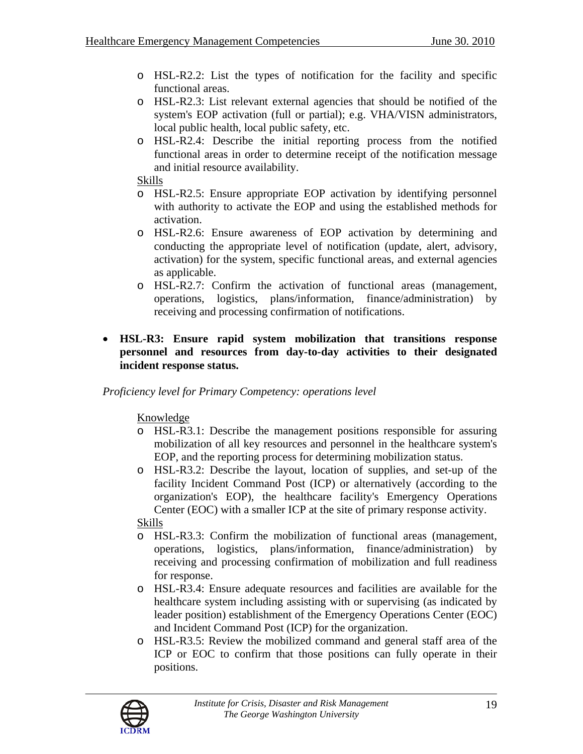- HSL-R2.2: List the types of notification for the facility and specific functional areas.
- HSL-R2.3: List relevant external agencies that should be notified of the system's EOP activation (full or partial); e.g. VHA/VISN administrators, local public health, local public safety, etc.
- HSL-R2.4: Describe the initial reporting process from the notified functional areas in order to determine receipt of the notification message and initial resource availability.

Skills

- HSL-R2.5: Ensure appropriate EOP activation by identifying personnel with authority to activate the EOP and using the established methods for activation.
- HSL-R2.6: Ensure awareness of EOP activation by determining and conducting the appropriate level of notification (update, alert, advisory, activation) for the system, specific functional areas, and external agencies as applicable.
- HSL-R2.7: Confirm the activation of functional areas (management, operations, logistics, plans/information, finance/administration) by receiving and processing confirmation of notifications.

- **HSL-R3: Ensure rapid system mobilization that transitions response personnel and resources from day-to-day activities to their designated incident response status.**

*Proficiency level for Primary Competency: operations level*

Knowledge

- HSL-R3.1: Describe the management positions responsible for assuring mobilization of all key resources and personnel in the healthcare system's EOP, and the reporting process for determining mobilization status.
- HSL-R3.2: Describe the layout, location of supplies, and set-up of the facility Incident Command Post (ICP) or alternatively (according to the organization's EOP), the healthcare facility's Emergency Operations Center (EOC) with a smaller ICP at the site of primary response activity.

Skills

- HSL-R3.3: Confirm the mobilization of functional areas (management, operations, logistics, plans/information, finance/administration) by receiving and processing confirmation of mobilization and full readiness for response.
- HSL-R3.4: Ensure adequate resources and facilities are available for the healthcare system including assisting with or supervising (as indicated by leader position) establishment of the Emergency Operations Center (EOC) and Incident Command Post (ICP) for the organization.
- HSL-R3.5: Review the mobilized command and general staff area of the ICP or EOC to confirm that those positions can fully operate in their positions.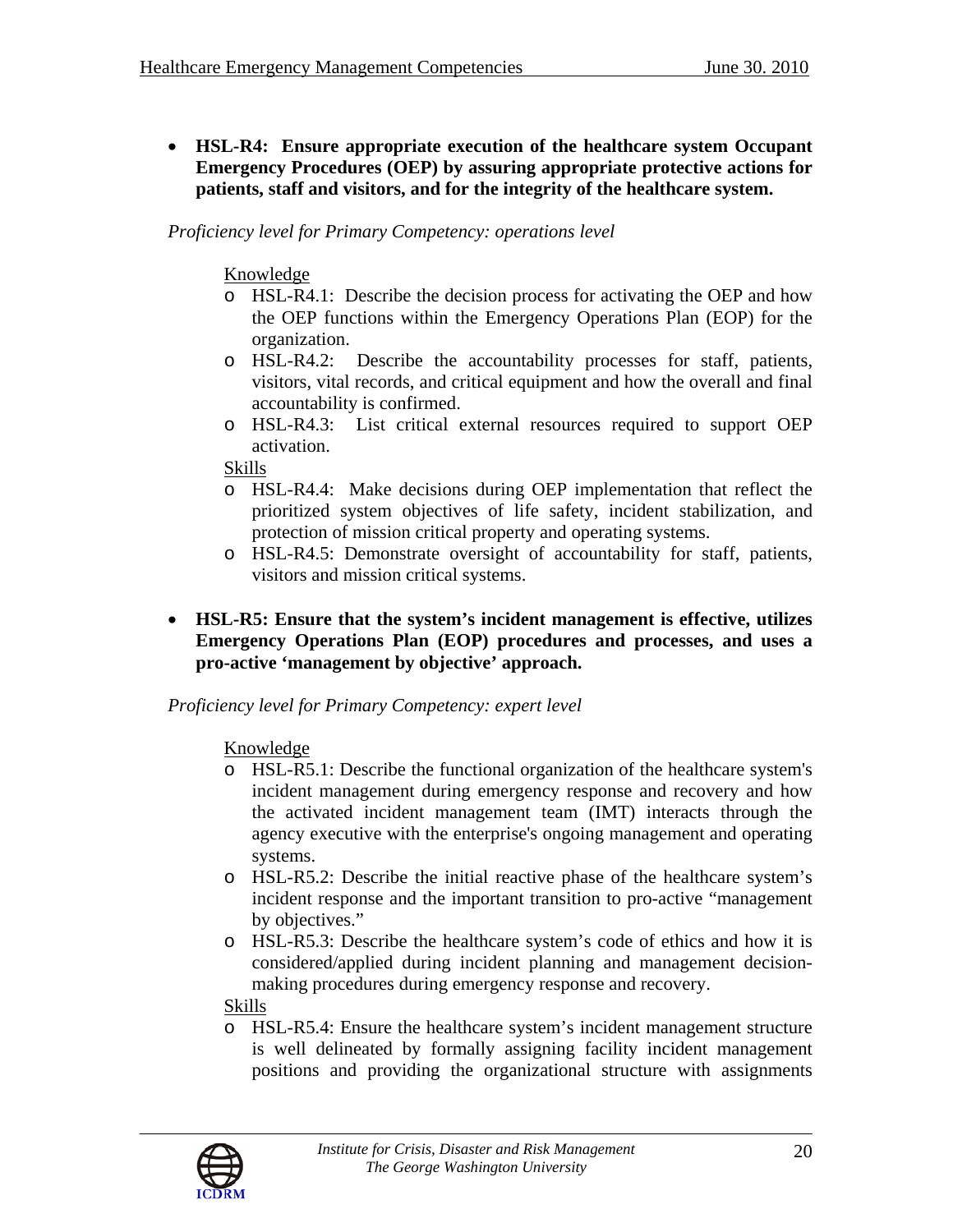- **HSL-R4: Ensure appropriate execution of the healthcare system Occupant Emergency Procedures (OEP) by assuring appropriate protective actions for patients, staff and visitors, and for the integrity of the healthcare system.**

*Proficiency level for Primary Competency: operations level*

Knowledge

- HSL-R4.1: Describe the decision process for activating the OEP and how the OEP functions within the Emergency Operations Plan (EOP) for the organization.
- HSL-R4.2: Describe the accountability processes for staff, patients, visitors, vital records, and critical equipment and how the overall and final accountability is confirmed.
- HSL-R4.3: List critical external resources required to support OEP activation.

Skills

- HSL-R4.4: Make decisions during OEP implementation that reflect the prioritized system objectives of life safety, incident stabilization, and protection of mission critical property and operating systems.
- HSL-R4.5: Demonstrate oversight of accountability for staff, patients, visitors and mission critical systems.

- **HSL-R5: Ensure that the system's incident management is effective, utilizes Emergency Operations Plan (EOP) procedures and processes, and uses a pro-active 'management by objective' approach.**

*Proficiency level for Primary Competency: expert level*

Knowledge

- HSL-R5.1: Describe the functional organization of the healthcare system's incident management during emergency response and recovery and how the activated incident management team (IMT) interacts through the agency executive with the enterprise's ongoing management and operating systems.
- HSL-R5.2: Describe the initial reactive phase of the healthcare system's incident response and the important transition to pro-active "management by objectives."
- HSL-R5.3: Describe the healthcare system's code of ethics and how it is considered/applied during incident planning and management decision-making procedures during emergency response and recovery.

Skills

- HSL-R5.4: Ensure the healthcare system's incident management structure is well delineated by formally assigning facility incident management positions and providing the organizational structure with assignments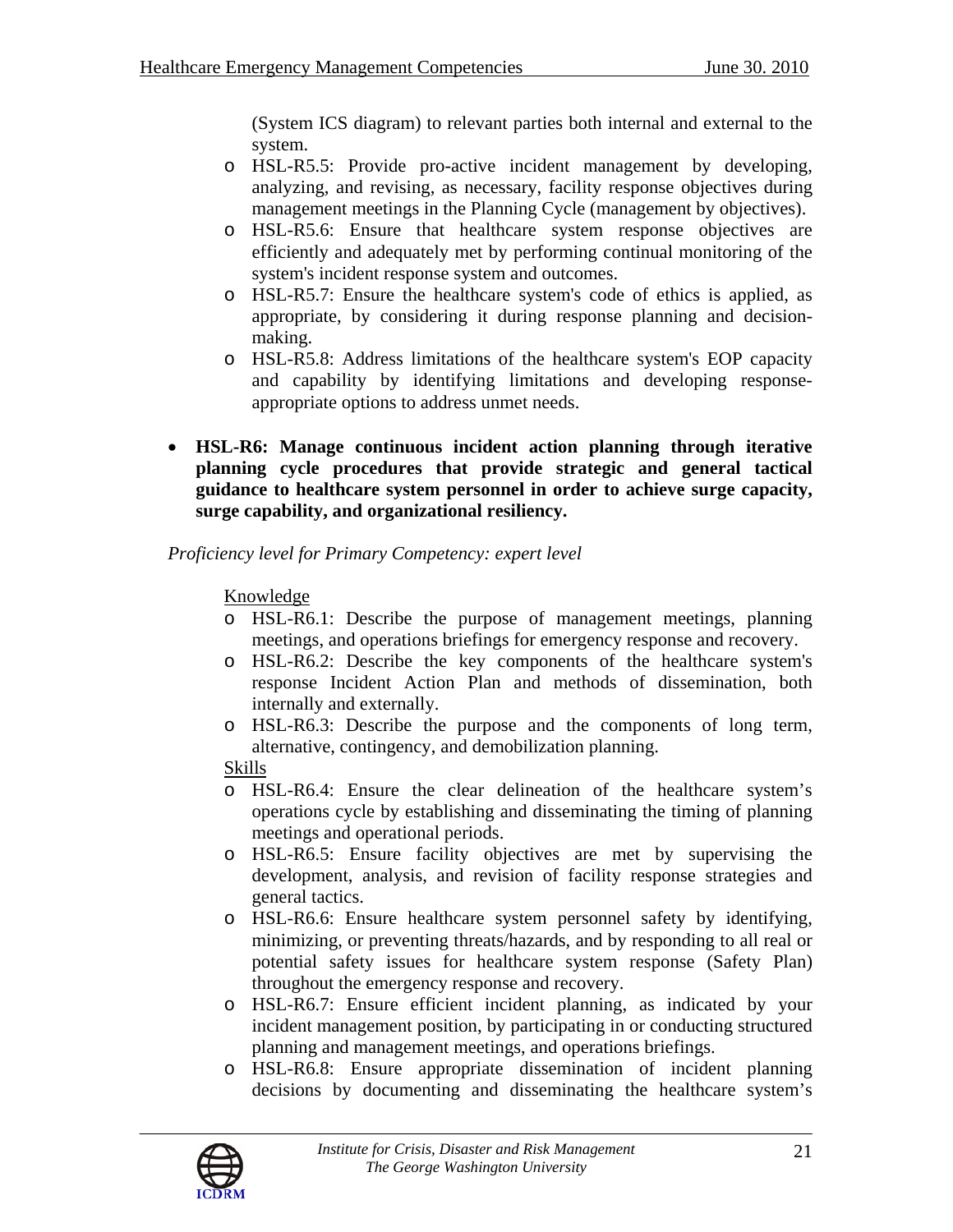(System ICS diagram) to relevant parties both internal and external to the system.

- HSL-R5.5: Provide pro-active incident management by developing, analyzing, and revising, as necessary, facility response objectives during management meetings in the Planning Cycle (management by objectives).
- HSL-R5.6: Ensure that healthcare system response objectives are efficiently and adequately met by performing continual monitoring of the system's incident response system and outcomes.
- HSL-R5.7: Ensure the healthcare system's code of ethics is applied, as appropriate, by considering it during response planning and decision-making.
- HSL-R5.8: Address limitations of the healthcare system's EOP capacity and capability by identifying limitations and developing response-appropriate options to address unmet needs.

- **HSL-R6: Manage continuous incident action planning through iterative planning cycle procedures that provide strategic and general tactical guidance to healthcare system personnel in order to achieve surge capacity, surge capability, and organizational resiliency.**

*Proficiency level for Primary Competency: expert level*

Knowledge

- HSL-R6.1: Describe the purpose of management meetings, planning meetings, and operations briefings for emergency response and recovery.
- HSL-R6.2: Describe the key components of the healthcare system's response Incident Action Plan and methods of dissemination, both internally and externally.
- HSL-R6.3: Describe the purpose and the components of long term, alternative, contingency, and demobilization planning.

Skills

- HSL-R6.4: Ensure the clear delineation of the healthcare system's operations cycle by establishing and disseminating the timing of planning meetings and operational periods.
- HSL-R6.5: Ensure facility objectives are met by supervising the development, analysis, and revision of facility response strategies and general tactics.
- HSL-R6.6: Ensure healthcare system personnel safety by identifying, minimizing, or preventing threats/hazards, and by responding to all real or potential safety issues for healthcare system response (Safety Plan) throughout the emergency response and recovery.
- HSL-R6.7: Ensure efficient incident planning, as indicated by your incident management position, by participating in or conducting structured planning and management meetings, and operations briefings.
- HSL-R6.8: Ensure appropriate dissemination of incident planning decisions by documenting and disseminating the healthcare system's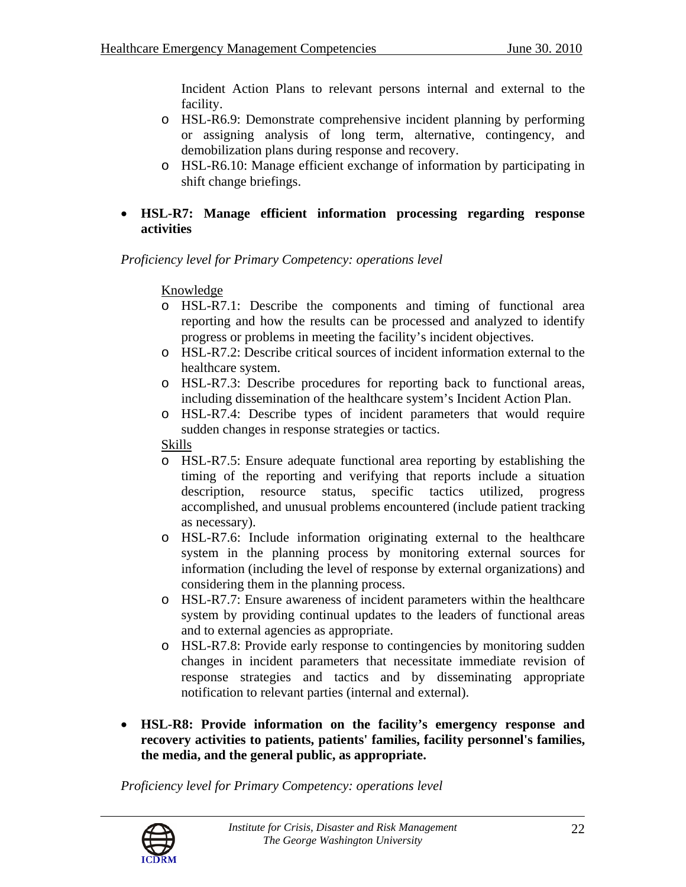Incident Action Plans to relevant persons internal and external to the facility.

  - HSL-R6.9: Demonstrate comprehensive incident planning by performing or assigning analysis of long term, alternative, contingency, and demobilization plans during response and recovery.
  - HSL-R6.10: Manage efficient exchange of information by participating in shift change briefings.

- **HSL-R7: Manage efficient information processing regarding response activities**

*Proficiency level for Primary Competency: operations level*

Knowledge

  - HSL-R7.1: Describe the components and timing of functional area reporting and how the results can be processed and analyzed to identify progress or problems in meeting the facility's incident objectives.
  - HSL-R7.2: Describe critical sources of incident information external to the healthcare system.
  - HSL-R7.3: Describe procedures for reporting back to functional areas, including dissemination of the healthcare system's Incident Action Plan.
  - HSL-R7.4: Describe types of incident parameters that would require sudden changes in response strategies or tactics.

Skills

  - HSL-R7.5: Ensure adequate functional area reporting by establishing the timing of the reporting and verifying that reports include a situation description, resource status, specific tactics utilized, progress accomplished, and unusual problems encountered (include patient tracking as necessary).
  - HSL-R7.6: Include information originating external to the healthcare system in the planning process by monitoring external sources for information (including the level of response by external organizations) and considering them in the planning process.
  - HSL-R7.7: Ensure awareness of incident parameters within the healthcare system by providing continual updates to the leaders of functional areas and to external agencies as appropriate.
  - HSL-R7.8: Provide early response to contingencies by monitoring sudden changes in incident parameters that necessitate immediate revision of response strategies and tactics and by disseminating appropriate notification to relevant parties (internal and external).

- **HSL-R8: Provide information on the facility's emergency response and recovery activities to patients, patients' families, facility personnel's families, the media, and the general public, as appropriate.**

*Proficiency level for Primary Competency: operations level*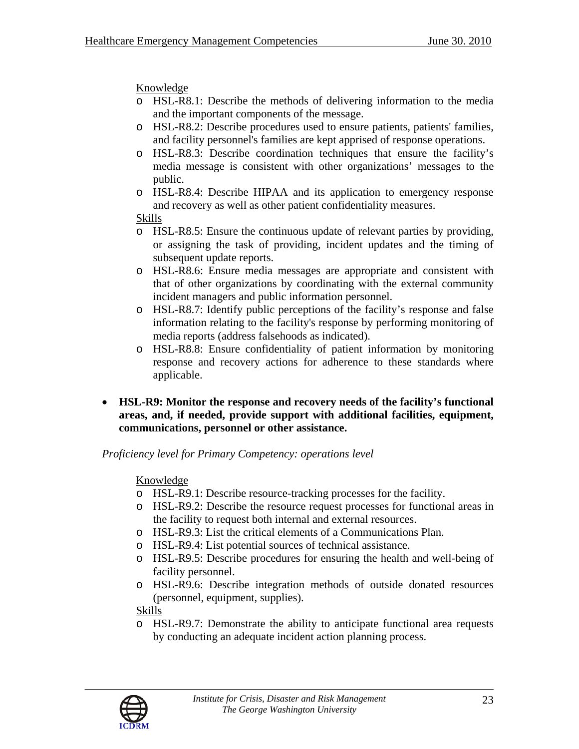Knowledge

- HSL-R8.1: Describe the methods of delivering information to the media and the important components of the message.
- HSL-R8.2: Describe procedures used to ensure patients, patients' families, and facility personnel's families are kept apprised of response operations.
- HSL-R8.3: Describe coordination techniques that ensure the facility's media message is consistent with other organizations' messages to the public.
- HSL-R8.4: Describe HIPAA and its application to emergency response and recovery as well as other patient confidentiality measures.

Skills

- HSL-R8.5: Ensure the continuous update of relevant parties by providing, or assigning the task of providing, incident updates and the timing of subsequent update reports.
- HSL-R8.6: Ensure media messages are appropriate and consistent with that of other organizations by coordinating with the external community incident managers and public information personnel.
- HSL-R8.7: Identify public perceptions of the facility's response and false information relating to the facility's response by performing monitoring of media reports (address falsehoods as indicated).
- HSL-R8.8: Ensure confidentiality of patient information by monitoring response and recovery actions for adherence to these standards where applicable.

- **HSL-R9: Monitor the response and recovery needs of the facility's functional areas, and, if needed, provide support with additional facilities, equipment, communications, personnel or other assistance.**

*Proficiency level for Primary Competency: operations level*

Knowledge

- HSL-R9.1: Describe resource-tracking processes for the facility.
- HSL-R9.2: Describe the resource request processes for functional areas in the facility to request both internal and external resources.
- HSL-R9.3: List the critical elements of a Communications Plan.
- HSL-R9.4: List potential sources of technical assistance.
- HSL-R9.5: Describe procedures for ensuring the health and well-being of facility personnel.
- HSL-R9.6: Describe integration methods of outside donated resources (personnel, equipment, supplies).

Skills

- HSL-R9.7: Demonstrate the ability to anticipate functional area requests by conducting an adequate incident action planning process.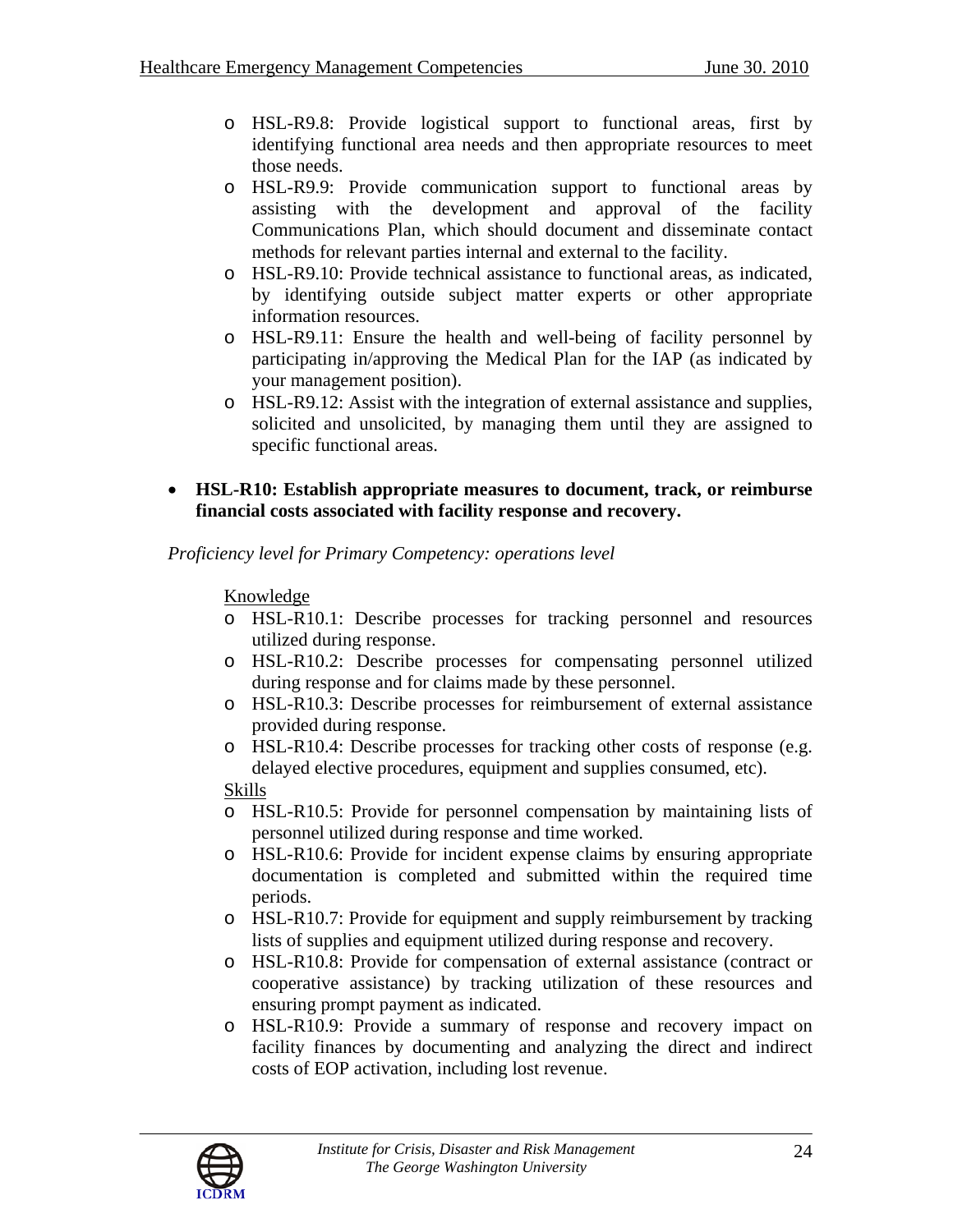- HSL-R9.8: Provide logistical support to functional areas, first by identifying functional area needs and then appropriate resources to meet those needs.
- HSL-R9.9: Provide communication support to functional areas by assisting with the development and approval of the facility Communications Plan, which should document and disseminate contact methods for relevant parties internal and external to the facility.
- HSL-R9.10: Provide technical assistance to functional areas, as indicated, by identifying outside subject matter experts or other appropriate information resources.
- HSL-R9.11: Ensure the health and well-being of facility personnel by participating in/approving the Medical Plan for the IAP (as indicated by your management position).
- HSL-R9.12: Assist with the integration of external assistance and supplies, solicited and unsolicited, by managing them until they are assigned to specific functional areas.

- **HSL-R10: Establish appropriate measures to document, track, or reimburse financial costs associated with facility response and recovery.**

*Proficiency level for Primary Competency: operations level*

Knowledge

- HSL-R10.1: Describe processes for tracking personnel and resources utilized during response.
- HSL-R10.2: Describe processes for compensating personnel utilized during response and for claims made by these personnel.
- HSL-R10.3: Describe processes for reimbursement of external assistance provided during response.
- HSL-R10.4: Describe processes for tracking other costs of response (e.g. delayed elective procedures, equipment and supplies consumed, etc).

Skills

- HSL-R10.5: Provide for personnel compensation by maintaining lists of personnel utilized during response and time worked.
- HSL-R10.6: Provide for incident expense claims by ensuring appropriate documentation is completed and submitted within the required time periods.
- HSL-R10.7: Provide for equipment and supply reimbursement by tracking lists of supplies and equipment utilized during response and recovery.
- HSL-R10.8: Provide for compensation of external assistance (contract or cooperative assistance) by tracking utilization of these resources and ensuring prompt payment as indicated.
- HSL-R10.9: Provide a summary of response and recovery impact on facility finances by documenting and analyzing the direct and indirect costs of EOP activation, including lost revenue.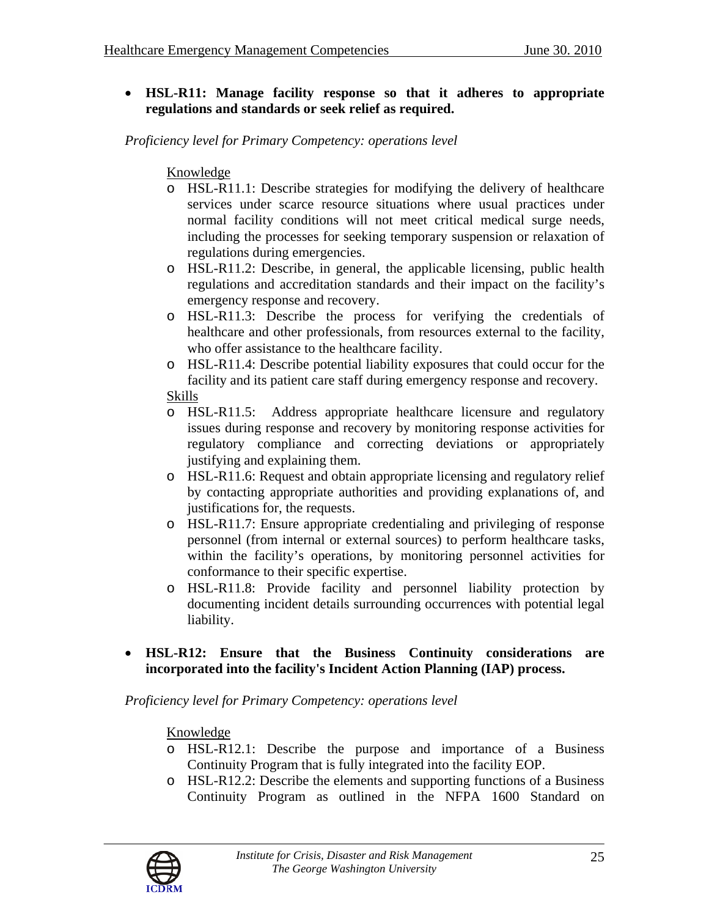- **HSL-R11: Manage facility response so that it adheres to appropriate regulations and standards or seek relief as required.**

*Proficiency level for Primary Competency: operations level*

Knowledge

- HSL-R11.1: Describe strategies for modifying the delivery of healthcare services under scarce resource situations where usual practices under normal facility conditions will not meet critical medical surge needs, including the processes for seeking temporary suspension or relaxation of regulations during emergencies.
- HSL-R11.2: Describe, in general, the applicable licensing, public health regulations and accreditation standards and their impact on the facility's emergency response and recovery.
- HSL-R11.3: Describe the process for verifying the credentials of healthcare and other professionals, from resources external to the facility, who offer assistance to the healthcare facility.
- HSL-R11.4: Describe potential liability exposures that could occur for the facility and its patient care staff during emergency response and recovery.

Skills

- HSL-R11.5: Address appropriate healthcare licensure and regulatory issues during response and recovery by monitoring response activities for regulatory compliance and correcting deviations or appropriately justifying and explaining them.
- HSL-R11.6: Request and obtain appropriate licensing and regulatory relief by contacting appropriate authorities and providing explanations of, and justifications for, the requests.
- HSL-R11.7: Ensure appropriate credentialing and privileging of response personnel (from internal or external sources) to perform healthcare tasks, within the facility's operations, by monitoring personnel activities for conformance to their specific expertise.
- HSL-R11.8: Provide facility and personnel liability protection by documenting incident details surrounding occurrences with potential legal liability.

- **HSL-R12: Ensure that the Business Continuity considerations are incorporated into the facility's Incident Action Planning (IAP) process.**

*Proficiency level for Primary Competency: operations level*

Knowledge

- HSL-R12.1: Describe the purpose and importance of a Business Continuity Program that is fully integrated into the facility EOP.
- HSL-R12.2: Describe the elements and supporting functions of a Business Continuity Program as outlined in the NFPA 1600 Standard on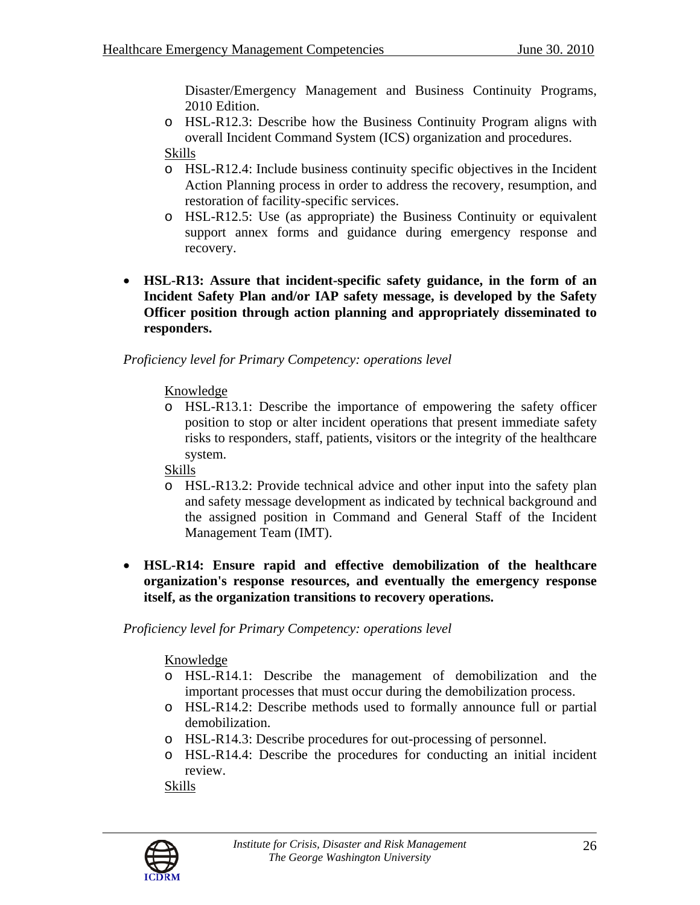Disaster/Emergency Management and Business Continuity Programs, 2010 Edition.

- HSL-R12.3: Describe how the Business Continuity Program aligns with overall Incident Command System (ICS) organization and procedures.

Skills

- HSL-R12.4: Include business continuity specific objectives in the Incident Action Planning process in order to address the recovery, resumption, and restoration of facility-specific services.
- HSL-R12.5: Use (as appropriate) the Business Continuity or equivalent support annex forms and guidance during emergency response and recovery.

- **HSL-R13: Assure that incident-specific safety guidance, in the form of an Incident Safety Plan and/or IAP safety message, is developed by the Safety Officer position through action planning and appropriately disseminated to responders.**

*Proficiency level for Primary Competency: operations level*

Knowledge

- HSL-R13.1: Describe the importance of empowering the safety officer position to stop or alter incident operations that present immediate safety risks to responders, staff, patients, visitors or the integrity of the healthcare system.

Skills

- HSL-R13.2: Provide technical advice and other input into the safety plan and safety message development as indicated by technical background and the assigned position in Command and General Staff of the Incident Management Team (IMT).

- **HSL-R14: Ensure rapid and effective demobilization of the healthcare organization's response resources, and eventually the emergency response itself, as the organization transitions to recovery operations.**

*Proficiency level for Primary Competency: operations level*

Knowledge

- HSL-R14.1: Describe the management of demobilization and the important processes that must occur during the demobilization process.
- HSL-R14.2: Describe methods used to formally announce full or partial demobilization.
- HSL-R14.3: Describe procedures for out-processing of personnel.
- HSL-R14.4: Describe the procedures for conducting an initial incident review.

Skills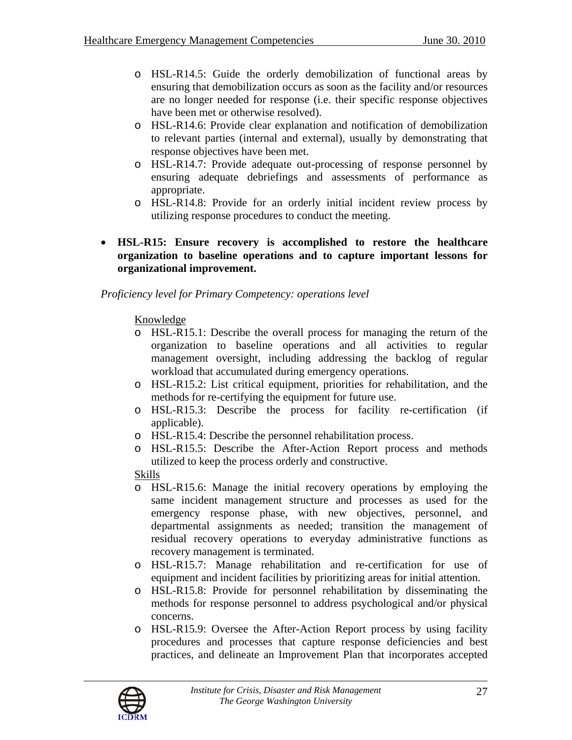- HSL-R14.5: Guide the orderly demobilization of functional areas by ensuring that demobilization occurs as soon as the facility and/or resources are no longer needed for response (i.e. their specific response objectives have been met or otherwise resolved).
  - HSL-R14.6: Provide clear explanation and notification of demobilization to relevant parties (internal and external), usually by demonstrating that response objectives have been met.
  - HSL-R14.7: Provide adequate out-processing of response personnel by ensuring adequate debriefings and assessments of performance as appropriate.
  - HSL-R14.8: Provide for an orderly initial incident review process by utilizing response procedures to conduct the meeting.

- **HSL-R15: Ensure recovery is accomplished to restore the healthcare organization to baseline operations and to capture important lessons for organizational improvement.**

*Proficiency level for Primary Competency: operations level*

Knowledge

  - HSL-R15.1: Describe the overall process for managing the return of the organization to baseline operations and all activities to regular management oversight, including addressing the backlog of regular workload that accumulated during emergency operations.
  - HSL-R15.2: List critical equipment, priorities for rehabilitation, and the methods for re-certifying the equipment for future use.
  - HSL-R15.3: Describe the process for facility re-certification (if applicable).
  - HSL-R15.4: Describe the personnel rehabilitation process.
  - HSL-R15.5: Describe the After-Action Report process and methods utilized to keep the process orderly and constructive.

Skills

  - HSL-R15.6: Manage the initial recovery operations by employing the same incident management structure and processes as used for the emergency response phase, with new objectives, personnel, and departmental assignments as needed; transition the management of residual recovery operations to everyday administrative functions as recovery management is terminated.
  - HSL-R15.7: Manage rehabilitation and re-certification for use of equipment and incident facilities by prioritizing areas for initial attention.
  - HSL-R15.8: Provide for personnel rehabilitation by disseminating the methods for response personnel to address psychological and/or physical concerns.
  - HSL-R15.9: Oversee the After-Action Report process by using facility procedures and processes that capture response deficiencies and best practices, and delineate an Improvement Plan that incorporates accepted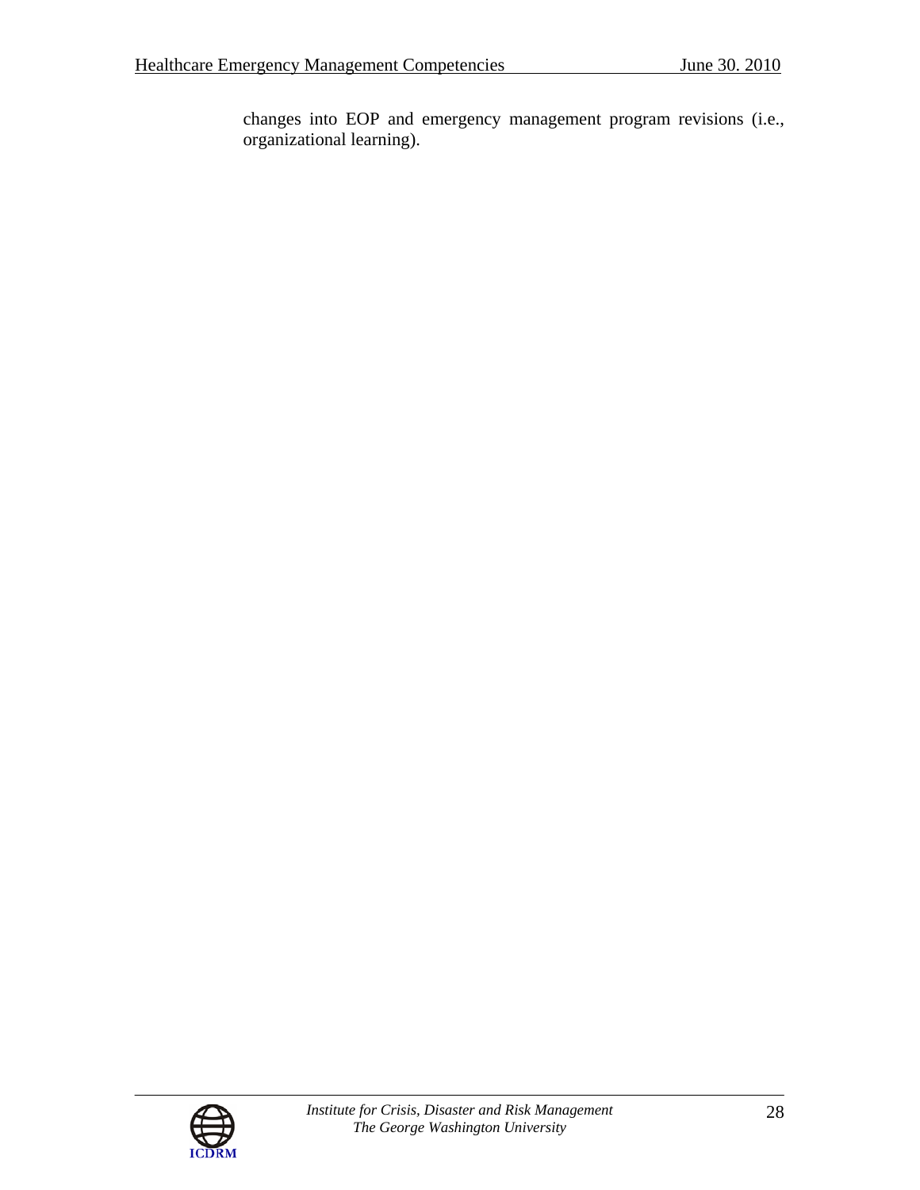changes into EOP and emergency management program revisions (i.e., organizational learning).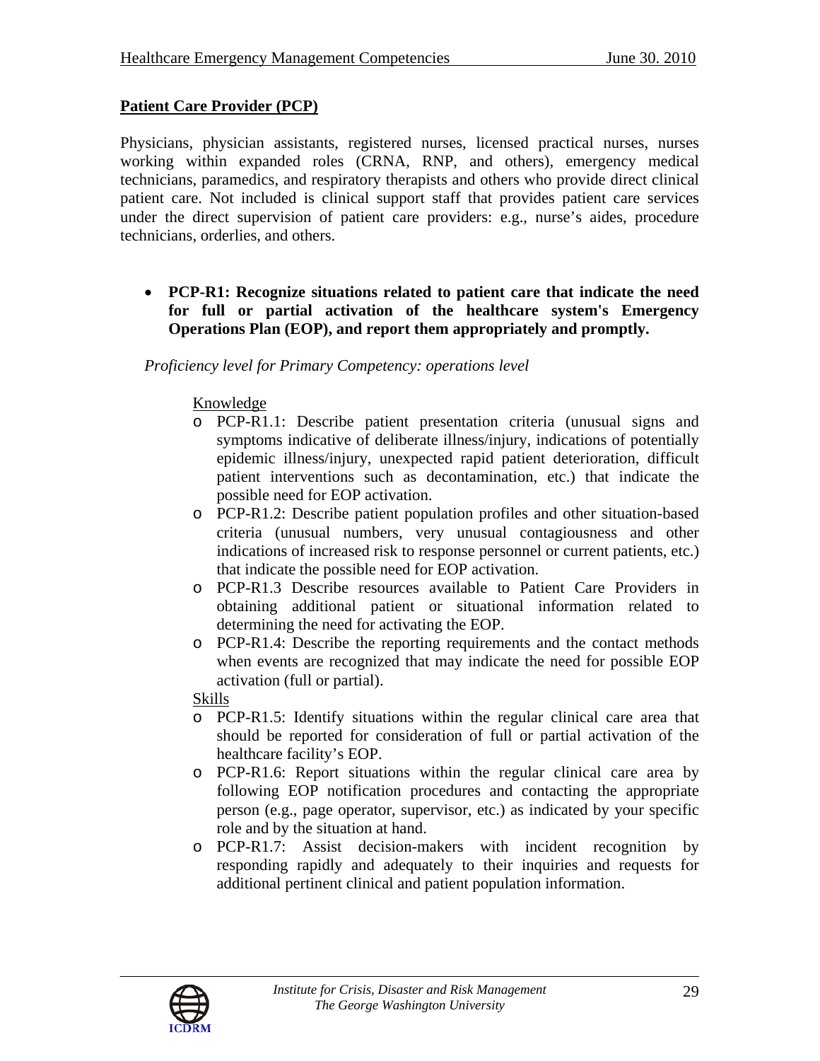**Patient Care Provider (PCP)**

Physicians, physician assistants, registered nurses, licensed practical nurses, nurses working within expanded roles (CRNA, RNP, and others), emergency medical technicians, paramedics, and respiratory therapists and others who provide direct clinical patient care. Not included is clinical support staff that provides patient care services under the direct supervision of patient care providers: e.g., nurse's aides, procedure technicians, orderlies, and others.

- **PCP-R1: Recognize situations related to patient care that indicate the need for full or partial activation of the healthcare system's Emergency Operations Plan (EOP), and report them appropriately and promptly.**

*Proficiency level for Primary Competency: operations level*

Knowledge

- PCP-R1.1: Describe patient presentation criteria (unusual signs and symptoms indicative of deliberate illness/injury, indications of potentially epidemic illness/injury, unexpected rapid patient deterioration, difficult patient interventions such as decontamination, etc.) that indicate the possible need for EOP activation.
- PCP-R1.2: Describe patient population profiles and other situation-based criteria (unusual numbers, very unusual contagiousness and other indications of increased risk to response personnel or current patients, etc.) that indicate the possible need for EOP activation.
- PCP-R1.3 Describe resources available to Patient Care Providers in obtaining additional patient or situational information related to determining the need for activating the EOP.
- PCP-R1.4: Describe the reporting requirements and the contact methods when events are recognized that may indicate the need for possible EOP activation (full or partial).

Skills

- PCP-R1.5: Identify situations within the regular clinical care area that should be reported for consideration of full or partial activation of the healthcare facility's EOP.
- PCP-R1.6: Report situations within the regular clinical care area by following EOP notification procedures and contacting the appropriate person (e.g., page operator, supervisor, etc.) as indicated by your specific role and by the situation at hand.
- PCP-R1.7: Assist decision-makers with incident recognition by responding rapidly and adequately to their inquiries and requests for additional pertinent clinical and patient population information.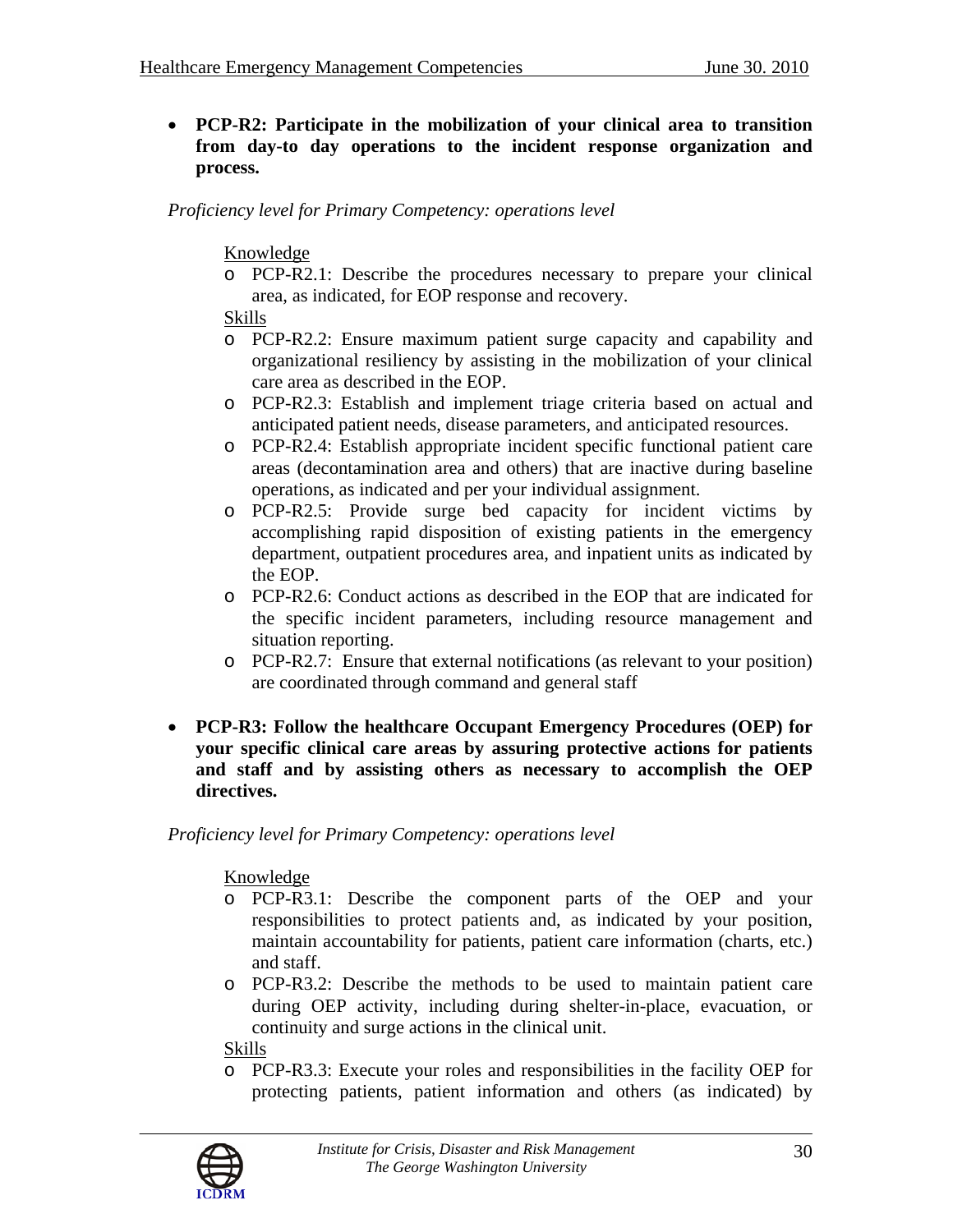- **PCP-R2: Participate in the mobilization of your clinical area to transition from day-to day operations to the incident response organization and process.**

*Proficiency level for Primary Competency: operations level*

Knowledge

- PCP-R2.1: Describe the procedures necessary to prepare your clinical area, as indicated, for EOP response and recovery.

Skills

- PCP-R2.2: Ensure maximum patient surge capacity and capability and organizational resiliency by assisting in the mobilization of your clinical care area as described in the EOP.
- PCP-R2.3: Establish and implement triage criteria based on actual and anticipated patient needs, disease parameters, and anticipated resources.
- PCP-R2.4: Establish appropriate incident specific functional patient care areas (decontamination area and others) that are inactive during baseline operations, as indicated and per your individual assignment.
- PCP-R2.5: Provide surge bed capacity for incident victims by accomplishing rapid disposition of existing patients in the emergency department, outpatient procedures area, and inpatient units as indicated by the EOP.
- PCP-R2.6: Conduct actions as described in the EOP that are indicated for the specific incident parameters, including resource management and situation reporting.
- PCP-R2.7: Ensure that external notifications (as relevant to your position) are coordinated through command and general staff

- **PCP-R3: Follow the healthcare Occupant Emergency Procedures (OEP) for your specific clinical care areas by assuring protective actions for patients and staff and by assisting others as necessary to accomplish the OEP directives.**

*Proficiency level for Primary Competency: operations level*

Knowledge

- PCP-R3.1: Describe the component parts of the OEP and your responsibilities to protect patients and, as indicated by your position, maintain accountability for patients, patient care information (charts, etc.) and staff.
- PCP-R3.2: Describe the methods to be used to maintain patient care during OEP activity, including during shelter-in-place, evacuation, or continuity and surge actions in the clinical unit.

Skills

- PCP-R3.3: Execute your roles and responsibilities in the facility OEP for protecting patients, patient information and others (as indicated) by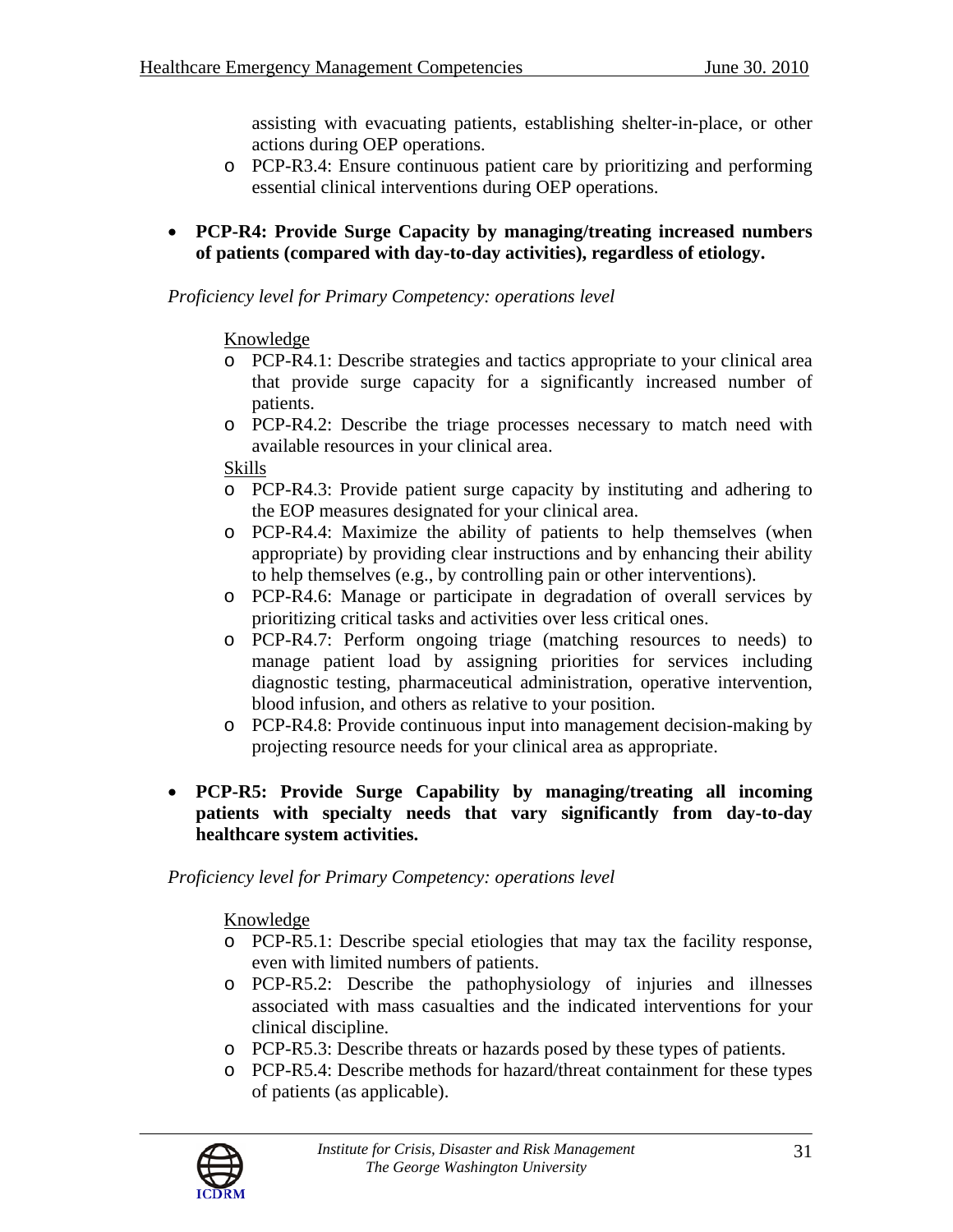assisting with evacuating patients, establishing shelter-in-place, or other actions during OEP operations.
  - PCP-R3.4: Ensure continuous patient care by prioritizing and performing essential clinical interventions during OEP operations.

- **PCP-R4: Provide Surge Capacity by managing/treating increased numbers of patients (compared with day-to-day activities), regardless of etiology.**

*Proficiency level for Primary Competency: operations level*

Knowledge

- PCP-R4.1: Describe strategies and tactics appropriate to your clinical area that provide surge capacity for a significantly increased number of patients.
- PCP-R4.2: Describe the triage processes necessary to match need with available resources in your clinical area.

Skills

- PCP-R4.3: Provide patient surge capacity by instituting and adhering to the EOP measures designated for your clinical area.
- PCP-R4.4: Maximize the ability of patients to help themselves (when appropriate) by providing clear instructions and by enhancing their ability to help themselves (e.g., by controlling pain or other interventions).
- PCP-R4.6: Manage or participate in degradation of overall services by prioritizing critical tasks and activities over less critical ones.
- PCP-R4.7: Perform ongoing triage (matching resources to needs) to manage patient load by assigning priorities for services including diagnostic testing, pharmaceutical administration, operative intervention, blood infusion, and others as relative to your position.
- PCP-R4.8: Provide continuous input into management decision-making by projecting resource needs for your clinical area as appropriate.

- **PCP-R5: Provide Surge Capability by managing/treating all incoming patients with specialty needs that vary significantly from day-to-day healthcare system activities.**

*Proficiency level for Primary Competency: operations level*

Knowledge

- PCP-R5.1: Describe special etiologies that may tax the facility response, even with limited numbers of patients.
- PCP-R5.2: Describe the pathophysiology of injuries and illnesses associated with mass casualties and the indicated interventions for your clinical discipline.
- PCP-R5.3: Describe threats or hazards posed by these types of patients.
- PCP-R5.4: Describe methods for hazard/threat containment for these types of patients (as applicable).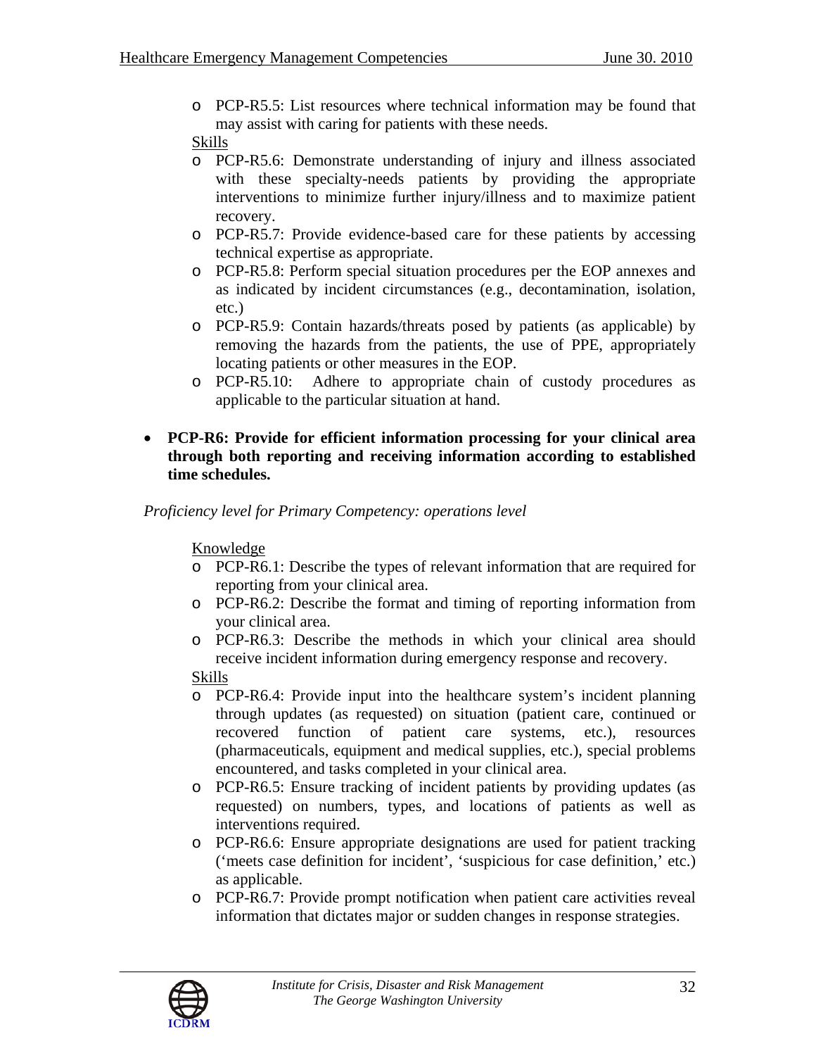- PCP-R5.5: List resources where technical information may be found that may assist with caring for patients with these needs.

  Skills

- PCP-R5.6: Demonstrate understanding of injury and illness associated with these specialty-needs patients by providing the appropriate interventions to minimize further injury/illness and to maximize patient recovery.
- PCP-R5.7: Provide evidence-based care for these patients by accessing technical expertise as appropriate.
- PCP-R5.8: Perform special situation procedures per the EOP annexes and as indicated by incident circumstances (e.g., decontamination, isolation, etc.)
- PCP-R5.9: Contain hazards/threats posed by patients (as applicable) by removing the hazards from the patients, the use of PPE, appropriately locating patients or other measures in the EOP.
- PCP-R5.10: Adhere to appropriate chain of custody procedures as applicable to the particular situation at hand.

- **PCP-R6: Provide for efficient information processing for your clinical area through both reporting and receiving information according to established time schedules.**

*Proficiency level for Primary Competency: operations level*

Knowledge

- PCP-R6.1: Describe the types of relevant information that are required for reporting from your clinical area.
- PCP-R6.2: Describe the format and timing of reporting information from your clinical area.
- PCP-R6.3: Describe the methods in which your clinical area should receive incident information during emergency response and recovery.

Skills

- PCP-R6.4: Provide input into the healthcare system's incident planning through updates (as requested) on situation (patient care, continued or recovered function of patient care systems, etc.), resources (pharmaceuticals, equipment and medical supplies, etc.), special problems encountered, and tasks completed in your clinical area.
- PCP-R6.5: Ensure tracking of incident patients by providing updates (as requested) on numbers, types, and locations of patients as well as interventions required.
- PCP-R6.6: Ensure appropriate designations are used for patient tracking ('meets case definition for incident', 'suspicious for case definition,' etc.) as applicable.
- PCP-R6.7: Provide prompt notification when patient care activities reveal information that dictates major or sudden changes in response strategies.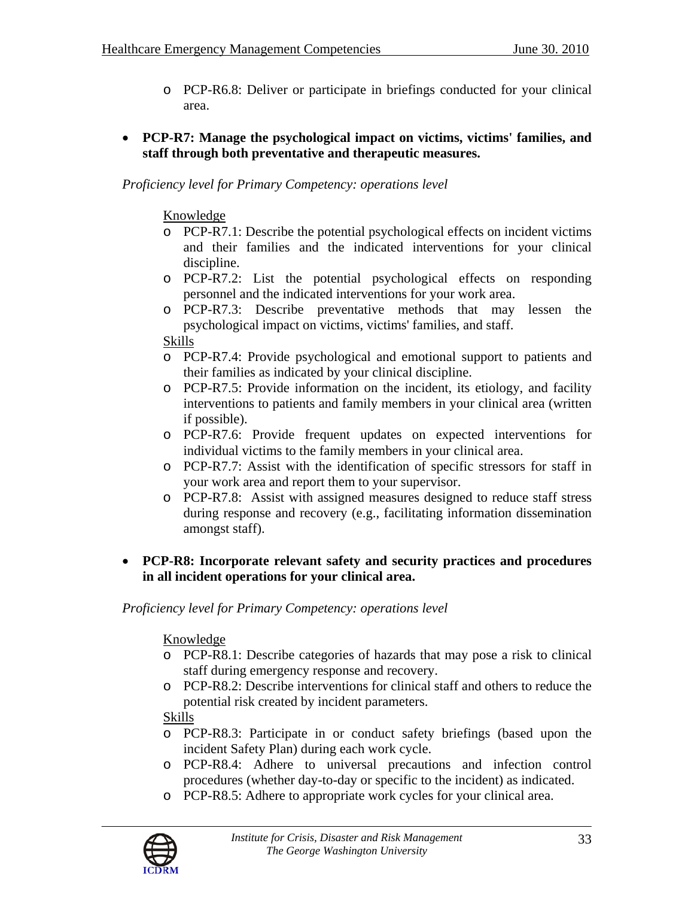- PCP-R6.8: Deliver or participate in briefings conducted for your clinical area.

- **PCP-R7: Manage the psychological impact on victims, victims' families, and staff through both preventative and therapeutic measures.**

*Proficiency level for Primary Competency: operations level*

Knowledge

- PCP-R7.1: Describe the potential psychological effects on incident victims and their families and the indicated interventions for your clinical discipline.
- PCP-R7.2: List the potential psychological effects on responding personnel and the indicated interventions for your work area.
- PCP-R7.3: Describe preventative methods that may lessen the psychological impact on victims, victims' families, and staff.

Skills

- PCP-R7.4: Provide psychological and emotional support to patients and their families as indicated by your clinical discipline.
- PCP-R7.5: Provide information on the incident, its etiology, and facility interventions to patients and family members in your clinical area (written if possible).
- PCP-R7.6: Provide frequent updates on expected interventions for individual victims to the family members in your clinical area.
- PCP-R7.7: Assist with the identification of specific stressors for staff in your work area and report them to your supervisor.
- PCP-R7.8: Assist with assigned measures designed to reduce staff stress during response and recovery (e.g., facilitating information dissemination amongst staff).

- **PCP-R8: Incorporate relevant safety and security practices and procedures in all incident operations for your clinical area.**

*Proficiency level for Primary Competency: operations level*

Knowledge

- PCP-R8.1: Describe categories of hazards that may pose a risk to clinical staff during emergency response and recovery.
- PCP-R8.2: Describe interventions for clinical staff and others to reduce the potential risk created by incident parameters.

Skills

- PCP-R8.3: Participate in or conduct safety briefings (based upon the incident Safety Plan) during each work cycle.
- PCP-R8.4: Adhere to universal precautions and infection control procedures (whether day-to-day or specific to the incident) as indicated.
- PCP-R8.5: Adhere to appropriate work cycles for your clinical area.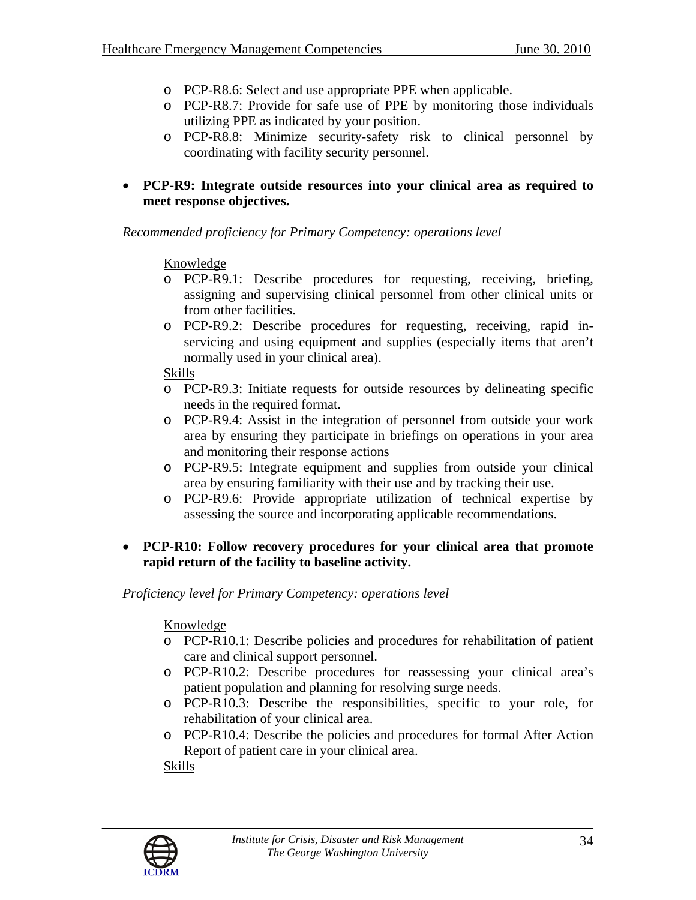- PCP-R8.6: Select and use appropriate PPE when applicable.
- PCP-R8.7: Provide for safe use of PPE by monitoring those individuals utilizing PPE as indicated by your position.
- PCP-R8.8: Minimize security-safety risk to clinical personnel by coordinating with facility security personnel.

- **PCP-R9: Integrate outside resources into your clinical area as required to meet response objectives.**

*Recommended proficiency for Primary Competency: operations level*

Knowledge

- PCP-R9.1: Describe procedures for requesting, receiving, briefing, assigning and supervising clinical personnel from other clinical units or from other facilities.
- PCP-R9.2: Describe procedures for requesting, receiving, rapid in-servicing and using equipment and supplies (especially items that aren't normally used in your clinical area).

Skills

- PCP-R9.3: Initiate requests for outside resources by delineating specific needs in the required format.
- PCP-R9.4: Assist in the integration of personnel from outside your work area by ensuring they participate in briefings on operations in your area and monitoring their response actions
- PCP-R9.5: Integrate equipment and supplies from outside your clinical area by ensuring familiarity with their use and by tracking their use.
- PCP-R9.6: Provide appropriate utilization of technical expertise by assessing the source and incorporating applicable recommendations.

- **PCP-R10: Follow recovery procedures for your clinical area that promote rapid return of the facility to baseline activity.**

*Proficiency level for Primary Competency: operations level*

Knowledge

- PCP-R10.1: Describe policies and procedures for rehabilitation of patient care and clinical support personnel.
- PCP-R10.2: Describe procedures for reassessing your clinical area's patient population and planning for resolving surge needs.
- PCP-R10.3: Describe the responsibilities, specific to your role, for rehabilitation of your clinical area.
- PCP-R10.4: Describe the policies and procedures for formal After Action Report of patient care in your clinical area.

Skills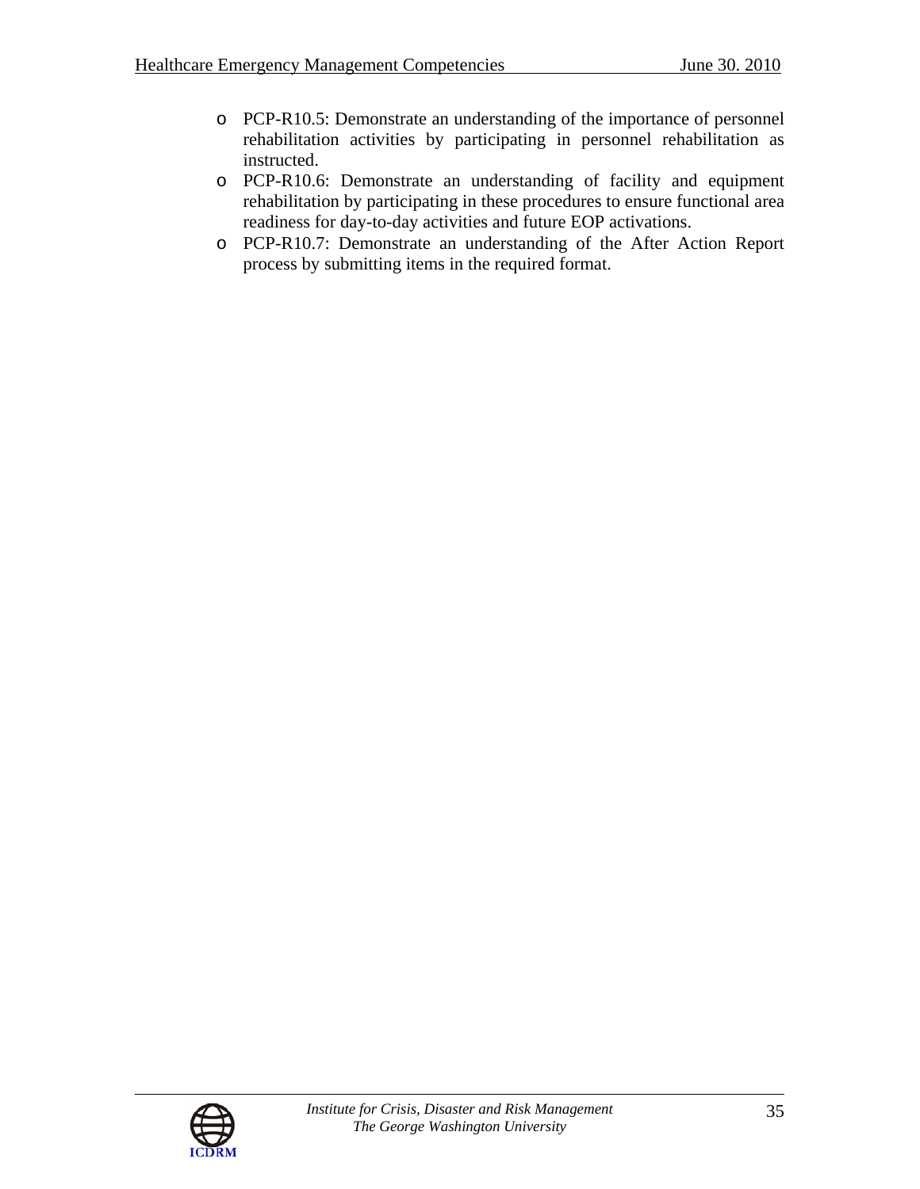- PCP-R10.5: Demonstrate an understanding of the importance of personnel rehabilitation activities by participating in personnel rehabilitation as instructed.
- PCP-R10.6: Demonstrate an understanding of facility and equipment rehabilitation by participating in these procedures to ensure functional area readiness for day-to-day activities and future EOP activations.
- PCP-R10.7: Demonstrate an understanding of the After Action Report process by submitting items in the required format.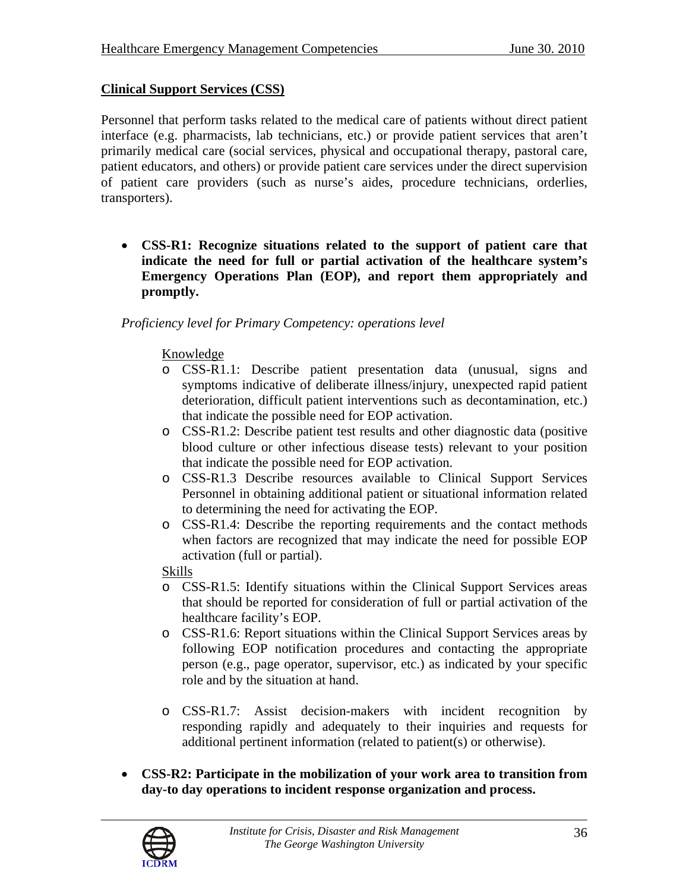**Clinical Support Services (CSS)**

Personnel that perform tasks related to the medical care of patients without direct patient interface (e.g. pharmacists, lab technicians, etc.) or provide patient services that aren't primarily medical care (social services, physical and occupational therapy, pastoral care, patient educators, and others) or provide patient care services under the direct supervision of patient care providers (such as nurse's aides, procedure technicians, orderlies, transporters).

- **CSS-R1: Recognize situations related to the support of patient care that indicate the need for full or partial activation of the healthcare system's Emergency Operations Plan (EOP), and report them appropriately and promptly.**

  *Proficiency level for Primary Competency: operations level*

  Knowledge
  - CSS-R1.1: Describe patient presentation data (unusual, signs and symptoms indicative of deliberate illness/injury, unexpected rapid patient deterioration, difficult patient interventions such as decontamination, etc.) that indicate the possible need for EOP activation.
  - CSS-R1.2: Describe patient test results and other diagnostic data (positive blood culture or other infectious disease tests) relevant to your position that indicate the possible need for EOP activation.
  - CSS-R1.3 Describe resources available to Clinical Support Services Personnel in obtaining additional patient or situational information related to determining the need for activating the EOP.
  - CSS-R1.4: Describe the reporting requirements and the contact methods when factors are recognized that may indicate the need for possible EOP activation (full or partial).

  Skills
  - CSS-R1.5: Identify situations within the Clinical Support Services areas that should be reported for consideration of full or partial activation of the healthcare facility's EOP.
  - CSS-R1.6: Report situations within the Clinical Support Services areas by following EOP notification procedures and contacting the appropriate person (e.g., page operator, supervisor, etc.) as indicated by your specific role and by the situation at hand.
  - CSS-R1.7: Assist decision-makers with incident recognition by responding rapidly and adequately to their inquiries and requests for additional pertinent information (related to patient(s) or otherwise).

- **CSS-R2: Participate in the mobilization of your work area to transition from day-to day operations to incident response organization and process.**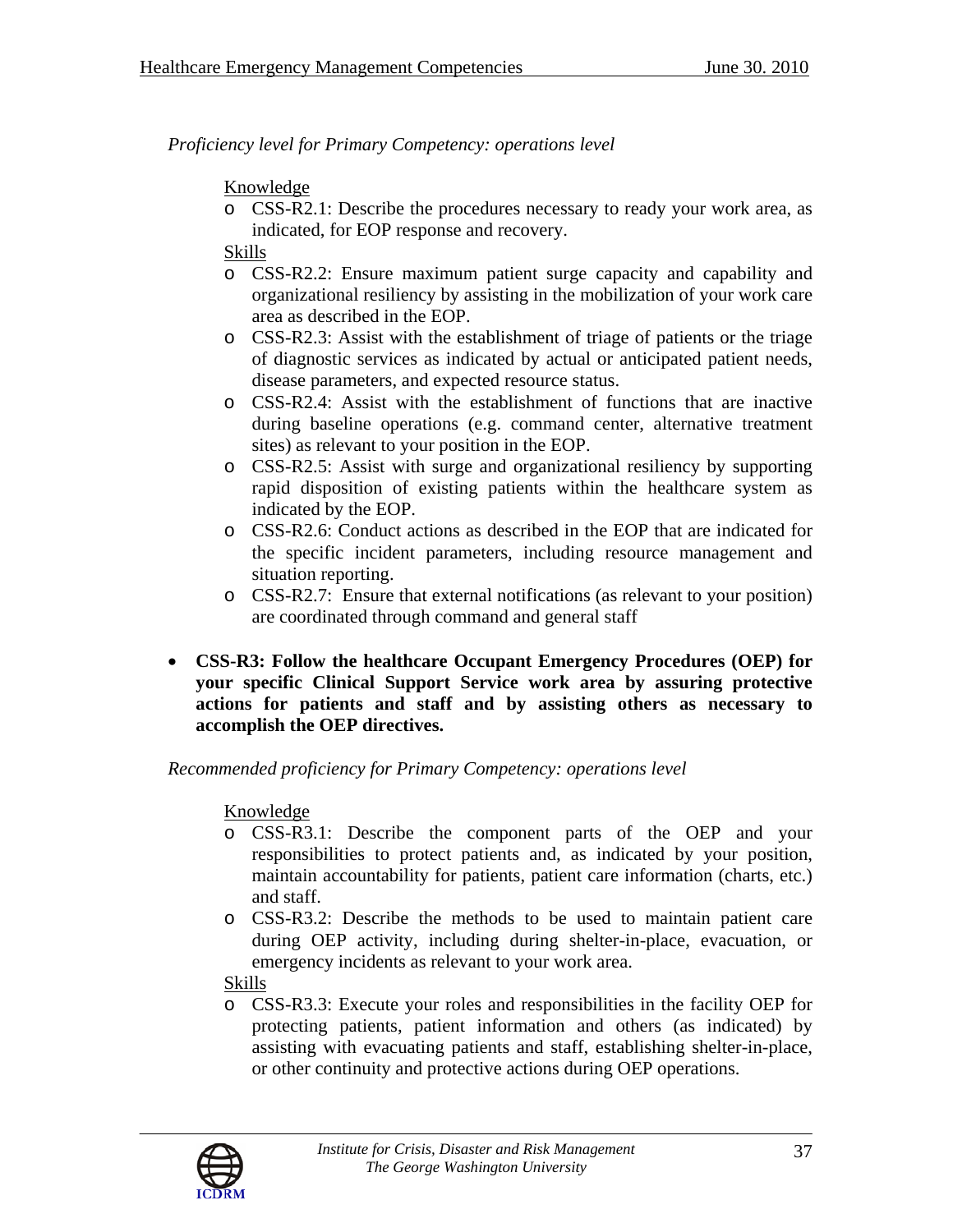*Proficiency level for Primary Competency: operations level*

Knowledge

- CSS-R2.1: Describe the procedures necessary to ready your work area, as indicated, for EOP response and recovery.

Skills

- CSS-R2.2: Ensure maximum patient surge capacity and capability and organizational resiliency by assisting in the mobilization of your work care area as described in the EOP.
- CSS-R2.3: Assist with the establishment of triage of patients or the triage of diagnostic services as indicated by actual or anticipated patient needs, disease parameters, and expected resource status.
- CSS-R2.4: Assist with the establishment of functions that are inactive during baseline operations (e.g. command center, alternative treatment sites) as relevant to your position in the EOP.
- CSS-R2.5: Assist with surge and organizational resiliency by supporting rapid disposition of existing patients within the healthcare system as indicated by the EOP.
- CSS-R2.6: Conduct actions as described in the EOP that are indicated for the specific incident parameters, including resource management and situation reporting.
- CSS-R2.7: Ensure that external notifications (as relevant to your position) are coordinated through command and general staff

- **CSS-R3: Follow the healthcare Occupant Emergency Procedures (OEP) for your specific Clinical Support Service work area by assuring protective actions for patients and staff and by assisting others as necessary to accomplish the OEP directives.**

*Recommended proficiency for Primary Competency: operations level*

Knowledge

- CSS-R3.1: Describe the component parts of the OEP and your responsibilities to protect patients and, as indicated by your position, maintain accountability for patients, patient care information (charts, etc.) and staff.
- CSS-R3.2: Describe the methods to be used to maintain patient care during OEP activity, including during shelter-in-place, evacuation, or emergency incidents as relevant to your work area.

Skills

- CSS-R3.3: Execute your roles and responsibilities in the facility OEP for protecting patients, patient information and others (as indicated) by assisting with evacuating patients and staff, establishing shelter-in-place, or other continuity and protective actions during OEP operations.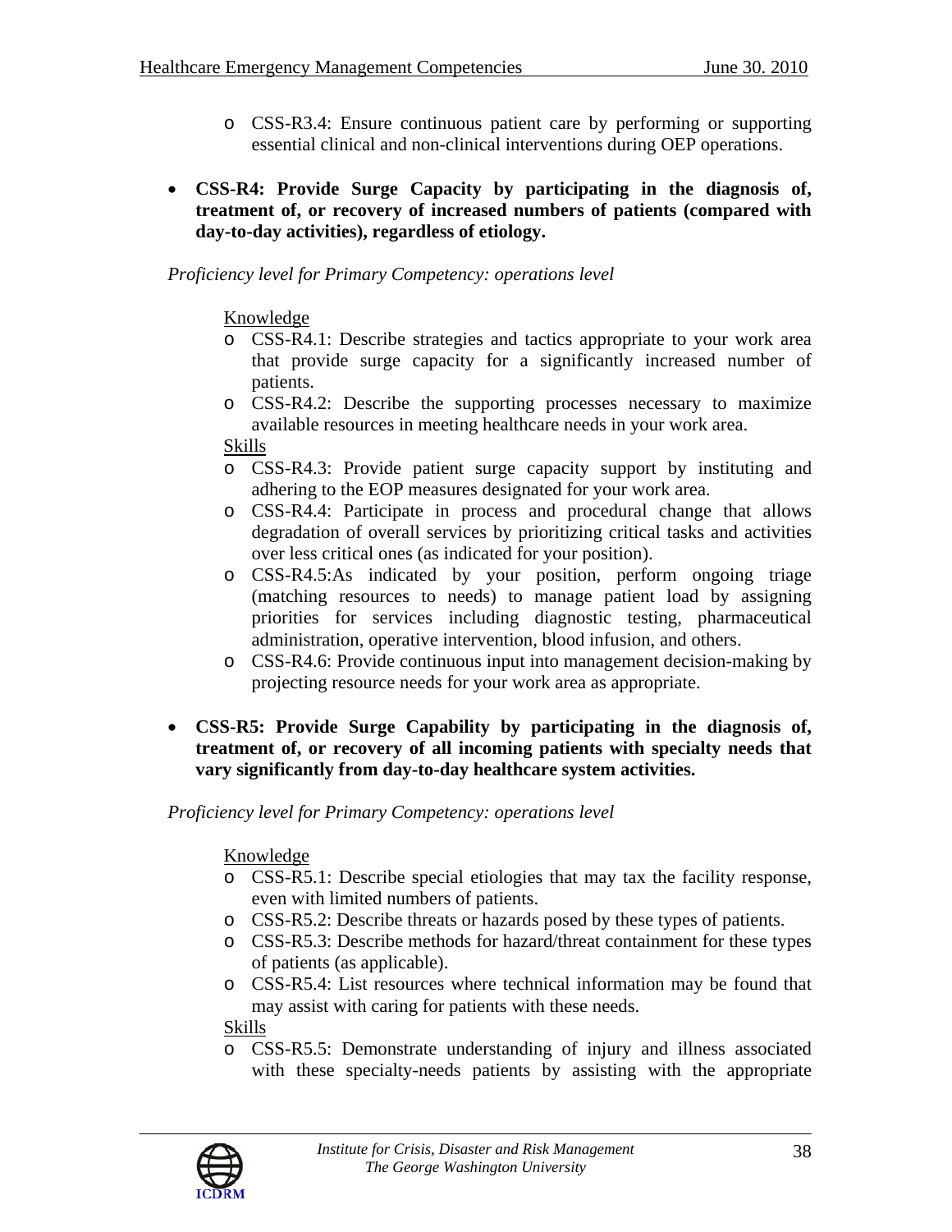- CSS-R3.4: Ensure continuous patient care by performing or supporting essential clinical and non-clinical interventions during OEP operations.

- **CSS-R4: Provide Surge Capacity by participating in the diagnosis of, treatment of, or recovery of increased numbers of patients (compared with day-to-day activities), regardless of etiology.**

*Proficiency level for Primary Competency: operations level*

Knowledge

- CSS-R4.1: Describe strategies and tactics appropriate to your work area that provide surge capacity for a significantly increased number of patients.
- CSS-R4.2: Describe the supporting processes necessary to maximize available resources in meeting healthcare needs in your work area.

Skills

- CSS-R4.3: Provide patient surge capacity support by instituting and adhering to the EOP measures designated for your work area.
- CSS-R4.4: Participate in process and procedural change that allows degradation of overall services by prioritizing critical tasks and activities over less critical ones (as indicated for your position).
- CSS-R4.5:As indicated by your position, perform ongoing triage (matching resources to needs) to manage patient load by assigning priorities for services including diagnostic testing, pharmaceutical administration, operative intervention, blood infusion, and others.
- CSS-R4.6: Provide continuous input into management decision-making by projecting resource needs for your work area as appropriate.

- **CSS-R5: Provide Surge Capability by participating in the diagnosis of, treatment of, or recovery of all incoming patients with specialty needs that vary significantly from day-to-day healthcare system activities.**

*Proficiency level for Primary Competency: operations level*

Knowledge

- CSS-R5.1: Describe special etiologies that may tax the facility response, even with limited numbers of patients.
- CSS-R5.2: Describe threats or hazards posed by these types of patients.
- CSS-R5.3: Describe methods for hazard/threat containment for these types of patients (as applicable).
- CSS-R5.4: List resources where technical information may be found that may assist with caring for patients with these needs.

Skills

- CSS-R5.5: Demonstrate understanding of injury and illness associated with these specialty-needs patients by assisting with the appropriate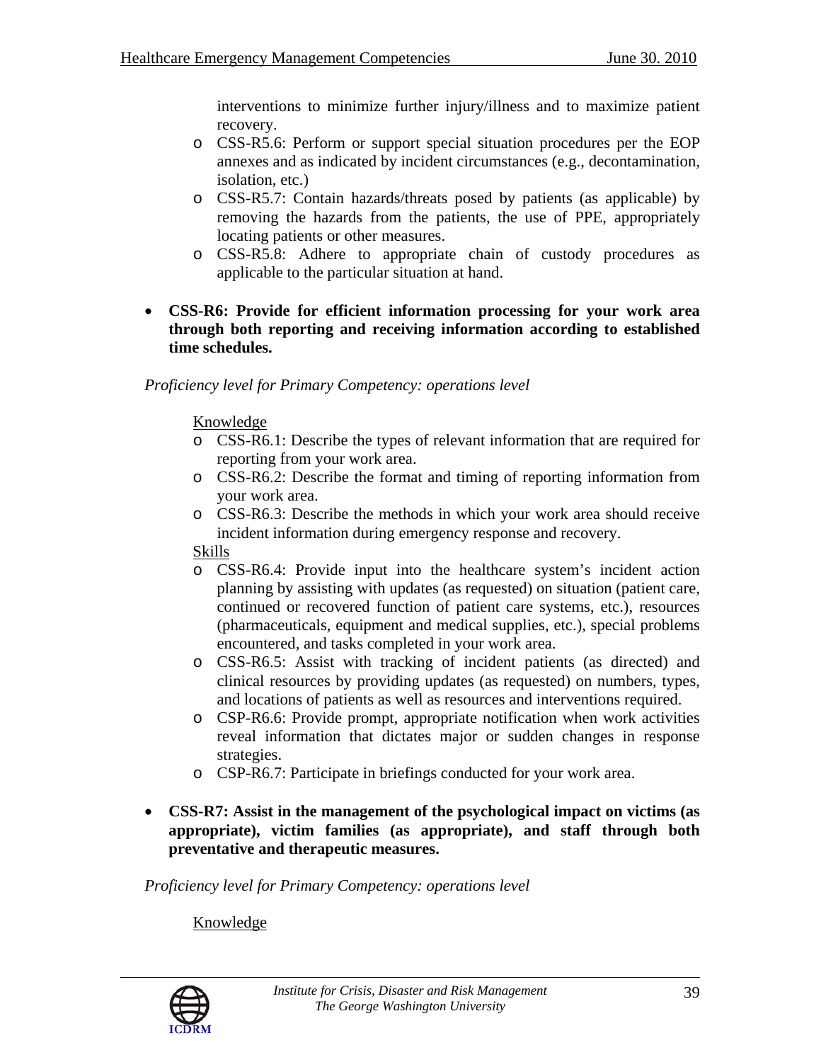interventions to minimize further injury/illness and to maximize patient recovery.

- CSS-R5.6: Perform or support special situation procedures per the EOP annexes and as indicated by incident circumstances (e.g., decontamination, isolation, etc.)
- CSS-R5.7: Contain hazards/threats posed by patients (as applicable) by removing the hazards from the patients, the use of PPE, appropriately locating patients or other measures.
- CSS-R5.8: Adhere to appropriate chain of custody procedures as applicable to the particular situation at hand.

- **CSS-R6: Provide for efficient information processing for your work area through both reporting and receiving information according to established time schedules.**

*Proficiency level for Primary Competency: operations level*

Knowledge

- CSS-R6.1: Describe the types of relevant information that are required for reporting from your work area.
- CSS-R6.2: Describe the format and timing of reporting information from your work area.
- CSS-R6.3: Describe the methods in which your work area should receive incident information during emergency response and recovery.

Skills

- CSS-R6.4: Provide input into the healthcare system's incident action planning by assisting with updates (as requested) on situation (patient care, continued or recovered function of patient care systems, etc.), resources (pharmaceuticals, equipment and medical supplies, etc.), special problems encountered, and tasks completed in your work area.
- CSS-R6.5: Assist with tracking of incident patients (as directed) and clinical resources by providing updates (as requested) on numbers, types, and locations of patients as well as resources and interventions required.
- CSP-R6.6: Provide prompt, appropriate notification when work activities reveal information that dictates major or sudden changes in response strategies.
- CSP-R6.7: Participate in briefings conducted for your work area.

- **CSS-R7: Assist in the management of the psychological impact on victims (as appropriate), victim families (as appropriate), and staff through both preventative and therapeutic measures.**

*Proficiency level for Primary Competency: operations level*

Knowledge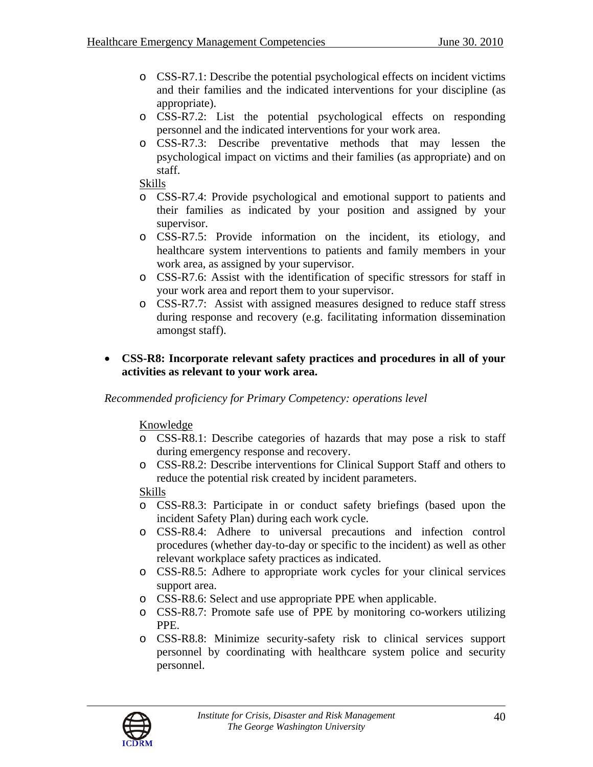- CSS-R7.1: Describe the potential psychological effects on incident victims and their families and the indicated interventions for your discipline (as appropriate).
- CSS-R7.2: List the potential psychological effects on responding personnel and the indicated interventions for your work area.
- CSS-R7.3: Describe preventative methods that may lessen the psychological impact on victims and their families (as appropriate) and on staff.

Skills

- CSS-R7.4: Provide psychological and emotional support to patients and their families as indicated by your position and assigned by your supervisor.
- CSS-R7.5: Provide information on the incident, its etiology, and healthcare system interventions to patients and family members in your work area, as assigned by your supervisor.
- CSS-R7.6: Assist with the identification of specific stressors for staff in your work area and report them to your supervisor.
- CSS-R7.7: Assist with assigned measures designed to reduce staff stress during response and recovery (e.g. facilitating information dissemination amongst staff).

- **CSS-R8: Incorporate relevant safety practices and procedures in all of your activities as relevant to your work area.**

*Recommended proficiency for Primary Competency: operations level*

Knowledge

- CSS-R8.1: Describe categories of hazards that may pose a risk to staff during emergency response and recovery.
- CSS-R8.2: Describe interventions for Clinical Support Staff and others to reduce the potential risk created by incident parameters.

Skills

- CSS-R8.3: Participate in or conduct safety briefings (based upon the incident Safety Plan) during each work cycle.
- CSS-R8.4: Adhere to universal precautions and infection control procedures (whether day-to-day or specific to the incident) as well as other relevant workplace safety practices as indicated.
- CSS-R8.5: Adhere to appropriate work cycles for your clinical services support area.
- CSS-R8.6: Select and use appropriate PPE when applicable.
- CSS-R8.7: Promote safe use of PPE by monitoring co-workers utilizing PPE.
- CSS-R8.8: Minimize security-safety risk to clinical services support personnel by coordinating with healthcare system police and security personnel.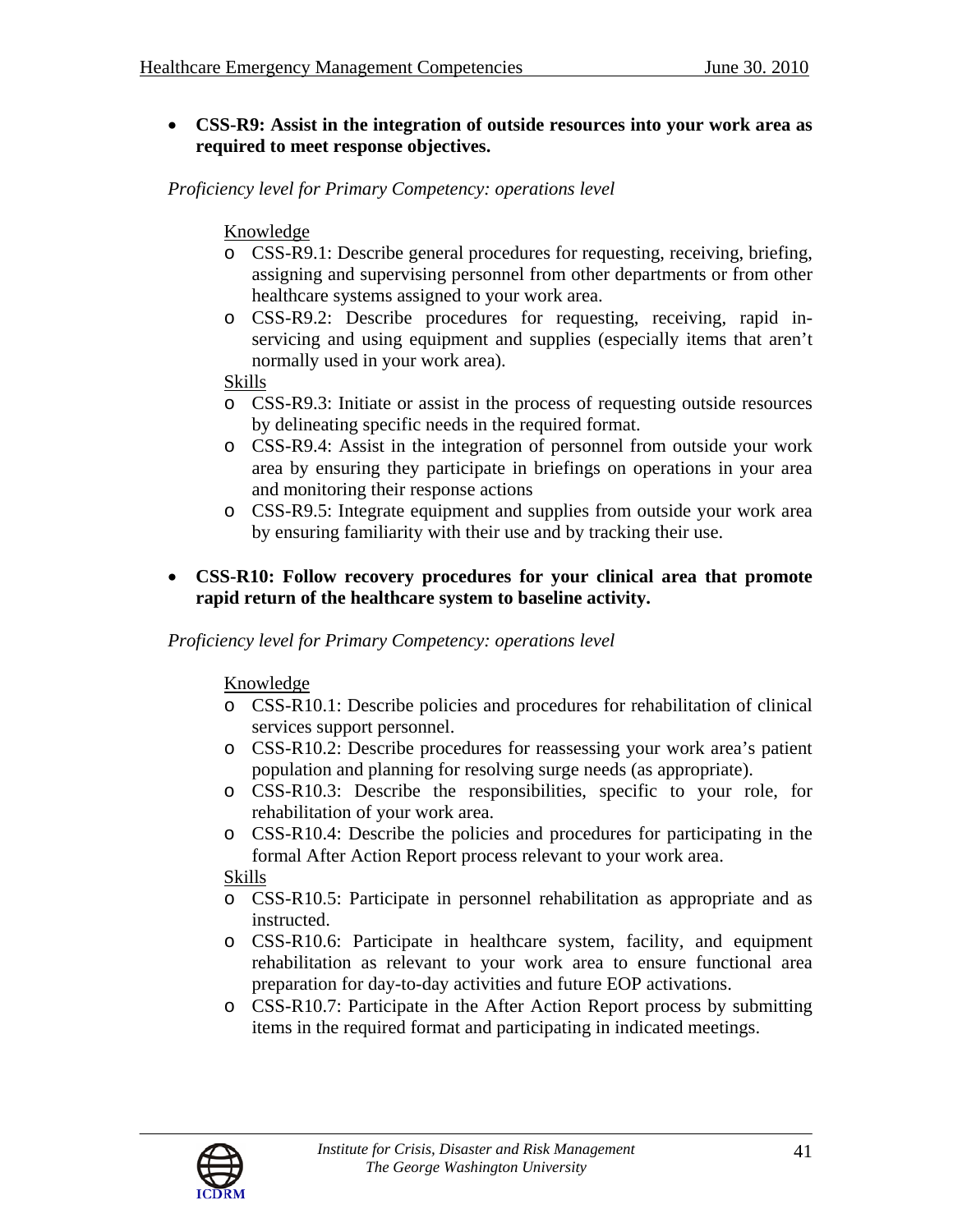- **CSS-R9: Assist in the integration of outside resources into your work area as required to meet response objectives.**

*Proficiency level for Primary Competency: operations level*

Knowledge

- CSS-R9.1: Describe general procedures for requesting, receiving, briefing, assigning and supervising personnel from other departments or from other healthcare systems assigned to your work area.
- CSS-R9.2: Describe procedures for requesting, receiving, rapid in-servicing and using equipment and supplies (especially items that aren't normally used in your work area).

Skills

- CSS-R9.3: Initiate or assist in the process of requesting outside resources by delineating specific needs in the required format.
- CSS-R9.4: Assist in the integration of personnel from outside your work area by ensuring they participate in briefings on operations in your area and monitoring their response actions
- CSS-R9.5: Integrate equipment and supplies from outside your work area by ensuring familiarity with their use and by tracking their use.

- **CSS-R10: Follow recovery procedures for your clinical area that promote rapid return of the healthcare system to baseline activity.**

*Proficiency level for Primary Competency: operations level*

Knowledge

- CSS-R10.1: Describe policies and procedures for rehabilitation of clinical services support personnel.
- CSS-R10.2: Describe procedures for reassessing your work area's patient population and planning for resolving surge needs (as appropriate).
- CSS-R10.3: Describe the responsibilities, specific to your role, for rehabilitation of your work area.
- CSS-R10.4: Describe the policies and procedures for participating in the formal After Action Report process relevant to your work area.

Skills

- CSS-R10.5: Participate in personnel rehabilitation as appropriate and as instructed.
- CSS-R10.6: Participate in healthcare system, facility, and equipment rehabilitation as relevant to your work area to ensure functional area preparation for day-to-day activities and future EOP activations.
- CSS-R10.7: Participate in the After Action Report process by submitting items in the required format and participating in indicated meetings.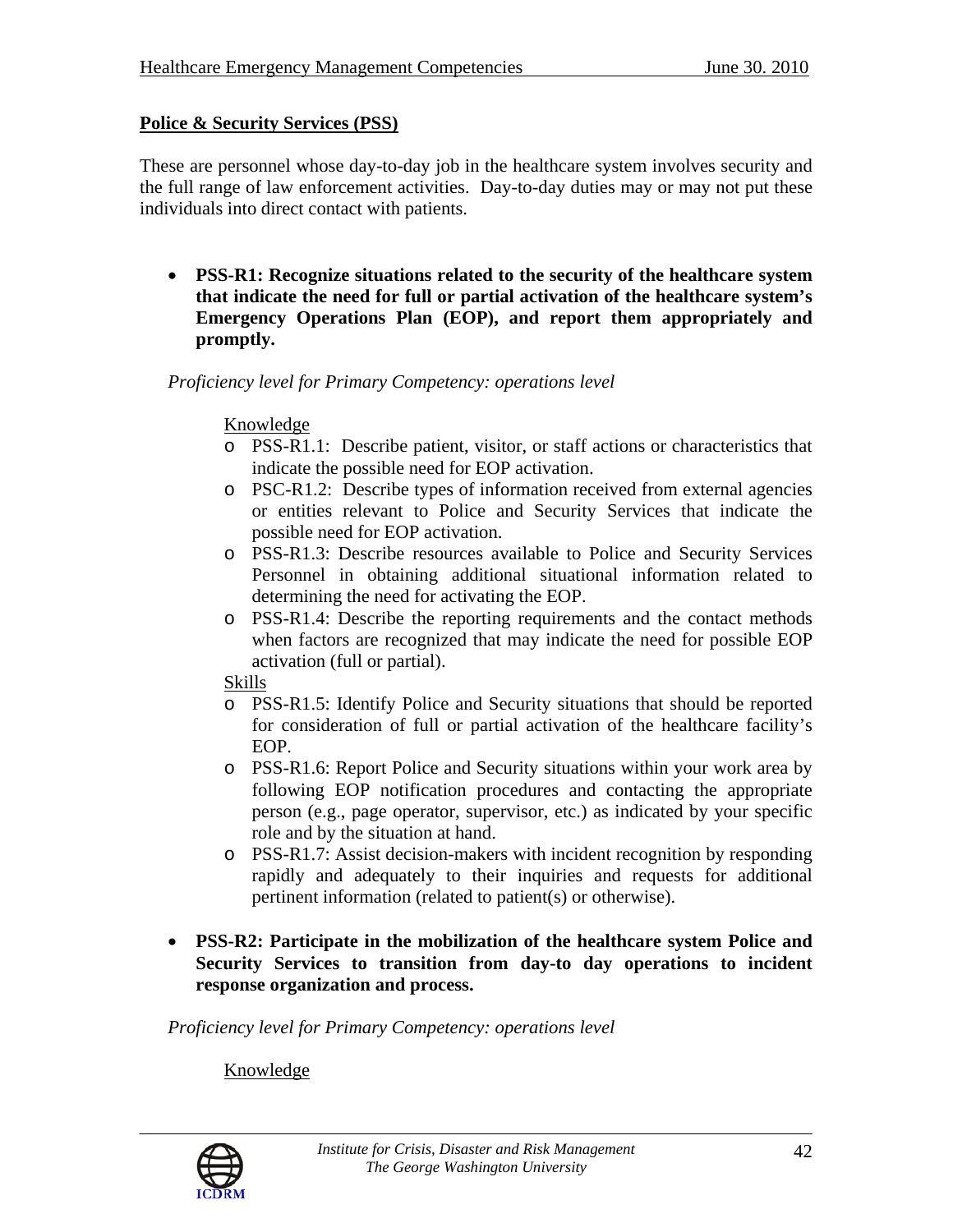**Police & Security Services (PSS)**

These are personnel whose day-to-day job in the healthcare system involves security and the full range of law enforcement activities. Day-to-day duties may or may not put these individuals into direct contact with patients.

- **PSS-R1: Recognize situations related to the security of the healthcare system that indicate the need for full or partial activation of the healthcare system's Emergency Operations Plan (EOP), and report them appropriately and promptly.**

  *Proficiency level for Primary Competency: operations level*

  Knowledge
  - PSS-R1.1: Describe patient, visitor, or staff actions or characteristics that indicate the possible need for EOP activation.
  - PSC-R1.2: Describe types of information received from external agencies or entities relevant to Police and Security Services that indicate the possible need for EOP activation.
  - PSS-R1.3: Describe resources available to Police and Security Services Personnel in obtaining additional situational information related to determining the need for activating the EOP.
  - PSS-R1.4: Describe the reporting requirements and the contact methods when factors are recognized that may indicate the need for possible EOP activation (full or partial).

  Skills
  - PSS-R1.5: Identify Police and Security situations that should be reported for consideration of full or partial activation of the healthcare facility's EOP.
  - PSS-R1.6: Report Police and Security situations within your work area by following EOP notification procedures and contacting the appropriate person (e.g., page operator, supervisor, etc.) as indicated by your specific role and by the situation at hand.
  - PSS-R1.7: Assist decision-makers with incident recognition by responding rapidly and adequately to their inquiries and requests for additional pertinent information (related to patient(s) or otherwise).

- **PSS-R2: Participate in the mobilization of the healthcare system Police and Security Services to transition from day-to day operations to incident response organization and process.**

  *Proficiency level for Primary Competency: operations level*

  Knowledge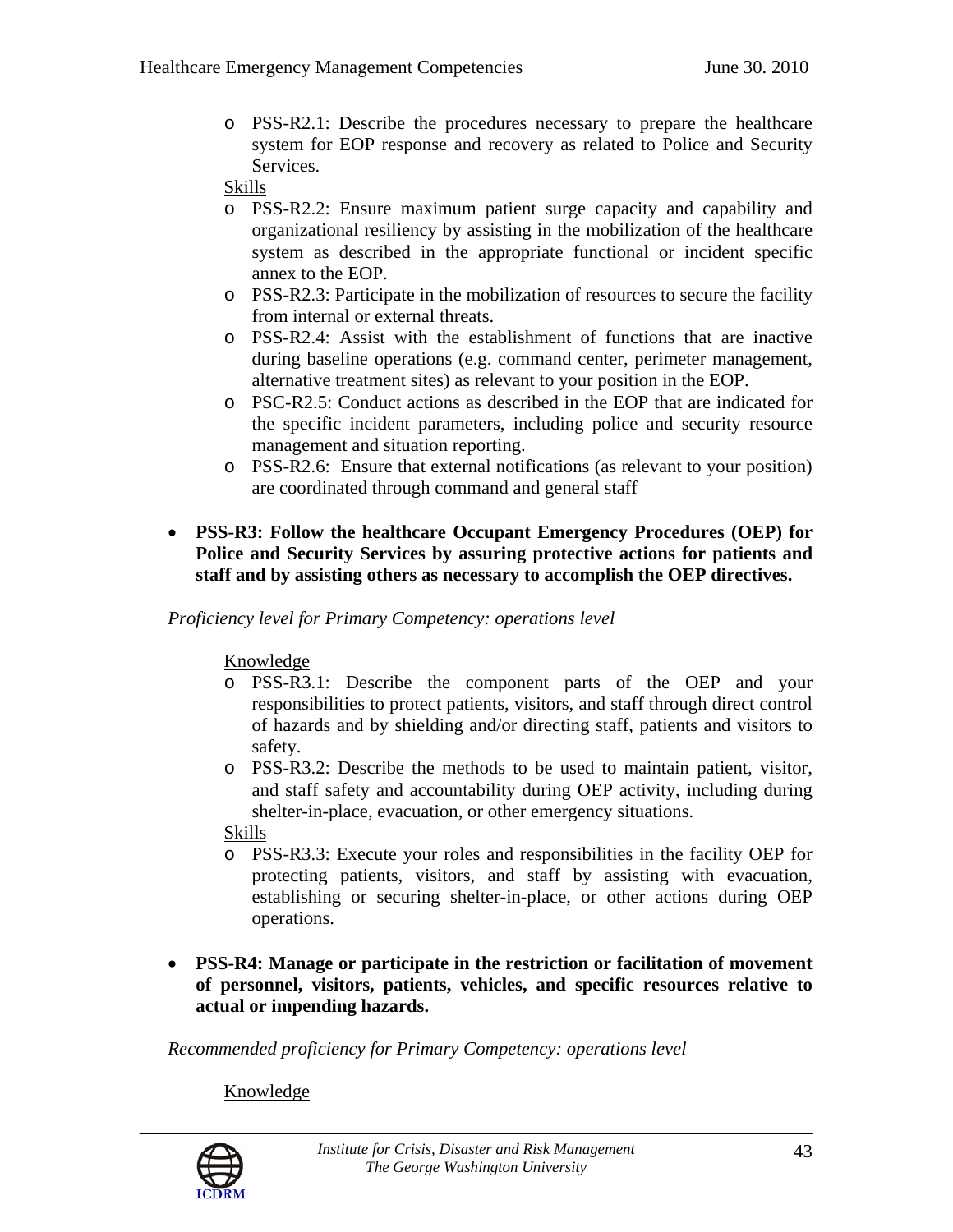- PSS-R2.1: Describe the procedures necessary to prepare the healthcare system for EOP response and recovery as related to Police and Security Services.

Skills

- PSS-R2.2: Ensure maximum patient surge capacity and capability and organizational resiliency by assisting in the mobilization of the healthcare system as described in the appropriate functional or incident specific annex to the EOP.
- PSS-R2.3: Participate in the mobilization of resources to secure the facility from internal or external threats.
- PSS-R2.4: Assist with the establishment of functions that are inactive during baseline operations (e.g. command center, perimeter management, alternative treatment sites) as relevant to your position in the EOP.
- PSC-R2.5: Conduct actions as described in the EOP that are indicated for the specific incident parameters, including police and security resource management and situation reporting.
- PSS-R2.6: Ensure that external notifications (as relevant to your position) are coordinated through command and general staff

- **PSS-R3: Follow the healthcare Occupant Emergency Procedures (OEP) for Police and Security Services by assuring protective actions for patients and staff and by assisting others as necessary to accomplish the OEP directives.**

*Proficiency level for Primary Competency: operations level*

Knowledge

- PSS-R3.1: Describe the component parts of the OEP and your responsibilities to protect patients, visitors, and staff through direct control of hazards and by shielding and/or directing staff, patients and visitors to safety.
- PSS-R3.2: Describe the methods to be used to maintain patient, visitor, and staff safety and accountability during OEP activity, including during shelter-in-place, evacuation, or other emergency situations.

Skills

- PSS-R3.3: Execute your roles and responsibilities in the facility OEP for protecting patients, visitors, and staff by assisting with evacuation, establishing or securing shelter-in-place, or other actions during OEP operations.

- **PSS-R4: Manage or participate in the restriction or facilitation of movement of personnel, visitors, patients, vehicles, and specific resources relative to actual or impending hazards.**

*Recommended proficiency for Primary Competency: operations level*

Knowledge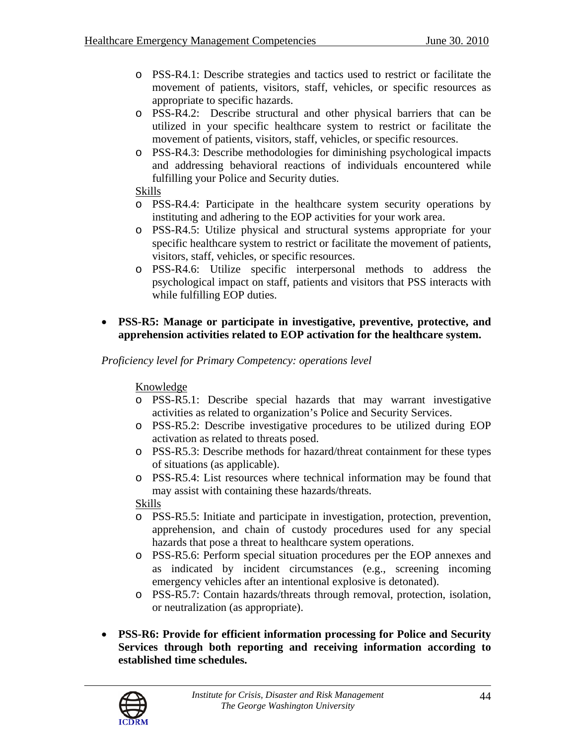- PSS-R4.1: Describe strategies and tactics used to restrict or facilitate the movement of patients, visitors, staff, vehicles, or specific resources as appropriate to specific hazards.
- PSS-R4.2: Describe structural and other physical barriers that can be utilized in your specific healthcare system to restrict or facilitate the movement of patients, visitors, staff, vehicles, or specific resources.
- PSS-R4.3: Describe methodologies for diminishing psychological impacts and addressing behavioral reactions of individuals encountered while fulfilling your Police and Security duties.

Skills

- PSS-R4.4: Participate in the healthcare system security operations by instituting and adhering to the EOP activities for your work area.
- PSS-R4.5: Utilize physical and structural systems appropriate for your specific healthcare system to restrict or facilitate the movement of patients, visitors, staff, vehicles, or specific resources.
- PSS-R4.6: Utilize specific interpersonal methods to address the psychological impact on staff, patients and visitors that PSS interacts with while fulfilling EOP duties.

- **PSS-R5: Manage or participate in investigative, preventive, protective, and apprehension activities related to EOP activation for the healthcare system.**

*Proficiency level for Primary Competency: operations level*

Knowledge

- PSS-R5.1: Describe special hazards that may warrant investigative activities as related to organization's Police and Security Services.
- PSS-R5.2: Describe investigative procedures to be utilized during EOP activation as related to threats posed.
- PSS-R5.3: Describe methods for hazard/threat containment for these types of situations (as applicable).
- PSS-R5.4: List resources where technical information may be found that may assist with containing these hazards/threats.

Skills

- PSS-R5.5: Initiate and participate in investigation, protection, prevention, apprehension, and chain of custody procedures used for any special hazards that pose a threat to healthcare system operations.
- PSS-R5.6: Perform special situation procedures per the EOP annexes and as indicated by incident circumstances (e.g., screening incoming emergency vehicles after an intentional explosive is detonated).
- PSS-R5.7: Contain hazards/threats through removal, protection, isolation, or neutralization (as appropriate).

- **PSS-R6: Provide for efficient information processing for Police and Security Services through both reporting and receiving information according to established time schedules.**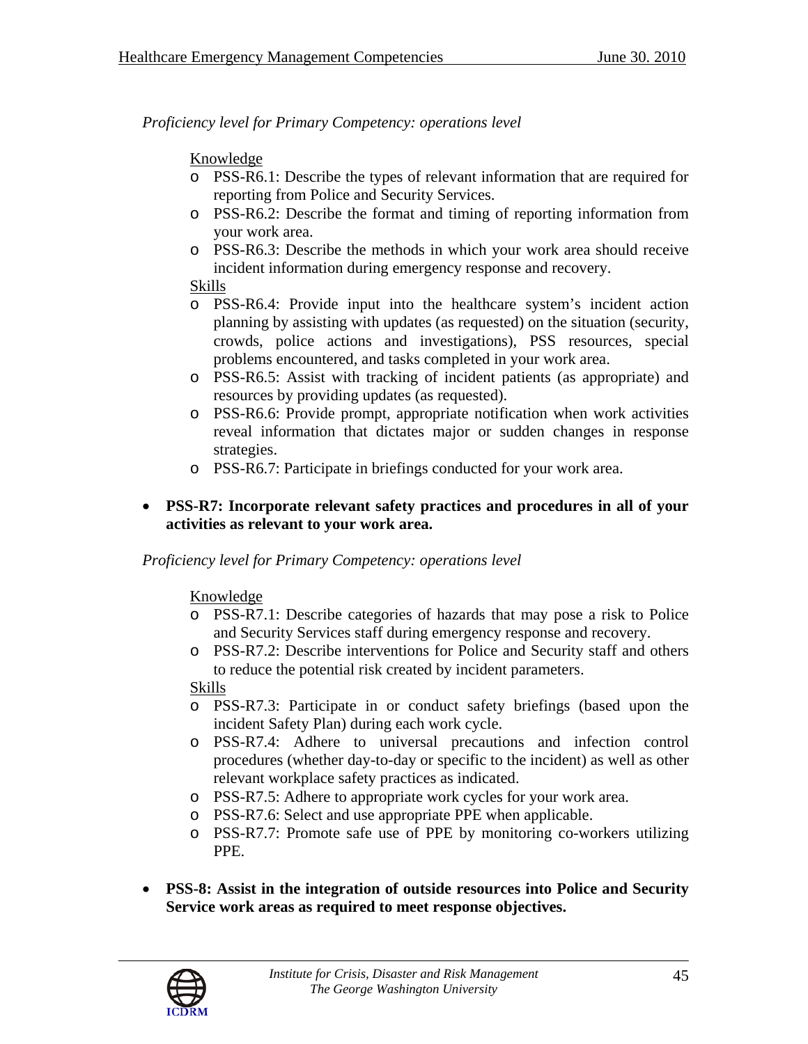*Proficiency level for Primary Competency: operations level*

Knowledge

- PSS-R6.1: Describe the types of relevant information that are required for reporting from Police and Security Services.
- PSS-R6.2: Describe the format and timing of reporting information from your work area.
- PSS-R6.3: Describe the methods in which your work area should receive incident information during emergency response and recovery.

Skills

- PSS-R6.4: Provide input into the healthcare system's incident action planning by assisting with updates (as requested) on the situation (security, crowds, police actions and investigations), PSS resources, special problems encountered, and tasks completed in your work area.
- PSS-R6.5: Assist with tracking of incident patients (as appropriate) and resources by providing updates (as requested).
- PSS-R6.6: Provide prompt, appropriate notification when work activities reveal information that dictates major or sudden changes in response strategies.
- PSS-R6.7: Participate in briefings conducted for your work area.

- **PSS-R7: Incorporate relevant safety practices and procedures in all of your activities as relevant to your work area.**

*Proficiency level for Primary Competency: operations level*

Knowledge

- PSS-R7.1: Describe categories of hazards that may pose a risk to Police and Security Services staff during emergency response and recovery.
- PSS-R7.2: Describe interventions for Police and Security staff and others to reduce the potential risk created by incident parameters.

Skills

- PSS-R7.3: Participate in or conduct safety briefings (based upon the incident Safety Plan) during each work cycle.
- PSS-R7.4: Adhere to universal precautions and infection control procedures (whether day-to-day or specific to the incident) as well as other relevant workplace safety practices as indicated.
- PSS-R7.5: Adhere to appropriate work cycles for your work area.
- PSS-R7.6: Select and use appropriate PPE when applicable.
- PSS-R7.7: Promote safe use of PPE by monitoring co-workers utilizing PPE.

- **PSS-8: Assist in the integration of outside resources into Police and Security Service work areas as required to meet response objectives.**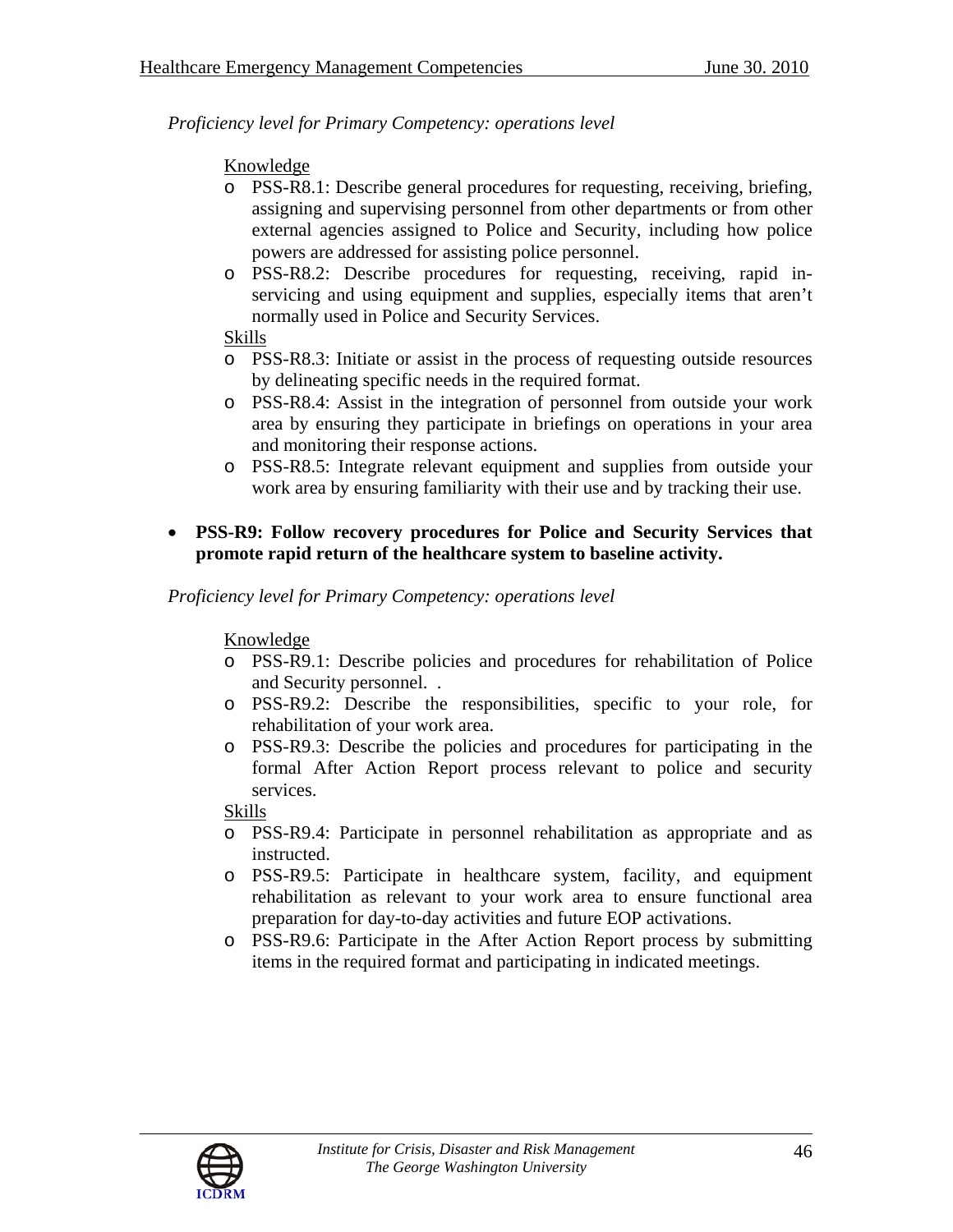*Proficiency level for Primary Competency: operations level*

Knowledge

- PSS-R8.1: Describe general procedures for requesting, receiving, briefing, assigning and supervising personnel from other departments or from other external agencies assigned to Police and Security, including how police powers are addressed for assisting police personnel.
- PSS-R8.2: Describe procedures for requesting, receiving, rapid in-servicing and using equipment and supplies, especially items that aren't normally used in Police and Security Services.

Skills

- PSS-R8.3: Initiate or assist in the process of requesting outside resources by delineating specific needs in the required format.
- PSS-R8.4: Assist in the integration of personnel from outside your work area by ensuring they participate in briefings on operations in your area and monitoring their response actions.
- PSS-R8.5: Integrate relevant equipment and supplies from outside your work area by ensuring familiarity with their use and by tracking their use.

- **PSS-R9: Follow recovery procedures for Police and Security Services that promote rapid return of the healthcare system to baseline activity.**

*Proficiency level for Primary Competency: operations level*

Knowledge

- PSS-R9.1: Describe policies and procedures for rehabilitation of Police and Security personnel.  .
- PSS-R9.2: Describe the responsibilities, specific to your role, for rehabilitation of your work area.
- PSS-R9.3: Describe the policies and procedures for participating in the formal After Action Report process relevant to police and security services.

Skills

- PSS-R9.4: Participate in personnel rehabilitation as appropriate and as instructed.
- PSS-R9.5: Participate in healthcare system, facility, and equipment rehabilitation as relevant to your work area to ensure functional area preparation for day-to-day activities and future EOP activations.
- PSS-R9.6: Participate in the After Action Report process by submitting items in the required format and participating in indicated meetings.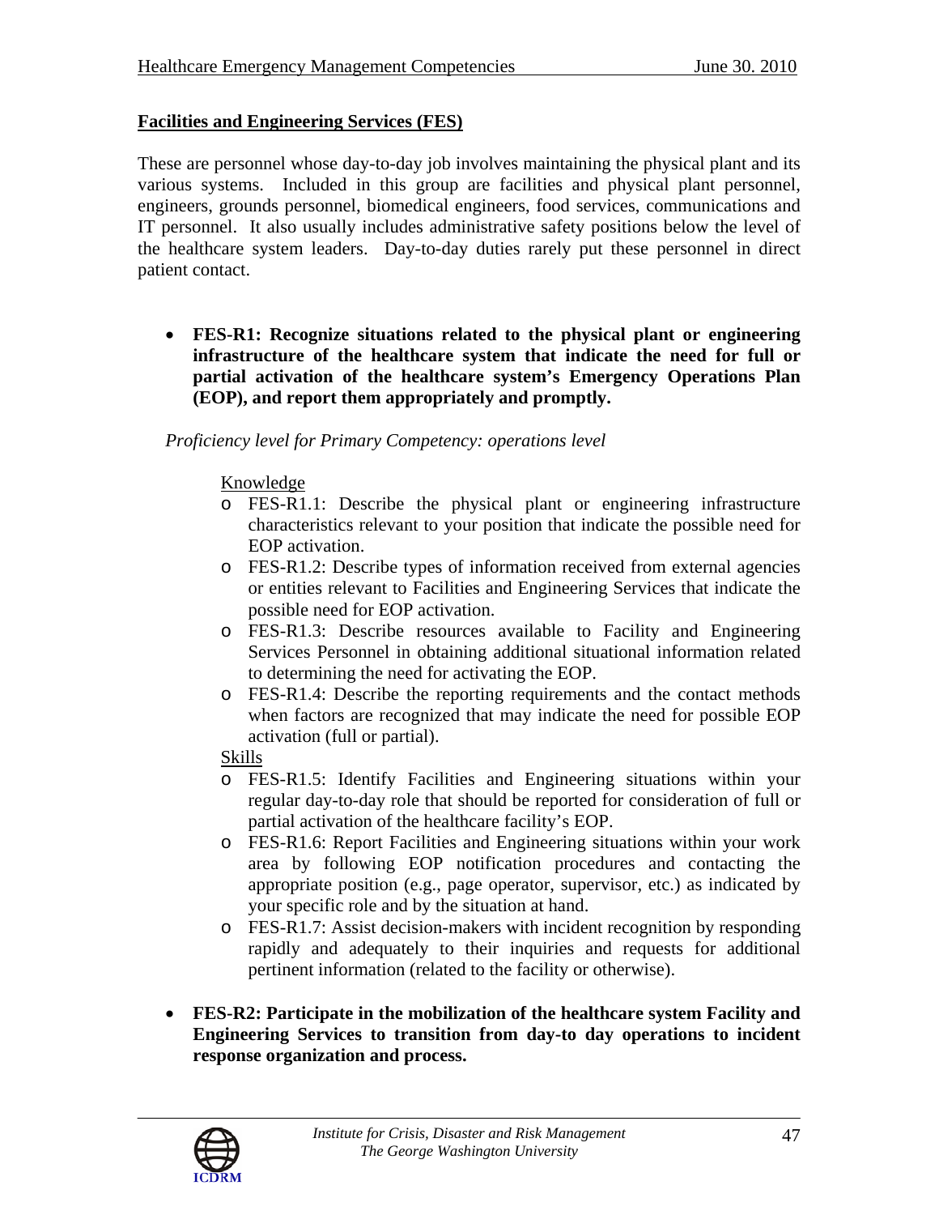**Facilities and Engineering Services (FES)**

These are personnel whose day-to-day job involves maintaining the physical plant and its various systems. Included in this group are facilities and physical plant personnel, engineers, grounds personnel, biomedical engineers, food services, communications and IT personnel. It also usually includes administrative safety positions below the level of the healthcare system leaders. Day-to-day duties rarely put these personnel in direct patient contact.

- **FES-R1: Recognize situations related to the physical plant or engineering infrastructure of the healthcare system that indicate the need for full or partial activation of the healthcare system's Emergency Operations Plan (EOP), and report them appropriately and promptly.**

  *Proficiency level for Primary Competency: operations level*

  Knowledge
  - FES-R1.1: Describe the physical plant or engineering infrastructure characteristics relevant to your position that indicate the possible need for EOP activation.
  - FES-R1.2: Describe types of information received from external agencies or entities relevant to Facilities and Engineering Services that indicate the possible need for EOP activation.
  - FES-R1.3: Describe resources available to Facility and Engineering Services Personnel in obtaining additional situational information related to determining the need for activating the EOP.
  - FES-R1.4: Describe the reporting requirements and the contact methods when factors are recognized that may indicate the need for possible EOP activation (full or partial).

  Skills
  - FES-R1.5: Identify Facilities and Engineering situations within your regular day-to-day role that should be reported for consideration of full or partial activation of the healthcare facility's EOP.
  - FES-R1.6: Report Facilities and Engineering situations within your work area by following EOP notification procedures and contacting the appropriate position (e.g., page operator, supervisor, etc.) as indicated by your specific role and by the situation at hand.
  - FES-R1.7: Assist decision-makers with incident recognition by responding rapidly and adequately to their inquiries and requests for additional pertinent information (related to the facility or otherwise).

- **FES-R2: Participate in the mobilization of the healthcare system Facility and Engineering Services to transition from day-to day operations to incident response organization and process.**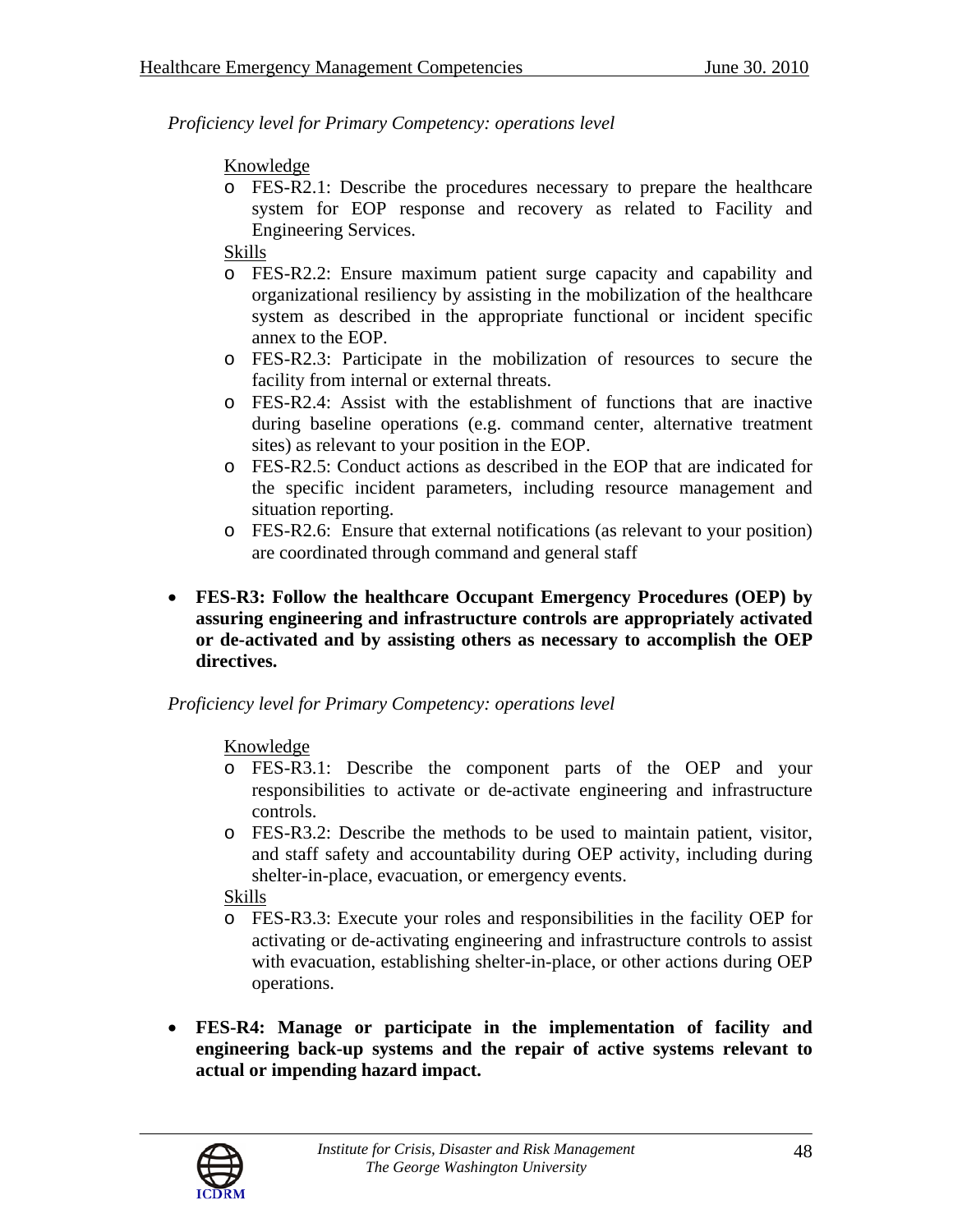*Proficiency level for Primary Competency: operations level*

Knowledge

- FES-R2.1: Describe the procedures necessary to prepare the healthcare system for EOP response and recovery as related to Facility and Engineering Services.

Skills

- FES-R2.2: Ensure maximum patient surge capacity and capability and organizational resiliency by assisting in the mobilization of the healthcare system as described in the appropriate functional or incident specific annex to the EOP.
- FES-R2.3: Participate in the mobilization of resources to secure the facility from internal or external threats.
- FES-R2.4: Assist with the establishment of functions that are inactive during baseline operations (e.g. command center, alternative treatment sites) as relevant to your position in the EOP.
- FES-R2.5: Conduct actions as described in the EOP that are indicated for the specific incident parameters, including resource management and situation reporting.
- FES-R2.6: Ensure that external notifications (as relevant to your position) are coordinated through command and general staff

- **FES-R3: Follow the healthcare Occupant Emergency Procedures (OEP) by assuring engineering and infrastructure controls are appropriately activated or de-activated and by assisting others as necessary to accomplish the OEP directives.**

*Proficiency level for Primary Competency: operations level*

Knowledge

- FES-R3.1: Describe the component parts of the OEP and your responsibilities to activate or de-activate engineering and infrastructure controls.
- FES-R3.2: Describe the methods to be used to maintain patient, visitor, and staff safety and accountability during OEP activity, including during shelter-in-place, evacuation, or emergency events.

Skills

- FES-R3.3: Execute your roles and responsibilities in the facility OEP for activating or de-activating engineering and infrastructure controls to assist with evacuation, establishing shelter-in-place, or other actions during OEP operations.

- **FES-R4: Manage or participate in the implementation of facility and engineering back-up systems and the repair of active systems relevant to actual or impending hazard impact.**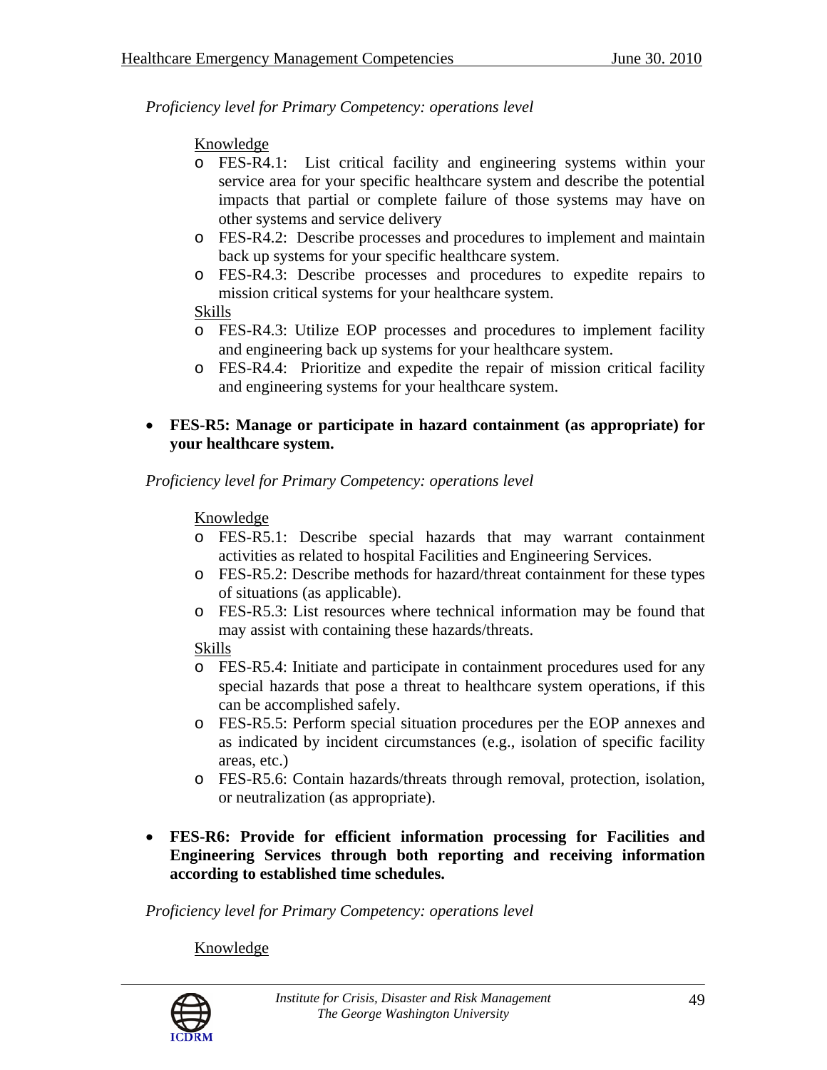*Proficiency level for Primary Competency: operations level*

Knowledge

- FES-R4.1: List critical facility and engineering systems within your service area for your specific healthcare system and describe the potential impacts that partial or complete failure of those systems may have on other systems and service delivery
- FES-R4.2: Describe processes and procedures to implement and maintain back up systems for your specific healthcare system.
- FES-R4.3: Describe processes and procedures to expedite repairs to mission critical systems for your healthcare system.

Skills

- FES-R4.3: Utilize EOP processes and procedures to implement facility and engineering back up systems for your healthcare system.
- FES-R4.4: Prioritize and expedite the repair of mission critical facility and engineering systems for your healthcare system.

- **FES-R5: Manage or participate in hazard containment (as appropriate) for your healthcare system.**

*Proficiency level for Primary Competency: operations level*

Knowledge

- FES-R5.1: Describe special hazards that may warrant containment activities as related to hospital Facilities and Engineering Services.
- FES-R5.2: Describe methods for hazard/threat containment for these types of situations (as applicable).
- FES-R5.3: List resources where technical information may be found that may assist with containing these hazards/threats.

Skills

- FES-R5.4: Initiate and participate in containment procedures used for any special hazards that pose a threat to healthcare system operations, if this can be accomplished safely.
- FES-R5.5: Perform special situation procedures per the EOP annexes and as indicated by incident circumstances (e.g., isolation of specific facility areas, etc.)
- FES-R5.6: Contain hazards/threats through removal, protection, isolation, or neutralization (as appropriate).

- **FES-R6: Provide for efficient information processing for Facilities and Engineering Services through both reporting and receiving information according to established time schedules.**

*Proficiency level for Primary Competency: operations level*

Knowledge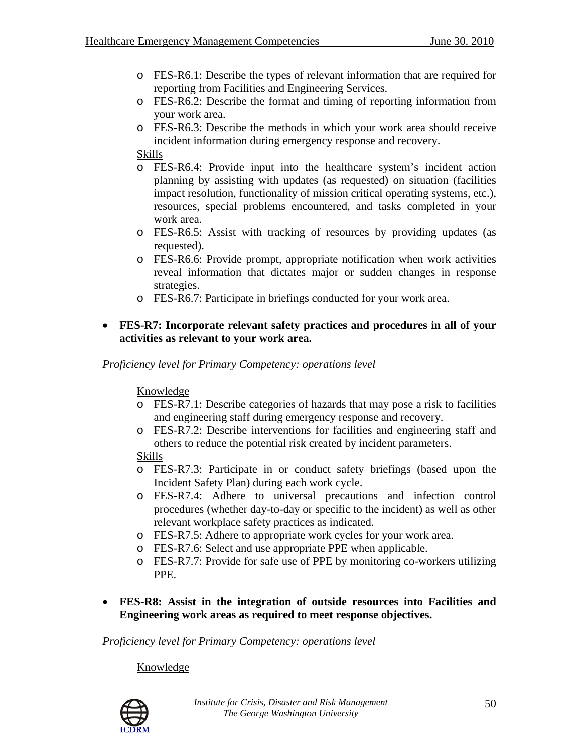- FES-R6.1: Describe the types of relevant information that are required for reporting from Facilities and Engineering Services.
- FES-R6.2: Describe the format and timing of reporting information from your work area.
- FES-R6.3: Describe the methods in which your work area should receive incident information during emergency response and recovery.

Skills

- FES-R6.4: Provide input into the healthcare system's incident action planning by assisting with updates (as requested) on situation (facilities impact resolution, functionality of mission critical operating systems, etc.), resources, special problems encountered, and tasks completed in your work area.
- FES-R6.5: Assist with tracking of resources by providing updates (as requested).
- FES-R6.6: Provide prompt, appropriate notification when work activities reveal information that dictates major or sudden changes in response strategies.
- FES-R6.7: Participate in briefings conducted for your work area.

- **FES-R7: Incorporate relevant safety practices and procedures in all of your activities as relevant to your work area.**

*Proficiency level for Primary Competency: operations level*

Knowledge

- FES-R7.1: Describe categories of hazards that may pose a risk to facilities and engineering staff during emergency response and recovery.
- FES-R7.2: Describe interventions for facilities and engineering staff and others to reduce the potential risk created by incident parameters.

Skills

- FES-R7.3: Participate in or conduct safety briefings (based upon the Incident Safety Plan) during each work cycle.
- FES-R7.4: Adhere to universal precautions and infection control procedures (whether day-to-day or specific to the incident) as well as other relevant workplace safety practices as indicated.
- FES-R7.5: Adhere to appropriate work cycles for your work area.
- FES-R7.6: Select and use appropriate PPE when applicable.
- FES-R7.7: Provide for safe use of PPE by monitoring co-workers utilizing PPE.

- **FES-R8: Assist in the integration of outside resources into Facilities and Engineering work areas as required to meet response objectives.**

*Proficiency level for Primary Competency: operations level*

Knowledge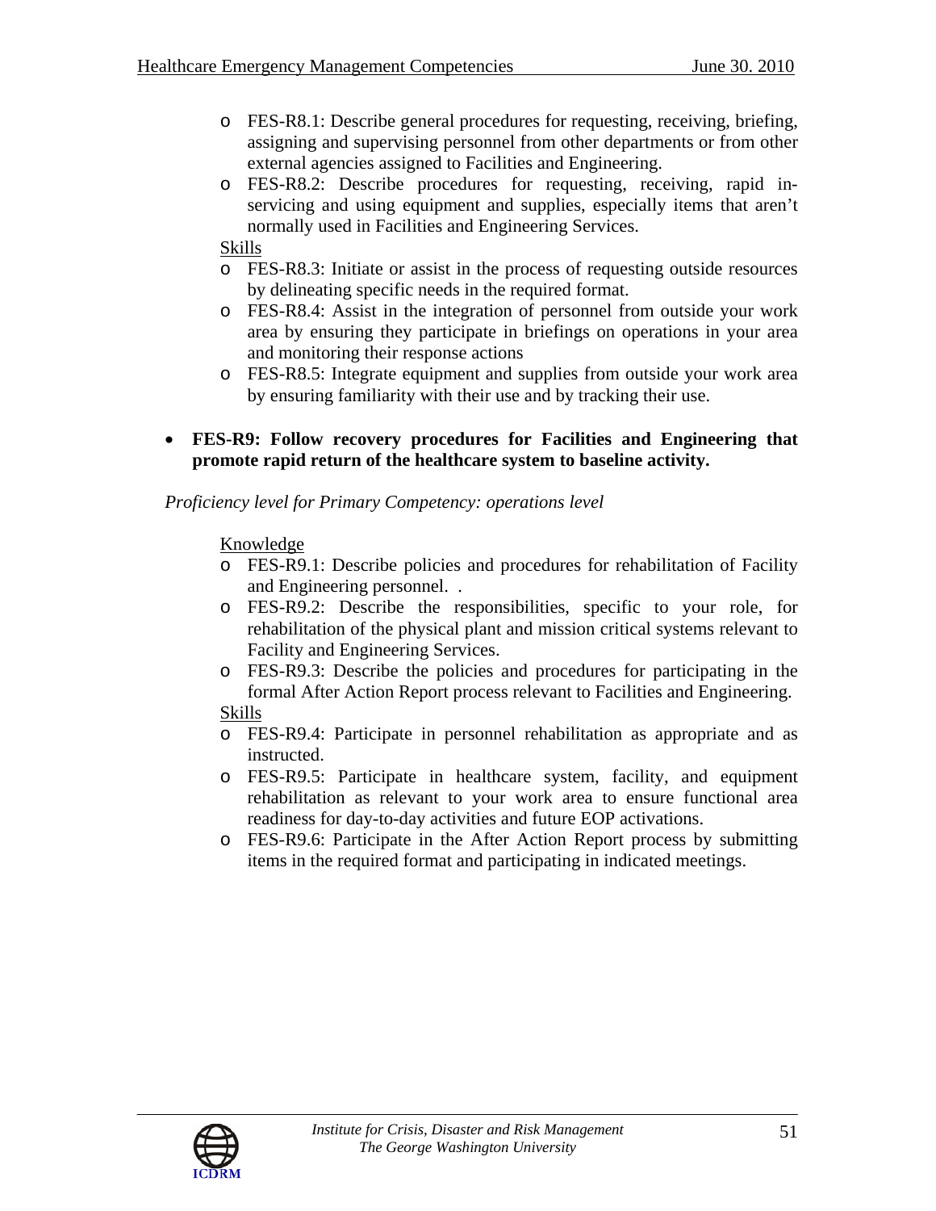- FES-R8.1: Describe general procedures for requesting, receiving, briefing, assigning and supervising personnel from other departments or from other external agencies assigned to Facilities and Engineering.
- FES-R8.2: Describe procedures for requesting, receiving, rapid in-servicing and using equipment and supplies, especially items that aren't normally used in Facilities and Engineering Services.

Skills

- FES-R8.3: Initiate or assist in the process of requesting outside resources by delineating specific needs in the required format.
- FES-R8.4: Assist in the integration of personnel from outside your work area by ensuring they participate in briefings on operations in your area and monitoring their response actions
- FES-R8.5: Integrate equipment and supplies from outside your work area by ensuring familiarity with their use and by tracking their use.

- **FES-R9: Follow recovery procedures for Facilities and Engineering that promote rapid return of the healthcare system to baseline activity.**

*Proficiency level for Primary Competency: operations level*

Knowledge

- FES-R9.1: Describe policies and procedures for rehabilitation of Facility and Engineering personnel. .
- FES-R9.2: Describe the responsibilities, specific to your role, for rehabilitation of the physical plant and mission critical systems relevant to Facility and Engineering Services.
- FES-R9.3: Describe the policies and procedures for participating in the formal After Action Report process relevant to Facilities and Engineering.

Skills

- FES-R9.4: Participate in personnel rehabilitation as appropriate and as instructed.
- FES-R9.5: Participate in healthcare system, facility, and equipment rehabilitation as relevant to your work area to ensure functional area readiness for day-to-day activities and future EOP activations.
- FES-R9.6: Participate in the After Action Report process by submitting items in the required format and participating in indicated meetings.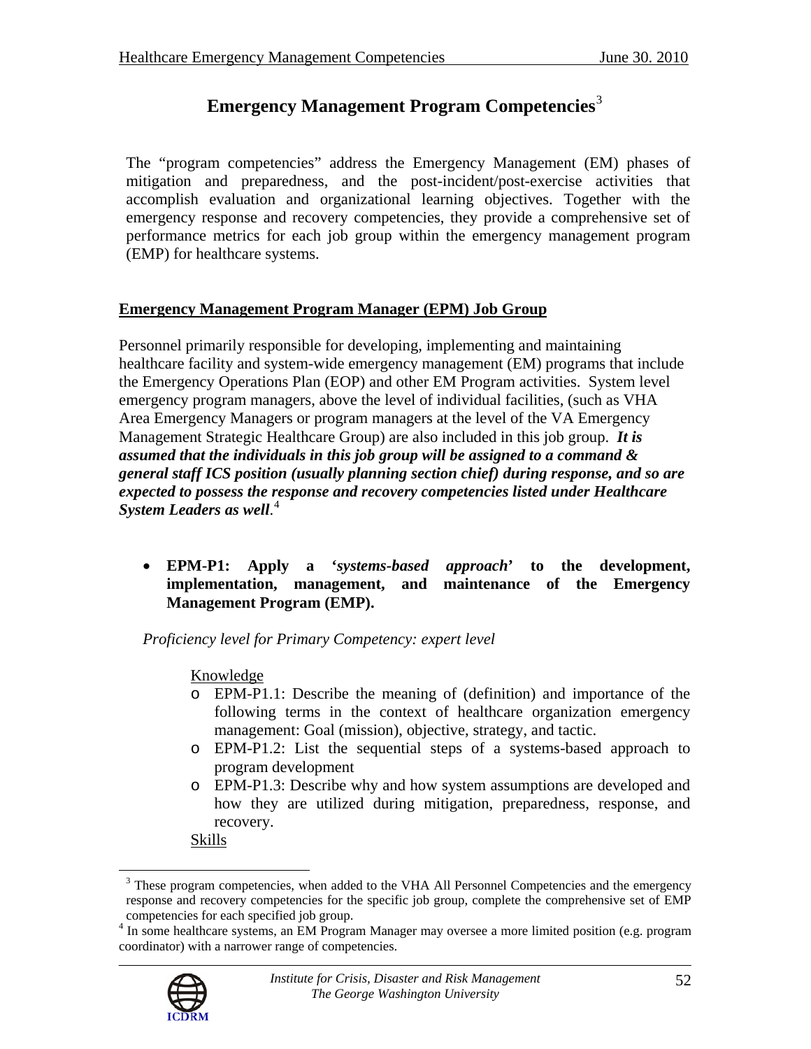# Emergency Management Program Competencies[3]

The "program competencies" address the Emergency Management (EM) phases of mitigation and preparedness, and the post-incident/post-exercise activities that accomplish evaluation and organizational learning objectives. Together with the emergency response and recovery competencies, they provide a comprehensive set of performance metrics for each job group within the emergency management program (EMP) for healthcare systems.

## Emergency Management Program Manager (EPM) Job Group

Personnel primarily responsible for developing, implementing and maintaining healthcare facility and system-wide emergency management (EM) programs that include the Emergency Operations Plan (EOP) and other EM Program activities. System level emergency program managers, above the level of individual facilities, (such as VHA Area Emergency Managers or program managers at the level of the VA Emergency Management Strategic Healthcare Group) are also included in this job group. ***It is assumed that the individuals in this job group will be assigned to a command & general staff ICS position (usually planning section chief) during response, and so are expected to possess the response and recovery competencies listed under Healthcare System Leaders as well***.[4]

- **EPM-P1: Apply a '*systems-based approach*' to the development, implementation, management, and maintenance of the Emergency Management Program (EMP).**

*Proficiency level for Primary Competency: expert level*

Knowledge

- EPM-P1.1: Describe the meaning of (definition) and importance of the following terms in the context of healthcare organization emergency management: Goal (mission), objective, strategy, and tactic.
- EPM-P1.2: List the sequential steps of a systems-based approach to program development
- EPM-P1.3: Describe why and how system assumptions are developed and how they are utilized during mitigation, preparedness, response, and recovery.

Skills

---

[3] These program competencies, when added to the VHA All Personnel Competencies and the emergency response and recovery competencies for the specific job group, complete the comprehensive set of EMP competencies for each specified job group.

[4] In some healthcare systems, an EM Program Manager may oversee a more limited position (e.g. program coordinator) with a narrower range of competencies.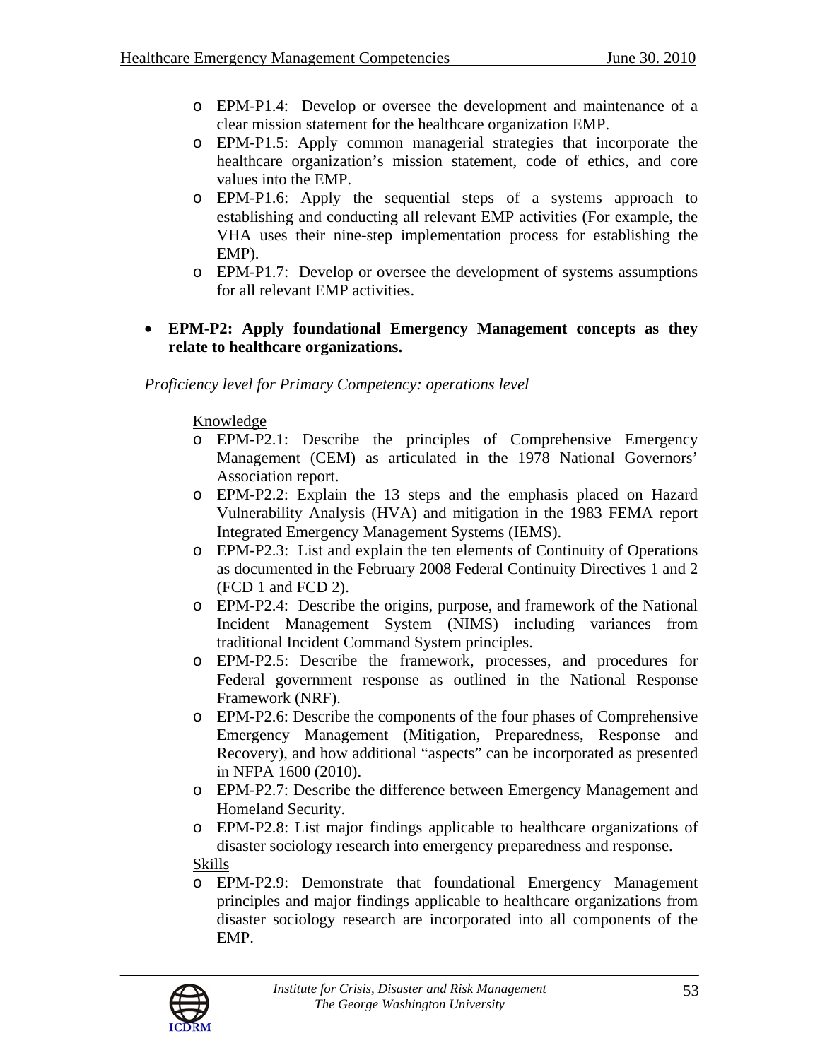- EPM-P1.4: Develop or oversee the development and maintenance of a clear mission statement for the healthcare organization EMP.
- EPM-P1.5: Apply common managerial strategies that incorporate the healthcare organization's mission statement, code of ethics, and core values into the EMP.
- EPM-P1.6: Apply the sequential steps of a systems approach to establishing and conducting all relevant EMP activities (For example, the VHA uses their nine-step implementation process for establishing the EMP).
- EPM-P1.7: Develop or oversee the development of systems assumptions for all relevant EMP activities.

- **EPM-P2: Apply foundational Emergency Management concepts as they relate to healthcare organizations.**

*Proficiency level for Primary Competency: operations level*

Knowledge

- EPM-P2.1: Describe the principles of Comprehensive Emergency Management (CEM) as articulated in the 1978 National Governors' Association report.
- EPM-P2.2: Explain the 13 steps and the emphasis placed on Hazard Vulnerability Analysis (HVA) and mitigation in the 1983 FEMA report Integrated Emergency Management Systems (IEMS).
- EPM-P2.3: List and explain the ten elements of Continuity of Operations as documented in the February 2008 Federal Continuity Directives 1 and 2 (FCD 1 and FCD 2).
- EPM-P2.4: Describe the origins, purpose, and framework of the National Incident Management System (NIMS) including variances from traditional Incident Command System principles.
- EPM-P2.5: Describe the framework, processes, and procedures for Federal government response as outlined in the National Response Framework (NRF).
- EPM-P2.6: Describe the components of the four phases of Comprehensive Emergency Management (Mitigation, Preparedness, Response and Recovery), and how additional "aspects" can be incorporated as presented in NFPA 1600 (2010).
- EPM-P2.7: Describe the difference between Emergency Management and Homeland Security.
- EPM-P2.8: List major findings applicable to healthcare organizations of disaster sociology research into emergency preparedness and response.

Skills

- EPM-P2.9: Demonstrate that foundational Emergency Management principles and major findings applicable to healthcare organizations from disaster sociology research are incorporated into all components of the EMP.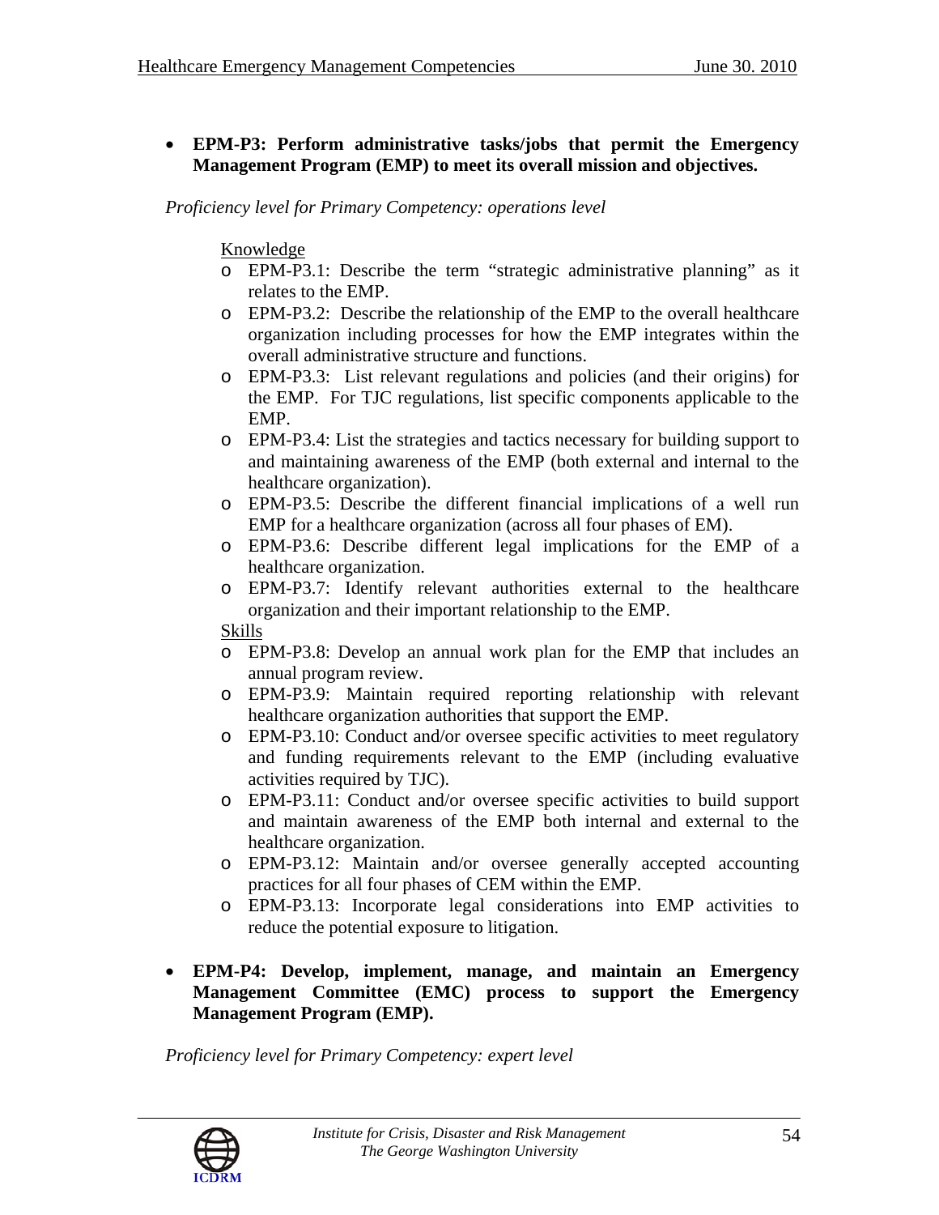- **EPM-P3: Perform administrative tasks/jobs that permit the Emergency Management Program (EMP) to meet its overall mission and objectives.**

*Proficiency level for Primary Competency: operations level*

Knowledge

- EPM-P3.1: Describe the term "strategic administrative planning" as it relates to the EMP.
- EPM-P3.2: Describe the relationship of the EMP to the overall healthcare organization including processes for how the EMP integrates within the overall administrative structure and functions.
- EPM-P3.3: List relevant regulations and policies (and their origins) for the EMP. For TJC regulations, list specific components applicable to the EMP.
- EPM-P3.4: List the strategies and tactics necessary for building support to and maintaining awareness of the EMP (both external and internal to the healthcare organization).
- EPM-P3.5: Describe the different financial implications of a well run EMP for a healthcare organization (across all four phases of EM).
- EPM-P3.6: Describe different legal implications for the EMP of a healthcare organization.
- EPM-P3.7: Identify relevant authorities external to the healthcare organization and their important relationship to the EMP.

Skills

- EPM-P3.8: Develop an annual work plan for the EMP that includes an annual program review.
- EPM-P3.9: Maintain required reporting relationship with relevant healthcare organization authorities that support the EMP.
- EPM-P3.10: Conduct and/or oversee specific activities to meet regulatory and funding requirements relevant to the EMP (including evaluative activities required by TJC).
- EPM-P3.11: Conduct and/or oversee specific activities to build support and maintain awareness of the EMP both internal and external to the healthcare organization.
- EPM-P3.12: Maintain and/or oversee generally accepted accounting practices for all four phases of CEM within the EMP.
- EPM-P3.13: Incorporate legal considerations into EMP activities to reduce the potential exposure to litigation.

- **EPM-P4: Develop, implement, manage, and maintain an Emergency Management Committee (EMC) process to support the Emergency Management Program (EMP).**

*Proficiency level for Primary Competency: expert level*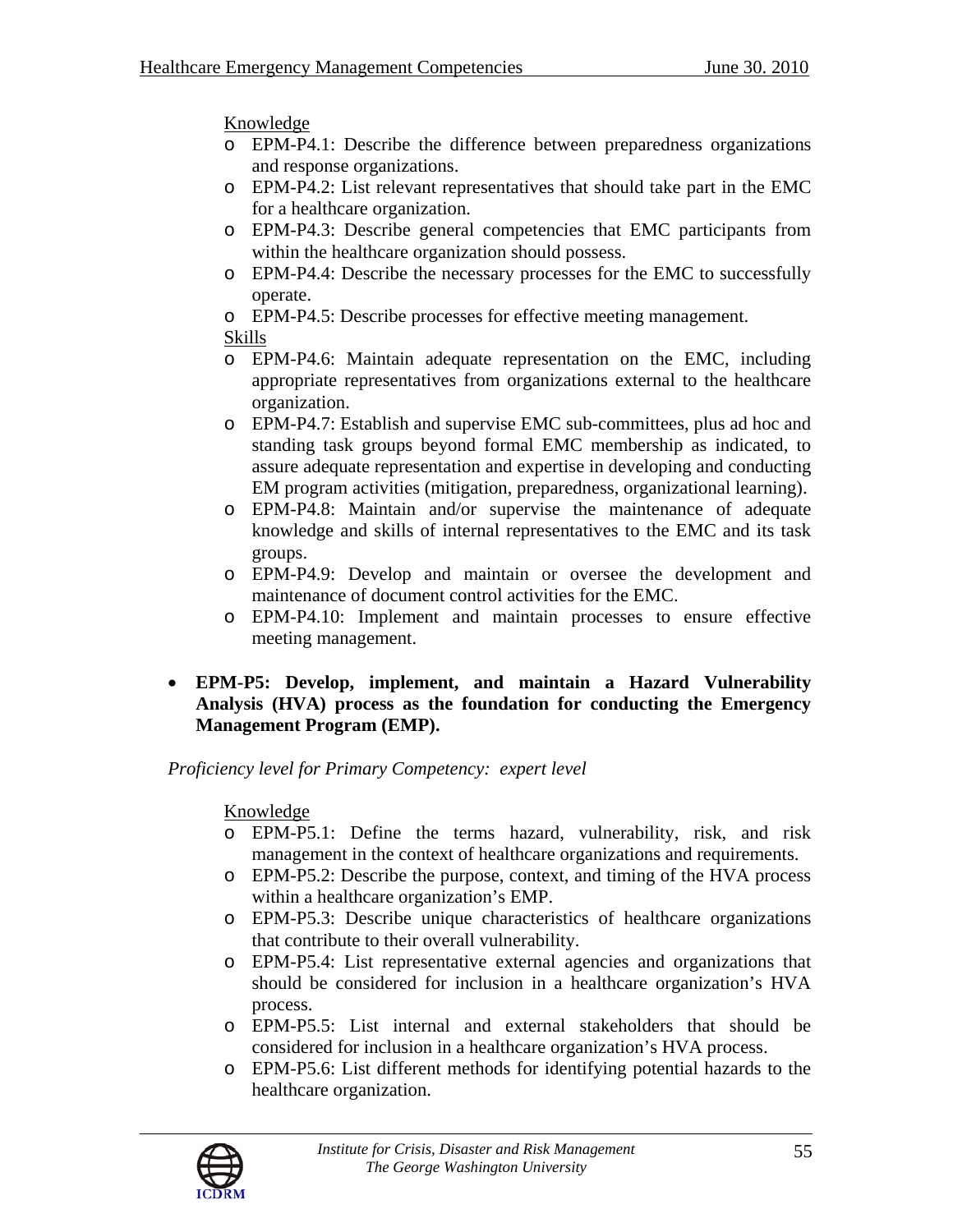Knowledge

- EPM-P4.1: Describe the difference between preparedness organizations and response organizations.
- EPM-P4.2: List relevant representatives that should take part in the EMC for a healthcare organization.
- EPM-P4.3: Describe general competencies that EMC participants from within the healthcare organization should possess.
- EPM-P4.4: Describe the necessary processes for the EMC to successfully operate.
- EPM-P4.5: Describe processes for effective meeting management.

Skills

- EPM-P4.6: Maintain adequate representation on the EMC, including appropriate representatives from organizations external to the healthcare organization.
- EPM-P4.7: Establish and supervise EMC sub-committees, plus ad hoc and standing task groups beyond formal EMC membership as indicated, to assure adequate representation and expertise in developing and conducting EM program activities (mitigation, preparedness, organizational learning).
- EPM-P4.8: Maintain and/or supervise the maintenance of adequate knowledge and skills of internal representatives to the EMC and its task groups.
- EPM-P4.9: Develop and maintain or oversee the development and maintenance of document control activities for the EMC.
- EPM-P4.10: Implement and maintain processes to ensure effective meeting management.

- **EPM-P5: Develop, implement, and maintain a Hazard Vulnerability Analysis (HVA) process as the foundation for conducting the Emergency Management Program (EMP).**

*Proficiency level for Primary Competency: expert level*

Knowledge

- EPM-P5.1: Define the terms hazard, vulnerability, risk, and risk management in the context of healthcare organizations and requirements.
- EPM-P5.2: Describe the purpose, context, and timing of the HVA process within a healthcare organization's EMP.
- EPM-P5.3: Describe unique characteristics of healthcare organizations that contribute to their overall vulnerability.
- EPM-P5.4: List representative external agencies and organizations that should be considered for inclusion in a healthcare organization's HVA process.
- EPM-P5.5: List internal and external stakeholders that should be considered for inclusion in a healthcare organization's HVA process.
- EPM-P5.6: List different methods for identifying potential hazards to the healthcare organization.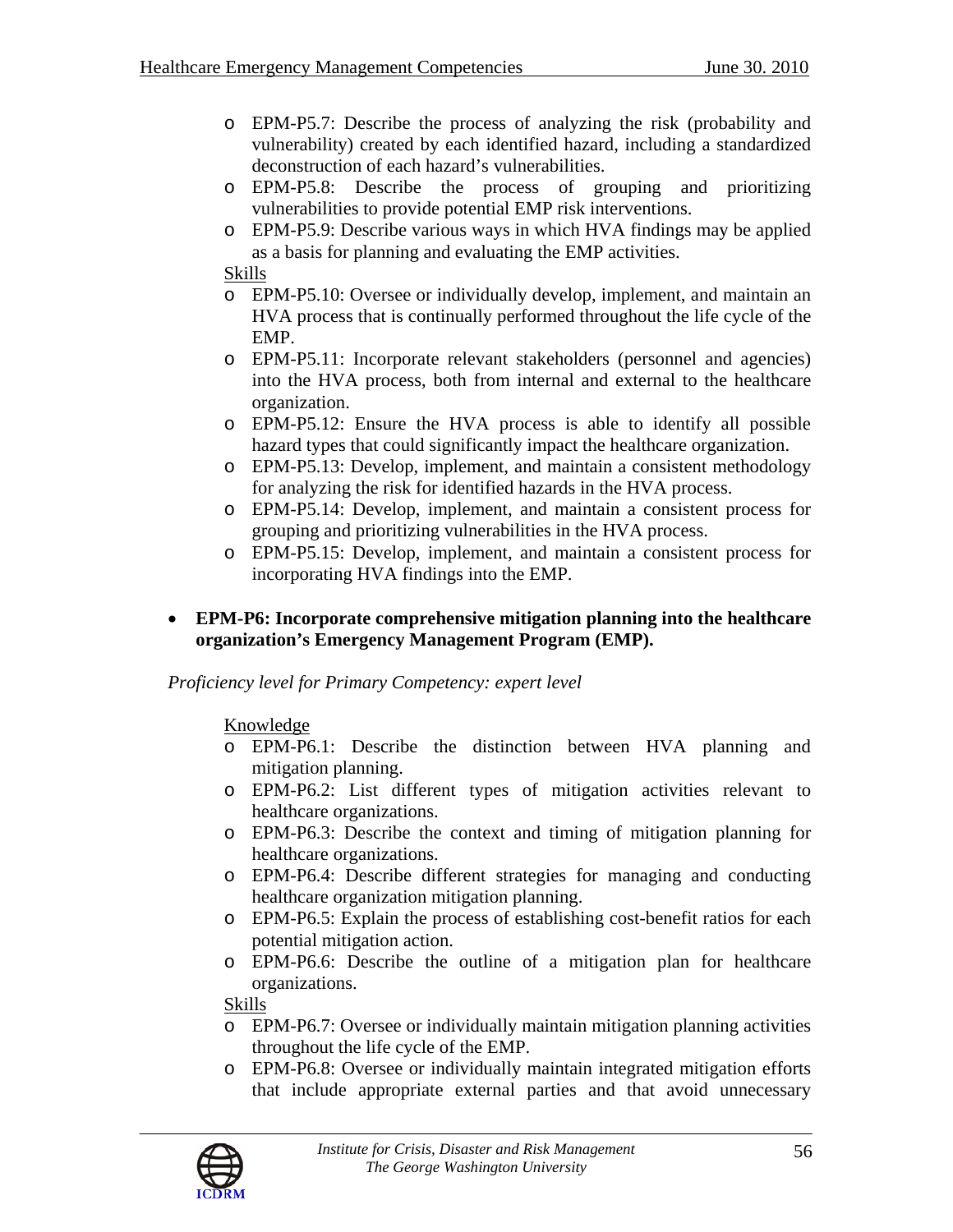- EPM-P5.7: Describe the process of analyzing the risk (probability and vulnerability) created by each identified hazard, including a standardized deconstruction of each hazard's vulnerabilities.
- EPM-P5.8: Describe the process of grouping and prioritizing vulnerabilities to provide potential EMP risk interventions.
- EPM-P5.9: Describe various ways in which HVA findings may be applied as a basis for planning and evaluating the EMP activities.

Skills

- EPM-P5.10: Oversee or individually develop, implement, and maintain an HVA process that is continually performed throughout the life cycle of the EMP.
- EPM-P5.11: Incorporate relevant stakeholders (personnel and agencies) into the HVA process, both from internal and external to the healthcare organization.
- EPM-P5.12: Ensure the HVA process is able to identify all possible hazard types that could significantly impact the healthcare organization.
- EPM-P5.13: Develop, implement, and maintain a consistent methodology for analyzing the risk for identified hazards in the HVA process.
- EPM-P5.14: Develop, implement, and maintain a consistent process for grouping and prioritizing vulnerabilities in the HVA process.
- EPM-P5.15: Develop, implement, and maintain a consistent process for incorporating HVA findings into the EMP.

- **EPM-P6: Incorporate comprehensive mitigation planning into the healthcare organization's Emergency Management Program (EMP).**

*Proficiency level for Primary Competency: expert level*

Knowledge

- EPM-P6.1: Describe the distinction between HVA planning and mitigation planning.
- EPM-P6.2: List different types of mitigation activities relevant to healthcare organizations.
- EPM-P6.3: Describe the context and timing of mitigation planning for healthcare organizations.
- EPM-P6.4: Describe different strategies for managing and conducting healthcare organization mitigation planning.
- EPM-P6.5: Explain the process of establishing cost-benefit ratios for each potential mitigation action.
- EPM-P6.6: Describe the outline of a mitigation plan for healthcare organizations.

Skills

- EPM-P6.7: Oversee or individually maintain mitigation planning activities throughout the life cycle of the EMP.
- EPM-P6.8: Oversee or individually maintain integrated mitigation efforts that include appropriate external parties and that avoid unnecessary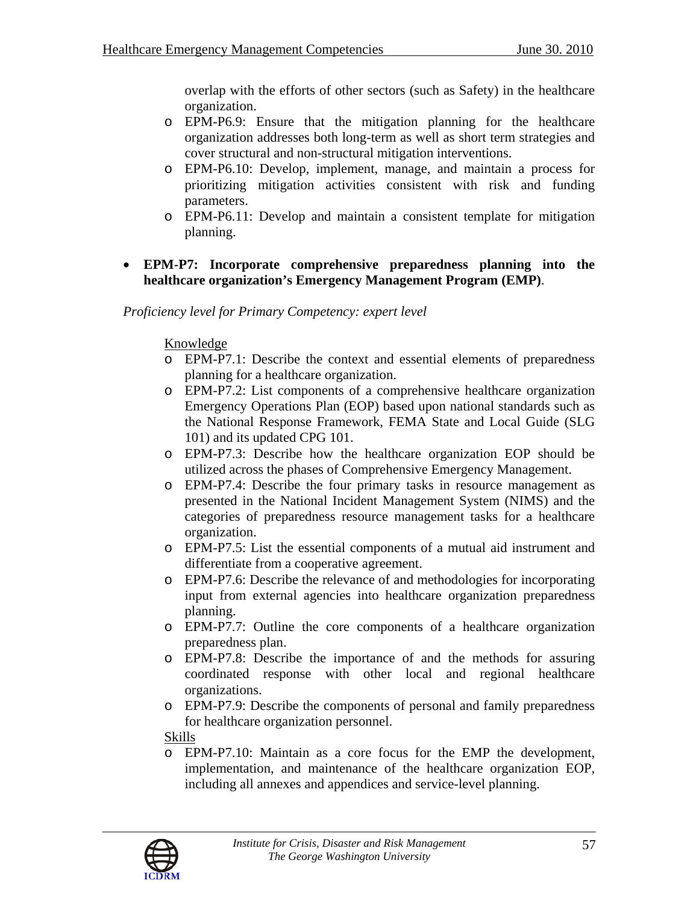overlap with the efforts of other sectors (such as Safety) in the healthcare organization.

- EPM-P6.9: Ensure that the mitigation planning for the healthcare organization addresses both long-term as well as short term strategies and cover structural and non-structural mitigation interventions.
- EPM-P6.10: Develop, implement, manage, and maintain a process for prioritizing mitigation activities consistent with risk and funding parameters.
- EPM-P6.11: Develop and maintain a consistent template for mitigation planning.

- **EPM-P7: Incorporate comprehensive preparedness planning into the healthcare organization's Emergency Management Program (EMP)**.

*Proficiency level for Primary Competency: expert level*

Knowledge

- EPM-P7.1: Describe the context and essential elements of preparedness planning for a healthcare organization.
- EPM-P7.2: List components of a comprehensive healthcare organization Emergency Operations Plan (EOP) based upon national standards such as the National Response Framework, FEMA State and Local Guide (SLG 101) and its updated CPG 101.
- EPM-P7.3: Describe how the healthcare organization EOP should be utilized across the phases of Comprehensive Emergency Management.
- EPM-P7.4: Describe the four primary tasks in resource management as presented in the National Incident Management System (NIMS) and the categories of preparedness resource management tasks for a healthcare organization.
- EPM-P7.5: List the essential components of a mutual aid instrument and differentiate from a cooperative agreement.
- EPM-P7.6: Describe the relevance of and methodologies for incorporating input from external agencies into healthcare organization preparedness planning.
- EPM-P7.7: Outline the core components of a healthcare organization preparedness plan.
- EPM-P7.8: Describe the importance of and the methods for assuring coordinated response with other local and regional healthcare organizations.
- EPM-P7.9: Describe the components of personal and family preparedness for healthcare organization personnel.

Skills

- EPM-P7.10: Maintain as a core focus for the EMP the development, implementation, and maintenance of the healthcare organization EOP, including all annexes and appendices and service-level planning.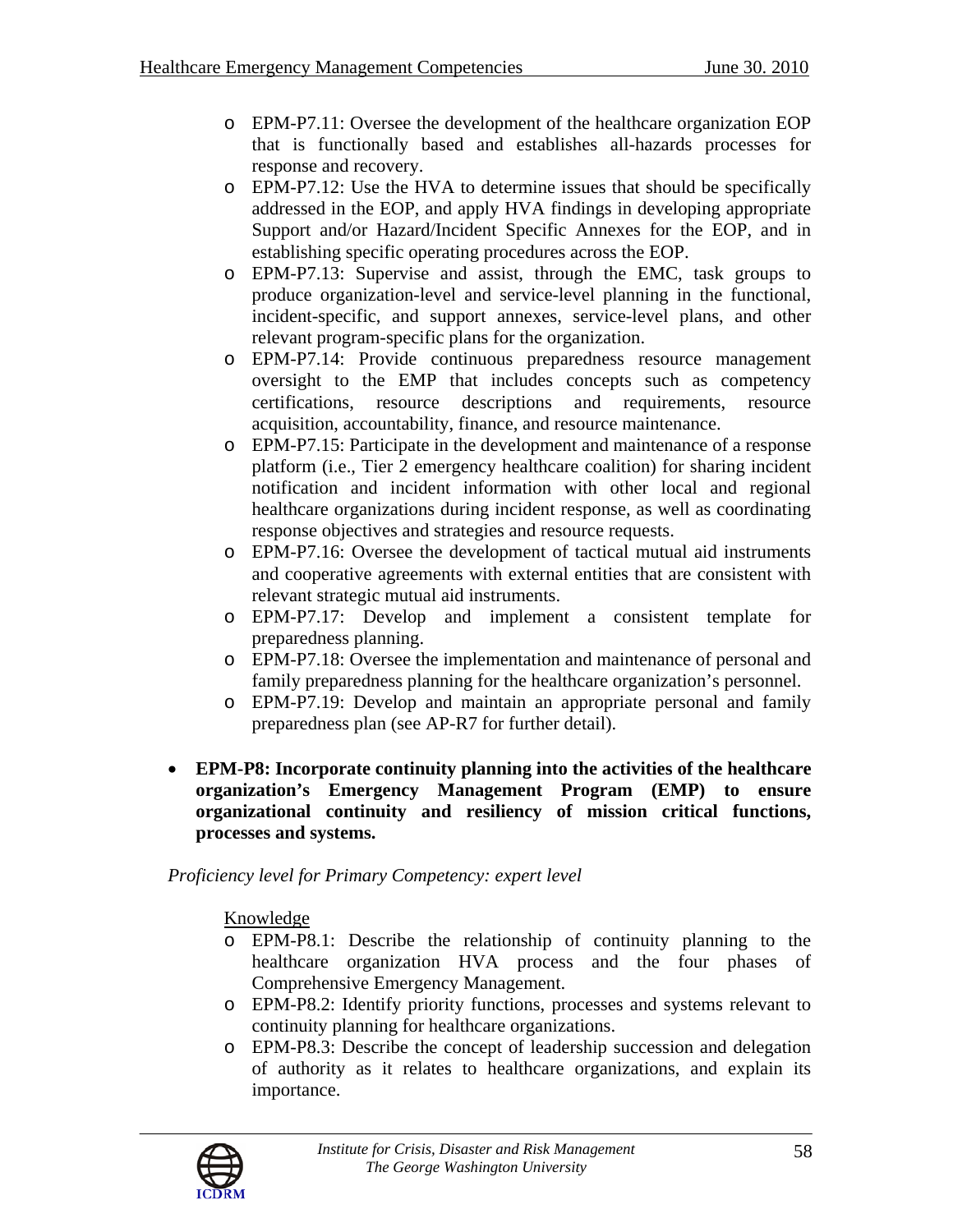- EPM-P7.11: Oversee the development of the healthcare organization EOP that is functionally based and establishes all-hazards processes for response and recovery.
- EPM-P7.12: Use the HVA to determine issues that should be specifically addressed in the EOP, and apply HVA findings in developing appropriate Support and/or Hazard/Incident Specific Annexes for the EOP, and in establishing specific operating procedures across the EOP.
- EPM-P7.13: Supervise and assist, through the EMC, task groups to produce organization-level and service-level planning in the functional, incident-specific, and support annexes, service-level plans, and other relevant program-specific plans for the organization.
- EPM-P7.14: Provide continuous preparedness resource management oversight to the EMP that includes concepts such as competency certifications, resource descriptions and requirements, resource acquisition, accountability, finance, and resource maintenance.
- EPM-P7.15: Participate in the development and maintenance of a response platform (i.e., Tier 2 emergency healthcare coalition) for sharing incident notification and incident information with other local and regional healthcare organizations during incident response, as well as coordinating response objectives and strategies and resource requests.
- EPM-P7.16: Oversee the development of tactical mutual aid instruments and cooperative agreements with external entities that are consistent with relevant strategic mutual aid instruments.
- EPM-P7.17: Develop and implement a consistent template for preparedness planning.
- EPM-P7.18: Oversee the implementation and maintenance of personal and family preparedness planning for the healthcare organization's personnel.
- EPM-P7.19: Develop and maintain an appropriate personal and family preparedness plan (see AP-R7 for further detail).

- **EPM-P8: Incorporate continuity planning into the activities of the healthcare organization's Emergency Management Program (EMP) to ensure organizational continuity and resiliency of mission critical functions, processes and systems.**

*Proficiency level for Primary Competency: expert level*

Knowledge

- EPM-P8.1: Describe the relationship of continuity planning to the healthcare organization HVA process and the four phases of Comprehensive Emergency Management.
- EPM-P8.2: Identify priority functions, processes and systems relevant to continuity planning for healthcare organizations.
- EPM-P8.3: Describe the concept of leadership succession and delegation of authority as it relates to healthcare organizations, and explain its importance.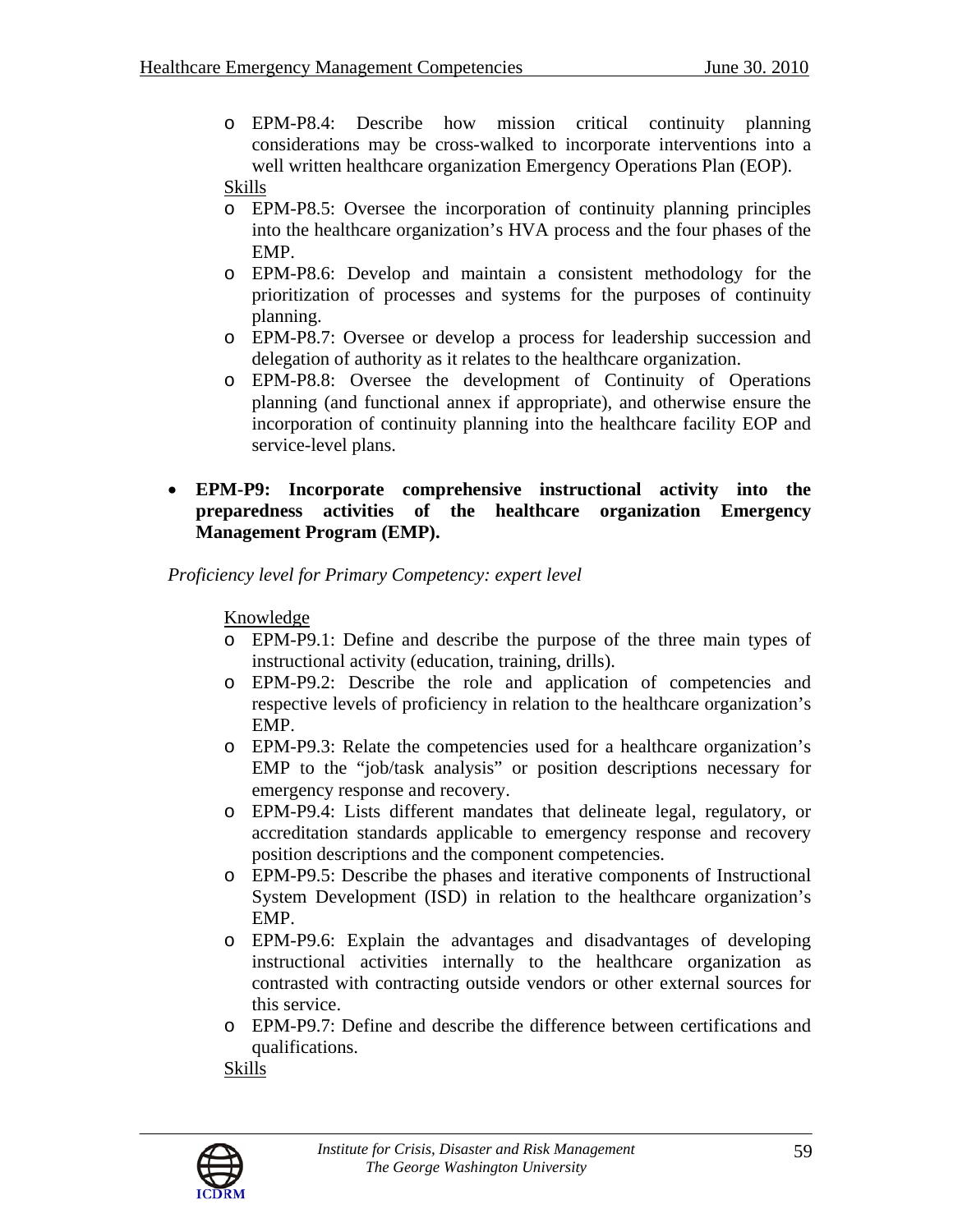- EPM-P8.4: Describe how mission critical continuity planning considerations may be cross-walked to incorporate interventions into a well written healthcare organization Emergency Operations Plan (EOP).

Skills

- EPM-P8.5: Oversee the incorporation of continuity planning principles into the healthcare organization's HVA process and the four phases of the EMP.
- EPM-P8.6: Develop and maintain a consistent methodology for the prioritization of processes and systems for the purposes of continuity planning.
- EPM-P8.7: Oversee or develop a process for leadership succession and delegation of authority as it relates to the healthcare organization.
- EPM-P8.8: Oversee the development of Continuity of Operations planning (and functional annex if appropriate), and otherwise ensure the incorporation of continuity planning into the healthcare facility EOP and service-level plans.

- **EPM-P9: Incorporate comprehensive instructional activity into the preparedness activities of the healthcare organization Emergency Management Program (EMP).**

*Proficiency level for Primary Competency: expert level*

Knowledge

- EPM-P9.1: Define and describe the purpose of the three main types of instructional activity (education, training, drills).
- EPM-P9.2: Describe the role and application of competencies and respective levels of proficiency in relation to the healthcare organization's EMP.
- EPM-P9.3: Relate the competencies used for a healthcare organization's EMP to the "job/task analysis" or position descriptions necessary for emergency response and recovery.
- EPM-P9.4: Lists different mandates that delineate legal, regulatory, or accreditation standards applicable to emergency response and recovery position descriptions and the component competencies.
- EPM-P9.5: Describe the phases and iterative components of Instructional System Development (ISD) in relation to the healthcare organization's EMP.
- EPM-P9.6: Explain the advantages and disadvantages of developing instructional activities internally to the healthcare organization as contrasted with contracting outside vendors or other external sources for this service.
- EPM-P9.7: Define and describe the difference between certifications and qualifications.

Skills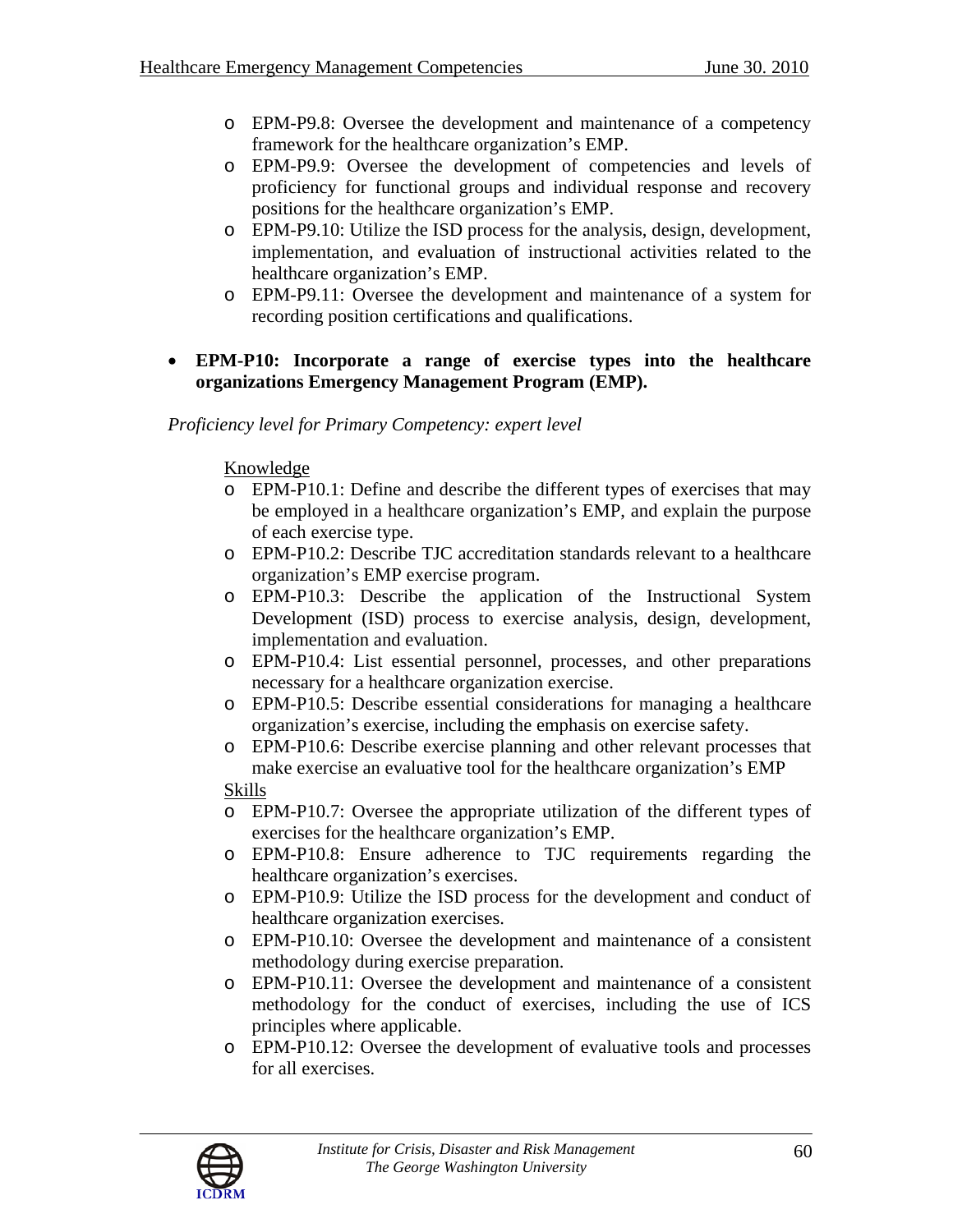- EPM-P9.8: Oversee the development and maintenance of a competency framework for the healthcare organization's EMP.
- EPM-P9.9: Oversee the development of competencies and levels of proficiency for functional groups and individual response and recovery positions for the healthcare organization's EMP.
- EPM-P9.10: Utilize the ISD process for the analysis, design, development, implementation, and evaluation of instructional activities related to the healthcare organization's EMP.
- EPM-P9.11: Oversee the development and maintenance of a system for recording position certifications and qualifications.

- **EPM-P10: Incorporate a range of exercise types into the healthcare organizations Emergency Management Program (EMP).**

*Proficiency level for Primary Competency: expert level*

Knowledge

- EPM-P10.1: Define and describe the different types of exercises that may be employed in a healthcare organization's EMP, and explain the purpose of each exercise type.
- EPM-P10.2: Describe TJC accreditation standards relevant to a healthcare organization's EMP exercise program.
- EPM-P10.3: Describe the application of the Instructional System Development (ISD) process to exercise analysis, design, development, implementation and evaluation.
- EPM-P10.4: List essential personnel, processes, and other preparations necessary for a healthcare organization exercise.
- EPM-P10.5: Describe essential considerations for managing a healthcare organization's exercise, including the emphasis on exercise safety.
- EPM-P10.6: Describe exercise planning and other relevant processes that make exercise an evaluative tool for the healthcare organization's EMP

Skills

- EPM-P10.7: Oversee the appropriate utilization of the different types of exercises for the healthcare organization's EMP.
- EPM-P10.8: Ensure adherence to TJC requirements regarding the healthcare organization's exercises.
- EPM-P10.9: Utilize the ISD process for the development and conduct of healthcare organization exercises.
- EPM-P10.10: Oversee the development and maintenance of a consistent methodology during exercise preparation.
- EPM-P10.11: Oversee the development and maintenance of a consistent methodology for the conduct of exercises, including the use of ICS principles where applicable.
- EPM-P10.12: Oversee the development of evaluative tools and processes for all exercises.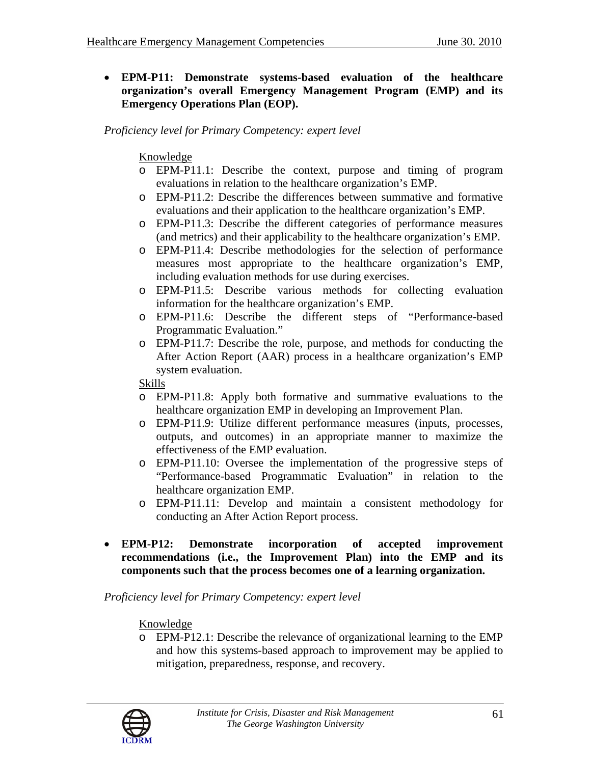- **EPM-P11: Demonstrate systems-based evaluation of the healthcare organization's overall Emergency Management Program (EMP) and its Emergency Operations Plan (EOP).**

*Proficiency level for Primary Competency: expert level*

Knowledge

- EPM-P11.1: Describe the context, purpose and timing of program evaluations in relation to the healthcare organization's EMP.
- EPM-P11.2: Describe the differences between summative and formative evaluations and their application to the healthcare organization's EMP.
- EPM-P11.3: Describe the different categories of performance measures (and metrics) and their applicability to the healthcare organization's EMP.
- EPM-P11.4: Describe methodologies for the selection of performance measures most appropriate to the healthcare organization's EMP, including evaluation methods for use during exercises.
- EPM-P11.5: Describe various methods for collecting evaluation information for the healthcare organization's EMP.
- EPM-P11.6: Describe the different steps of "Performance-based Programmatic Evaluation."
- EPM-P11.7: Describe the role, purpose, and methods for conducting the After Action Report (AAR) process in a healthcare organization's EMP system evaluation.

Skills

- EPM-P11.8: Apply both formative and summative evaluations to the healthcare organization EMP in developing an Improvement Plan.
- EPM-P11.9: Utilize different performance measures (inputs, processes, outputs, and outcomes) in an appropriate manner to maximize the effectiveness of the EMP evaluation.
- EPM-P11.10: Oversee the implementation of the progressive steps of "Performance-based Programmatic Evaluation" in relation to the healthcare organization EMP.
- EPM-P11.11: Develop and maintain a consistent methodology for conducting an After Action Report process.

- **EPM-P12: Demonstrate incorporation of accepted improvement recommendations (i.e., the Improvement Plan) into the EMP and its components such that the process becomes one of a learning organization.**

*Proficiency level for Primary Competency: expert level*

Knowledge

- EPM-P12.1: Describe the relevance of organizational learning to the EMP and how this systems-based approach to improvement may be applied to mitigation, preparedness, response, and recovery.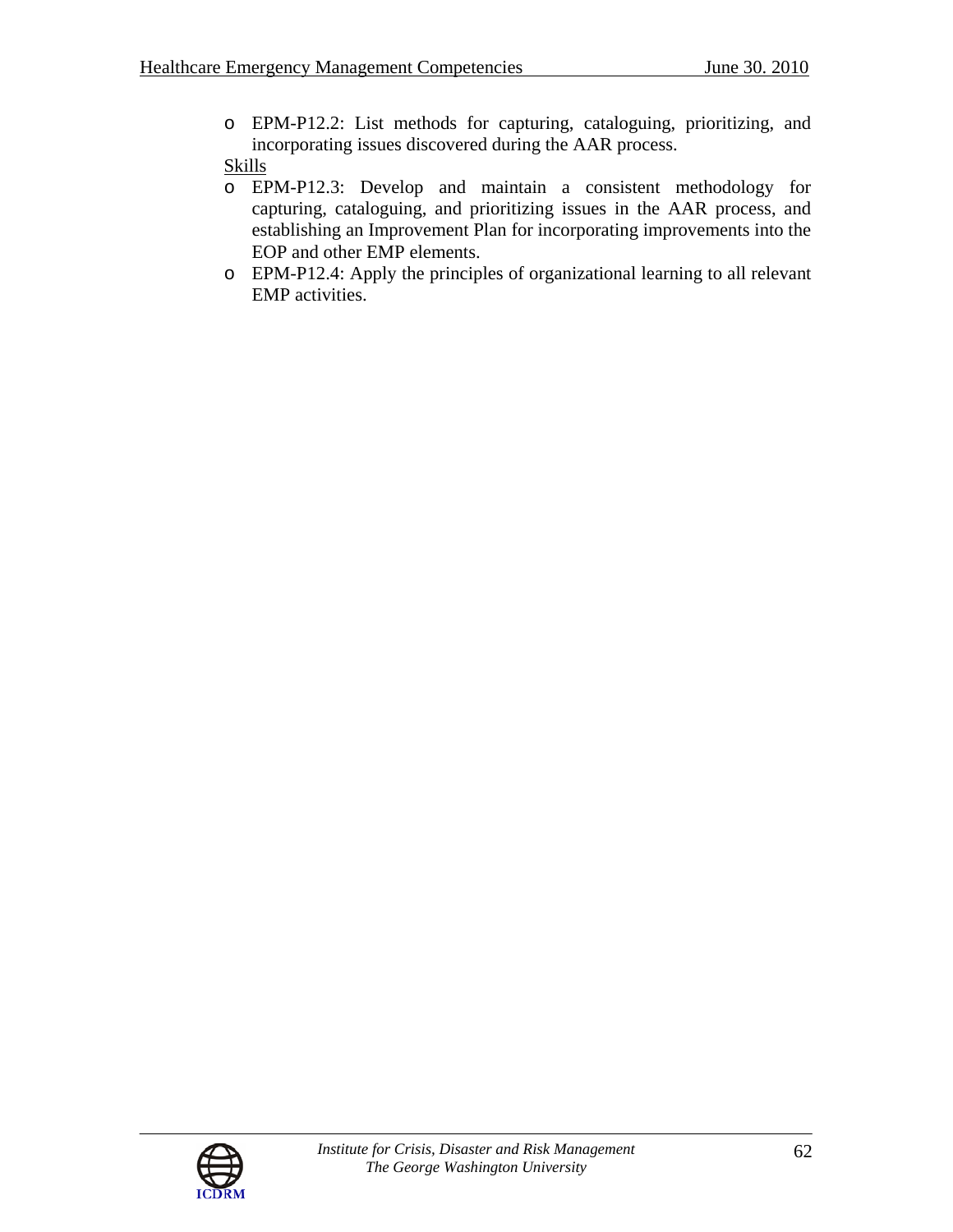- EPM-P12.2: List methods for capturing, cataloguing, prioritizing, and incorporating issues discovered during the AAR process.

Skills

- EPM-P12.3: Develop and maintain a consistent methodology for capturing, cataloguing, and prioritizing issues in the AAR process, and establishing an Improvement Plan for incorporating improvements into the EOP and other EMP elements.
- EPM-P12.4: Apply the principles of organizational learning to all relevant EMP activities.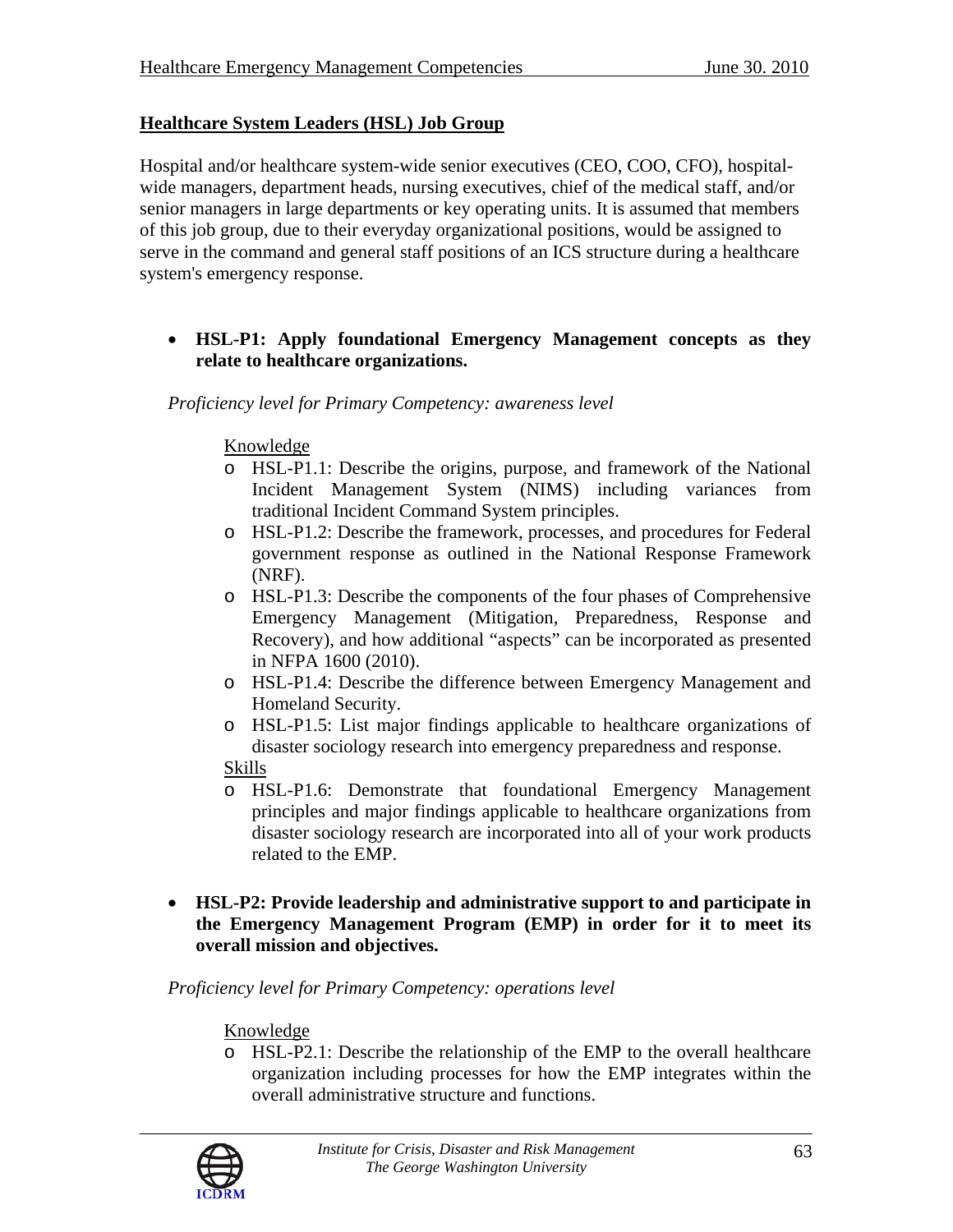## Healthcare System Leaders (HSL) Job Group

Hospital and/or healthcare system-wide senior executives (CEO, COO, CFO), hospital-wide managers, department heads, nursing executives, chief of the medical staff, and/or senior managers in large departments or key operating units. It is assumed that members of this job group, due to their everyday organizational positions, would be assigned to serve in the command and general staff positions of an ICS structure during a healthcare system's emergency response.

- **HSL-P1: Apply foundational Emergency Management concepts as they relate to healthcare organizations.**

  *Proficiency level for Primary Competency: awareness level*

  Knowledge
  - HSL-P1.1: Describe the origins, purpose, and framework of the National Incident Management System (NIMS) including variances from traditional Incident Command System principles.
  - HSL-P1.2: Describe the framework, processes, and procedures for Federal government response as outlined in the National Response Framework (NRF).
  - HSL-P1.3: Describe the components of the four phases of Comprehensive Emergency Management (Mitigation, Preparedness, Response and Recovery), and how additional "aspects" can be incorporated as presented in NFPA 1600 (2010).
  - HSL-P1.4: Describe the difference between Emergency Management and Homeland Security.
  - HSL-P1.5: List major findings applicable to healthcare organizations of disaster sociology research into emergency preparedness and response.

  Skills
  - HSL-P1.6: Demonstrate that foundational Emergency Management principles and major findings applicable to healthcare organizations from disaster sociology research are incorporated into all of your work products related to the EMP.

- **HSL-P2: Provide leadership and administrative support to and participate in the Emergency Management Program (EMP) in order for it to meet its overall mission and objectives.**

  *Proficiency level for Primary Competency: operations level*

  Knowledge
  - HSL-P2.1: Describe the relationship of the EMP to the overall healthcare organization including processes for how the EMP integrates within the overall administrative structure and functions.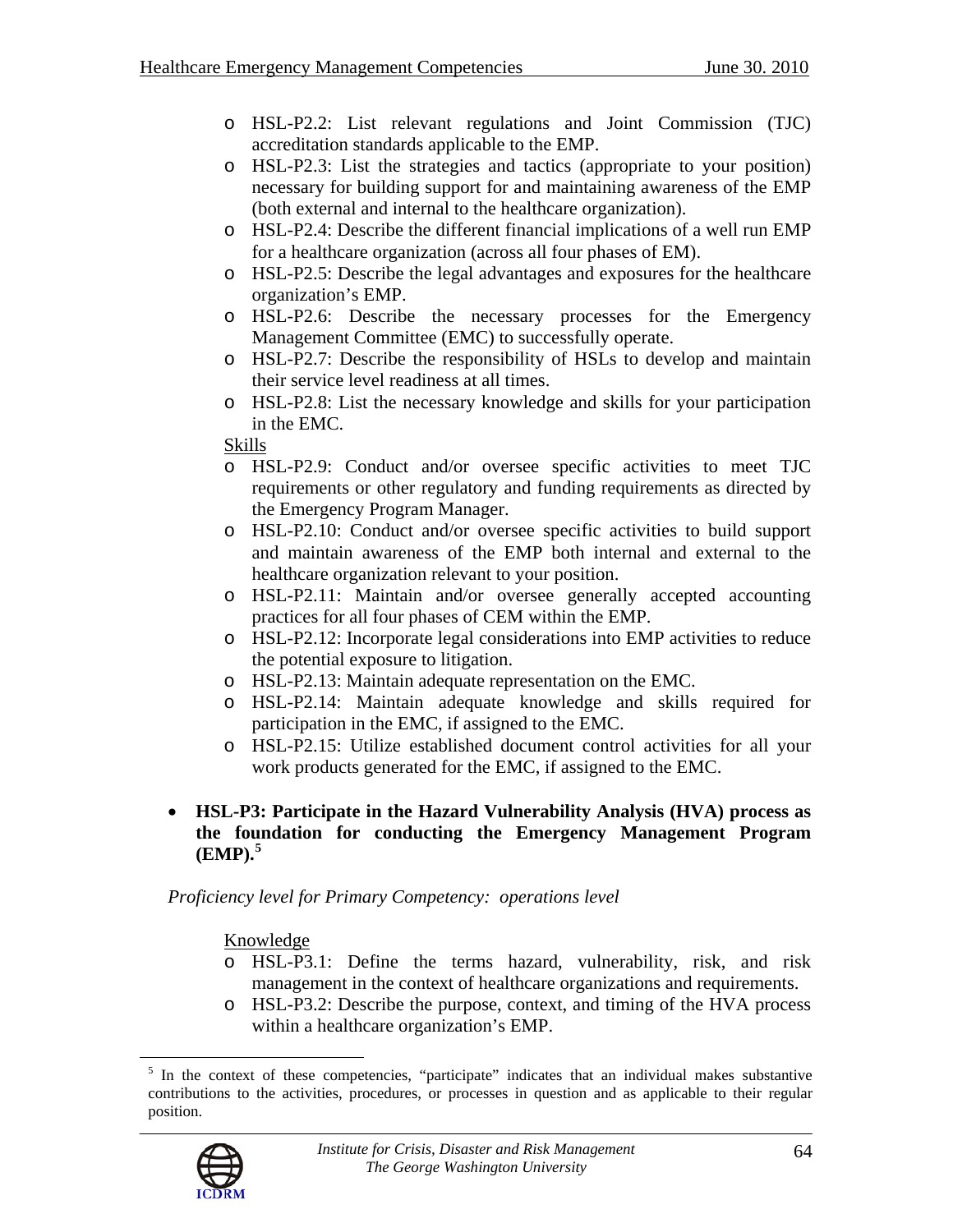- HSL-P2.2: List relevant regulations and Joint Commission (TJC) accreditation standards applicable to the EMP.
- HSL-P2.3: List the strategies and tactics (appropriate to your position) necessary for building support for and maintaining awareness of the EMP (both external and internal to the healthcare organization).
- HSL-P2.4: Describe the different financial implications of a well run EMP for a healthcare organization (across all four phases of EM).
- HSL-P2.5: Describe the legal advantages and exposures for the healthcare organization's EMP.
- HSL-P2.6: Describe the necessary processes for the Emergency Management Committee (EMC) to successfully operate.
- HSL-P2.7: Describe the responsibility of HSLs to develop and maintain their service level readiness at all times.
- HSL-P2.8: List the necessary knowledge and skills for your participation in the EMC.

Skills

- HSL-P2.9: Conduct and/or oversee specific activities to meet TJC requirements or other regulatory and funding requirements as directed by the Emergency Program Manager.
- HSL-P2.10: Conduct and/or oversee specific activities to build support and maintain awareness of the EMP both internal and external to the healthcare organization relevant to your position.
- HSL-P2.11: Maintain and/or oversee generally accepted accounting practices for all four phases of CEM within the EMP.
- HSL-P2.12: Incorporate legal considerations into EMP activities to reduce the potential exposure to litigation.
- HSL-P2.13: Maintain adequate representation on the EMC.
- HSL-P2.14: Maintain adequate knowledge and skills required for participation in the EMC, if assigned to the EMC.
- HSL-P2.15: Utilize established document control activities for all your work products generated for the EMC, if assigned to the EMC.

- **HSL-P3: Participate in the Hazard Vulnerability Analysis (HVA) process as the foundation for conducting the Emergency Management Program (EMP).[5]**

*Proficiency level for Primary Competency: operations level*

Knowledge

- HSL-P3.1: Define the terms hazard, vulnerability, risk, and risk management in the context of healthcare organizations and requirements.
- HSL-P3.2: Describe the purpose, context, and timing of the HVA process within a healthcare organization's EMP.

[5] In the context of these competencies, "participate" indicates that an individual makes substantive contributions to the activities, procedures, or processes in question and as applicable to their regular position.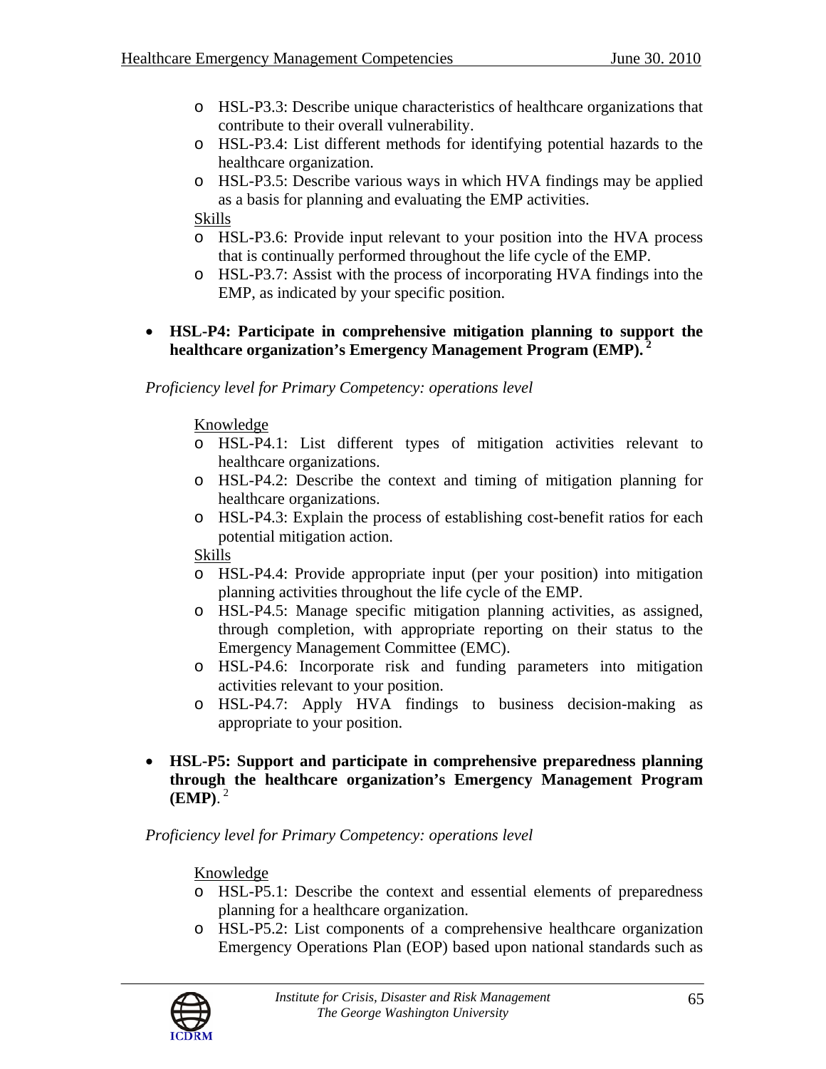- HSL-P3.3: Describe unique characteristics of healthcare organizations that contribute to their overall vulnerability.
- HSL-P3.4: List different methods for identifying potential hazards to the healthcare organization.
- HSL-P3.5: Describe various ways in which HVA findings may be applied as a basis for planning and evaluating the EMP activities.

Skills

- HSL-P3.6: Provide input relevant to your position into the HVA process that is continually performed throughout the life cycle of the EMP.
- HSL-P3.7: Assist with the process of incorporating HVA findings into the EMP, as indicated by your specific position.

- **HSL-P4: Participate in comprehensive mitigation planning to support the healthcare organization's Emergency Management Program (EMP).** [2]

*Proficiency level for Primary Competency: operations level*

Knowledge

- HSL-P4.1: List different types of mitigation activities relevant to healthcare organizations.
- HSL-P4.2: Describe the context and timing of mitigation planning for healthcare organizations.
- HSL-P4.3: Explain the process of establishing cost-benefit ratios for each potential mitigation action.

Skills

- HSL-P4.4: Provide appropriate input (per your position) into mitigation planning activities throughout the life cycle of the EMP.
- HSL-P4.5: Manage specific mitigation planning activities, as assigned, through completion, with appropriate reporting on their status to the Emergency Management Committee (EMC).
- HSL-P4.6: Incorporate risk and funding parameters into mitigation activities relevant to your position.
- HSL-P4.7: Apply HVA findings to business decision-making as appropriate to your position.

- **HSL-P5: Support and participate in comprehensive preparedness planning through the healthcare organization's Emergency Management Program (EMP)**. [2]

*Proficiency level for Primary Competency: operations level*

Knowledge

- HSL-P5.1: Describe the context and essential elements of preparedness planning for a healthcare organization.
- HSL-P5.2: List components of a comprehensive healthcare organization Emergency Operations Plan (EOP) based upon national standards such as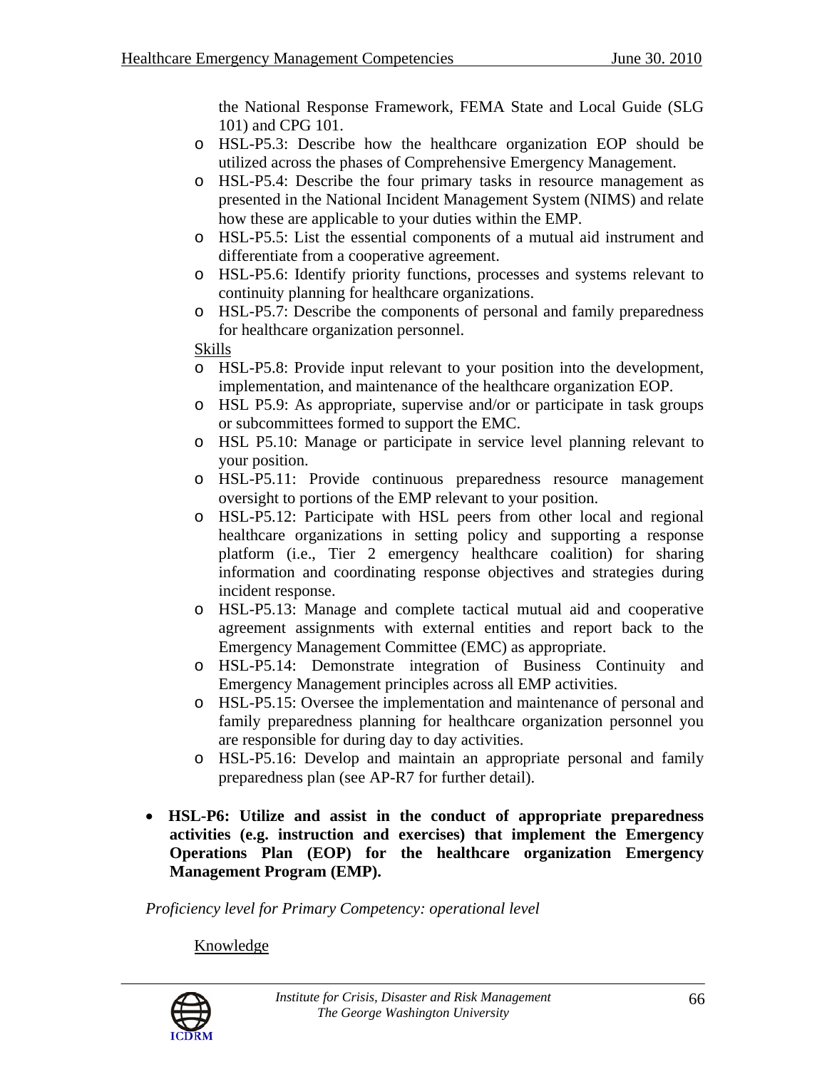the National Response Framework, FEMA State and Local Guide (SLG 101) and CPG 101.

- HSL-P5.3: Describe how the healthcare organization EOP should be utilized across the phases of Comprehensive Emergency Management.
- HSL-P5.4: Describe the four primary tasks in resource management as presented in the National Incident Management System (NIMS) and relate how these are applicable to your duties within the EMP.
- HSL-P5.5: List the essential components of a mutual aid instrument and differentiate from a cooperative agreement.
- HSL-P5.6: Identify priority functions, processes and systems relevant to continuity planning for healthcare organizations.
- HSL-P5.7: Describe the components of personal and family preparedness for healthcare organization personnel.

Skills

- HSL-P5.8: Provide input relevant to your position into the development, implementation, and maintenance of the healthcare organization EOP.
- HSL P5.9: As appropriate, supervise and/or or participate in task groups or subcommittees formed to support the EMC.
- HSL P5.10: Manage or participate in service level planning relevant to your position.
- HSL-P5.11: Provide continuous preparedness resource management oversight to portions of the EMP relevant to your position.
- HSL-P5.12: Participate with HSL peers from other local and regional healthcare organizations in setting policy and supporting a response platform (i.e., Tier 2 emergency healthcare coalition) for sharing information and coordinating response objectives and strategies during incident response.
- HSL-P5.13: Manage and complete tactical mutual aid and cooperative agreement assignments with external entities and report back to the Emergency Management Committee (EMC) as appropriate.
- HSL-P5.14: Demonstrate integration of Business Continuity and Emergency Management principles across all EMP activities.
- HSL-P5.15: Oversee the implementation and maintenance of personal and family preparedness planning for healthcare organization personnel you are responsible for during day to day activities.
- HSL-P5.16: Develop and maintain an appropriate personal and family preparedness plan (see AP-R7 for further detail).

- **HSL-P6: Utilize and assist in the conduct of appropriate preparedness activities (e.g. instruction and exercises) that implement the Emergency Operations Plan (EOP) for the healthcare organization Emergency Management Program (EMP).**

*Proficiency level for Primary Competency: operational level*

Knowledge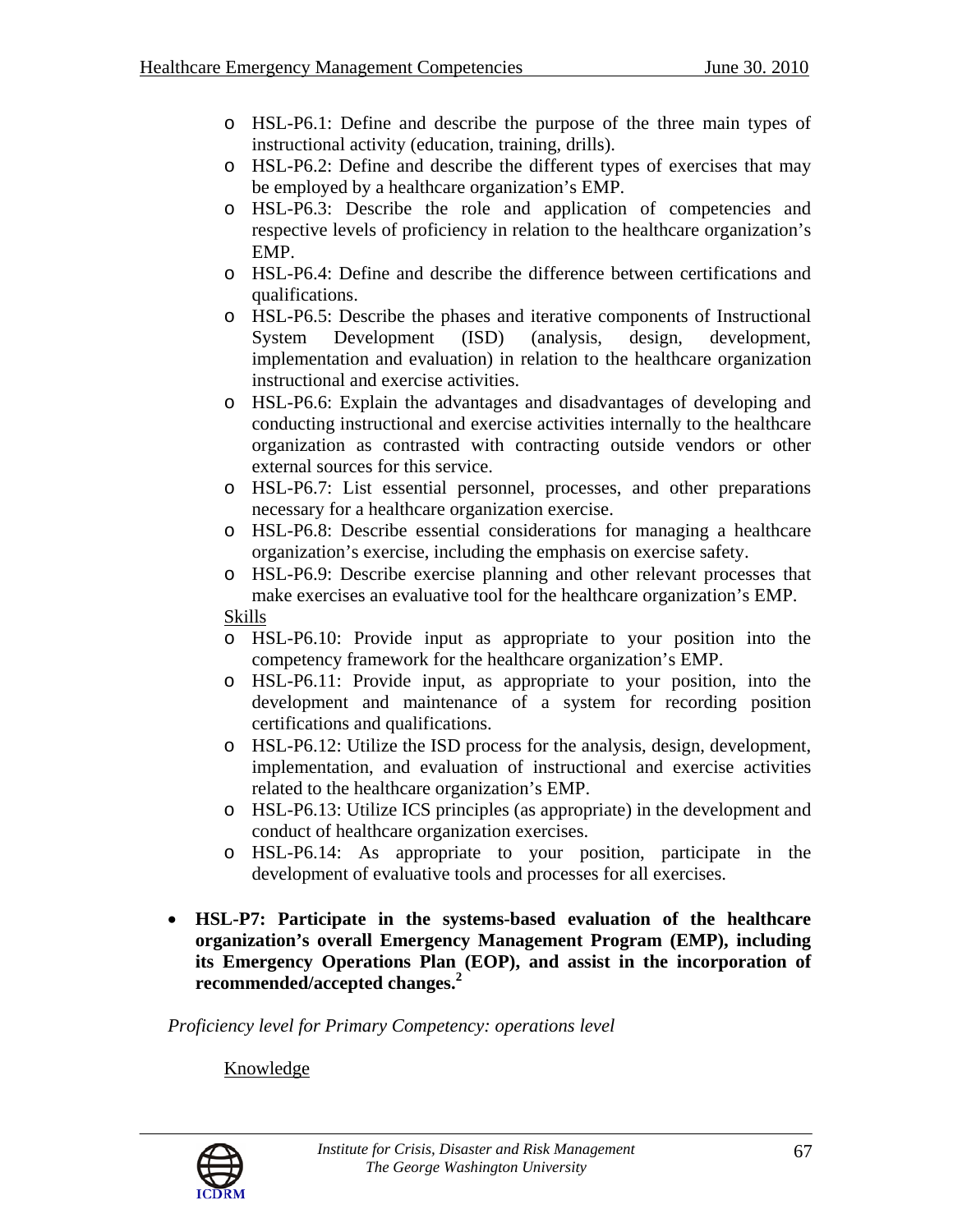- HSL-P6.1: Define and describe the purpose of the three main types of instructional activity (education, training, drills).
- HSL-P6.2: Define and describe the different types of exercises that may be employed by a healthcare organization's EMP.
- HSL-P6.3: Describe the role and application of competencies and respective levels of proficiency in relation to the healthcare organization's EMP.
- HSL-P6.4: Define and describe the difference between certifications and qualifications.
- HSL-P6.5: Describe the phases and iterative components of Instructional System Development (ISD) (analysis, design, development, implementation and evaluation) in relation to the healthcare organization instructional and exercise activities.
- HSL-P6.6: Explain the advantages and disadvantages of developing and conducting instructional and exercise activities internally to the healthcare organization as contrasted with contracting outside vendors or other external sources for this service.
- HSL-P6.7: List essential personnel, processes, and other preparations necessary for a healthcare organization exercise.
- HSL-P6.8: Describe essential considerations for managing a healthcare organization's exercise, including the emphasis on exercise safety.
- HSL-P6.9: Describe exercise planning and other relevant processes that make exercises an evaluative tool for the healthcare organization's EMP.

Skills

- HSL-P6.10: Provide input as appropriate to your position into the competency framework for the healthcare organization's EMP.
- HSL-P6.11: Provide input, as appropriate to your position, into the development and maintenance of a system for recording position certifications and qualifications.
- HSL-P6.12: Utilize the ISD process for the analysis, design, development, implementation, and evaluation of instructional and exercise activities related to the healthcare organization's EMP.
- HSL-P6.13: Utilize ICS principles (as appropriate) in the development and conduct of healthcare organization exercises.
- HSL-P6.14: As appropriate to your position, participate in the development of evaluative tools and processes for all exercises.

- **HSL-P7: Participate in the systems-based evaluation of the healthcare organization's overall Emergency Management Program (EMP), including its Emergency Operations Plan (EOP), and assist in the incorporation of recommended/accepted changes.**[2]

*Proficiency level for Primary Competency: operations level*

Knowledge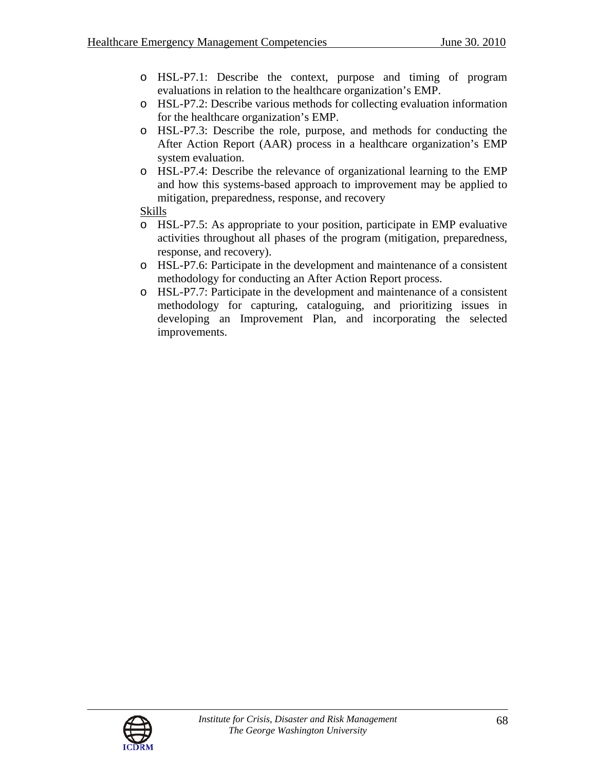- HSL-P7.1: Describe the context, purpose and timing of program evaluations in relation to the healthcare organization's EMP.
- HSL-P7.2: Describe various methods for collecting evaluation information for the healthcare organization's EMP.
- HSL-P7.3: Describe the role, purpose, and methods for conducting the After Action Report (AAR) process in a healthcare organization's EMP system evaluation.
- HSL-P7.4: Describe the relevance of organizational learning to the EMP and how this systems-based approach to improvement may be applied to mitigation, preparedness, response, and recovery

Skills

- HSL-P7.5: As appropriate to your position, participate in EMP evaluative activities throughout all phases of the program (mitigation, preparedness, response, and recovery).
- HSL-P7.6: Participate in the development and maintenance of a consistent methodology for conducting an After Action Report process.
- HSL-P7.7: Participate in the development and maintenance of a consistent methodology for capturing, cataloguing, and prioritizing issues in developing an Improvement Plan, and incorporating the selected improvements.